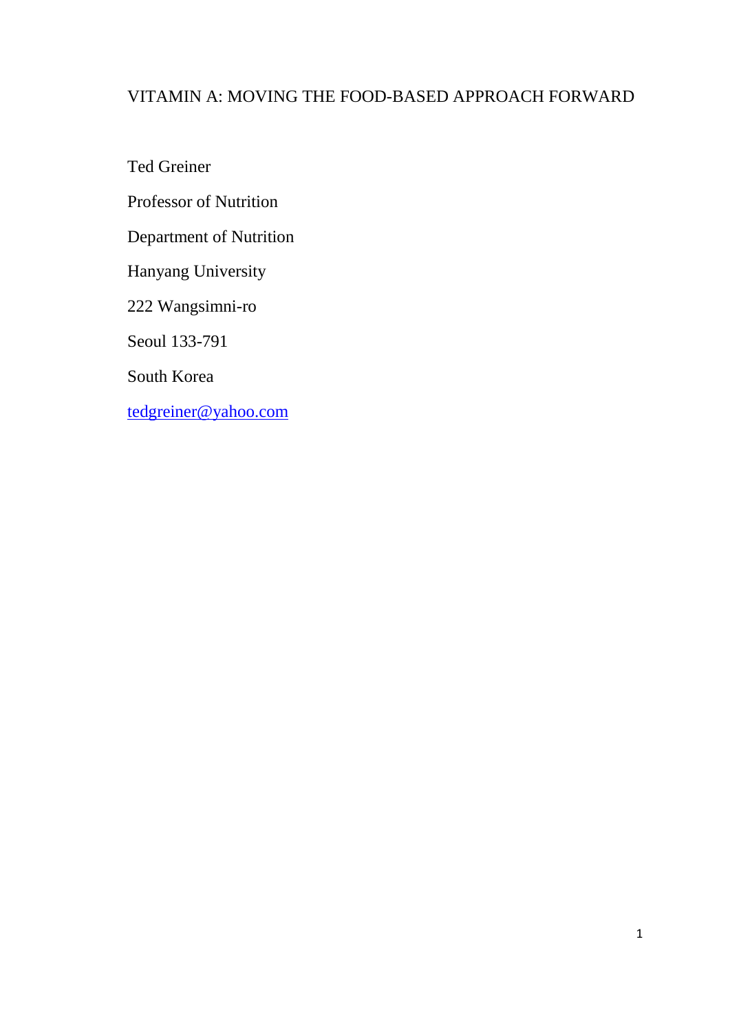# VITAMIN A: MOVING THE FOOD-BASED APPROACH FORWARD

Ted Greiner

Professor of Nutrition

Department of Nutrition

Hanyang University

222 Wangsimni-ro

Seoul 133-791

South Korea

tedgreiner@yahoo.com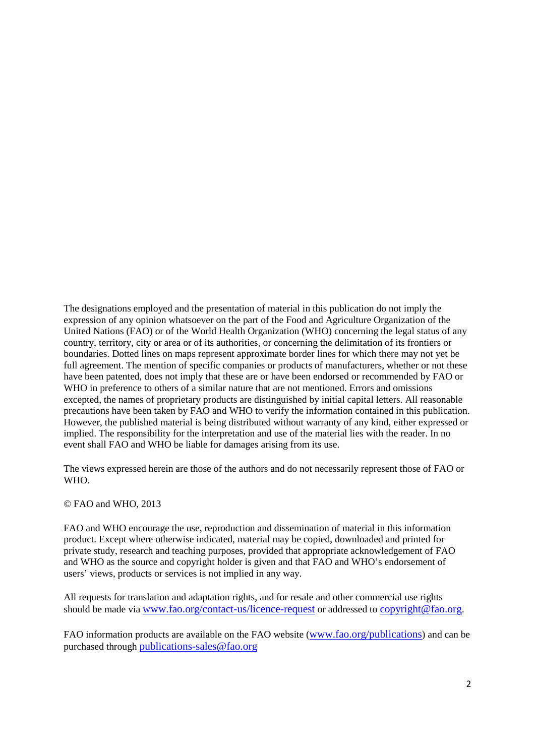The designations employed and the presentation of material in this publication do not imply the expression of any opinion whatsoever on the part of the Food and Agriculture Organization of the United Nations (FAO) or of the World Health Organization (WHO) concerning the legal status of any country, territory, city or area or of its authorities, or concerning the delimitation of its frontiers or boundaries. Dotted lines on maps represent approximate border lines for which there may not yet be full agreement. The mention of specific companies or products of manufacturers, whether or not these have been patented, does not imply that these are or have been endorsed or recommended by FAO or WHO in preference to others of a similar nature that are not mentioned. Errors and omissions excepted, the names of proprietary products are distinguished by initial capital letters. All reasonable precautions have been taken by FAO and WHO to verify the information contained in this publication. However, the published material is being distributed without warranty of any kind, either expressed or implied. The responsibility for the interpretation and use of the material lies with the reader. In no event shall FAO and WHO be liable for damages arising from its use.

The views expressed herein are those of the authors and do not necessarily represent those of FAO or WHO.

© FAO and WHO, 2013

FAO and WHO encourage the use, reproduction and dissemination of material in this information product. Except where otherwise indicated, material may be copied, downloaded and printed for private study, research and teaching purposes, provided that appropriate acknowledgement of FAO and WHO as the source and copyright holder is given and that FAO and WHO's endorsement of users' views, products or services is not implied in any way.

All requests for translation and adaptation rights, and for resale and other commercial use rights should be made via www.fao.org/contact-us/licence-request or addressed to copyright@fao.org.

FAO information products are available on the FAO website (www.fao.org/publications) and can be purchased through publications-sales@fao.org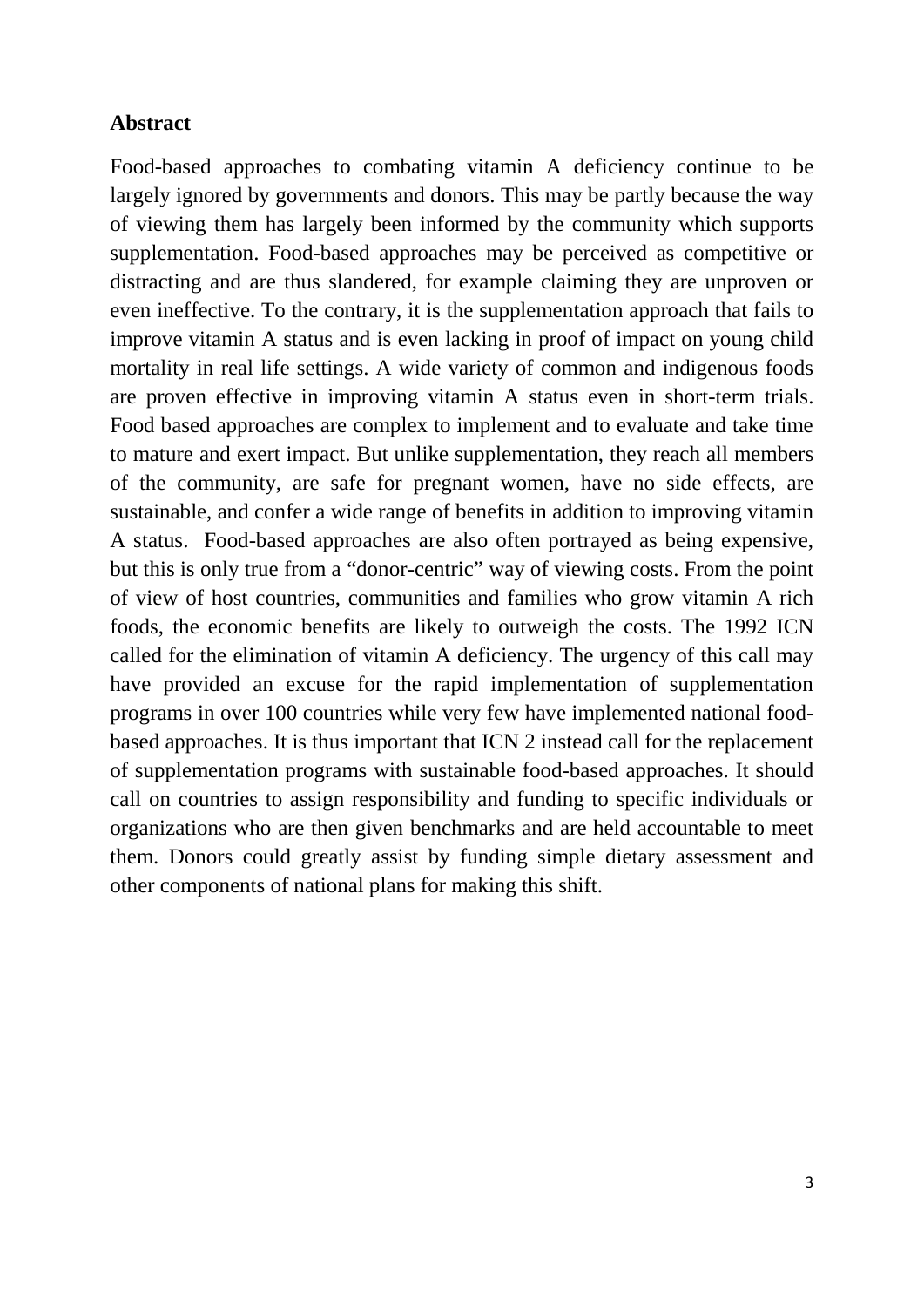**Abstract**

Food-based approaches to combating vitamin A deficiency continue to be largely ignored by governments and donors. This may be partly because the way of viewing them has largely been informed by the community which supports supplementation. Food-based approaches may be perceived as competitive or distracting and are thus slandered, for example claiming they are unproven or even ineffective. To the contrary, it is the supplementation approach that fails to improve vitamin A status and is even lacking in proof of impact on young child mortality in real life settings. A wide variety of common and indigenous foods are proven effective in improving vitamin A status even in short-term trials. Food based approaches are complex to implement and to evaluate and take time to mature and exert impact. But unlike supplementation, they reach all members of the community, are safe for pregnant women, have no side effects, are sustainable, and confer a wide range of benefits in addition to improving vitamin A status. Food-based approaches are also often portrayed as being expensive, but this is only true from a "donor-centric" way of viewing costs. From the point of view of host countries, communities and families who grow vitamin A rich foods, the economic benefits are likely to outweigh the costs. The 1992 ICN called for the elimination of vitamin A deficiency. The urgency of this call may have provided an excuse for the rapid implementation of supplementation programs in over 100 countries while very few have implemented national food-based approaches. It is thus important that ICN 2 instead call for the replacement of supplementation programs with sustainable food-based approaches. It should call on countries to assign responsibility and funding to specific individuals or organizations who are then given benchmarks and are held accountable to meet them. Donors could greatly assist by funding simple dietary assessment and other components of national plans for making this shift.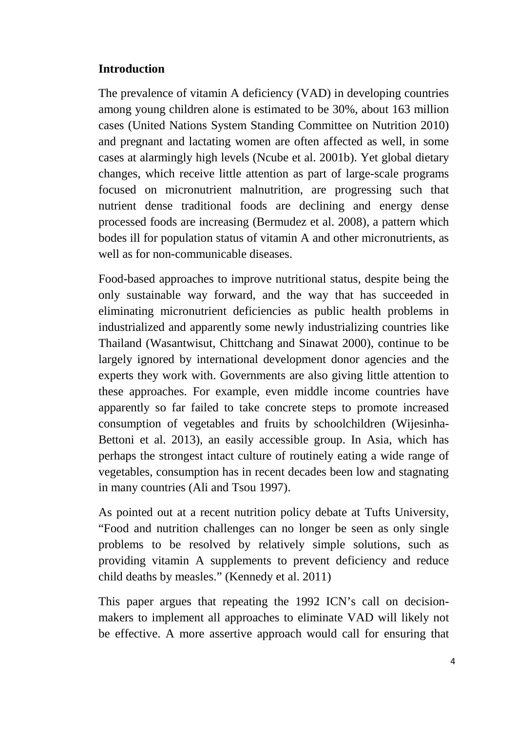## Introduction

The prevalence of vitamin A deficiency (VAD) in developing countries among young children alone is estimated to be 30%, about 163 million cases (United Nations System Standing Committee on Nutrition 2010) and pregnant and lactating women are often affected as well, in some cases at alarmingly high levels (Ncube et al. 2001b). Yet global dietary changes, which receive little attention as part of large-scale programs focused on micronutrient malnutrition, are progressing such that nutrient dense traditional foods are declining and energy dense processed foods are increasing (Bermudez et al. 2008), a pattern which bodes ill for population status of vitamin A and other micronutrients, as well as for non-communicable diseases.

Food-based approaches to improve nutritional status, despite being the only sustainable way forward, and the way that has succeeded in eliminating micronutrient deficiencies as public health problems in industrialized and apparently some newly industrializing countries like Thailand (Wasantwisut, Chittchang and Sinawat 2000), continue to be largely ignored by international development donor agencies and the experts they work with. Governments are also giving little attention to these approaches. For example, even middle income countries have apparently so far failed to take concrete steps to promote increased consumption of vegetables and fruits by schoolchildren (Wijesinha-Bettoni et al. 2013), an easily accessible group. In Asia, which has perhaps the strongest intact culture of routinely eating a wide range of vegetables, consumption has in recent decades been low and stagnating in many countries (Ali and Tsou 1997).

As pointed out at a recent nutrition policy debate at Tufts University, "Food and nutrition challenges can no longer be seen as only single problems to be resolved by relatively simple solutions, such as providing vitamin A supplements to prevent deficiency and reduce child deaths by measles." (Kennedy et al. 2011)

This paper argues that repeating the 1992 ICN's call on decision-makers to implement all approaches to eliminate VAD will likely not be effective. A more assertive approach would call for ensuring that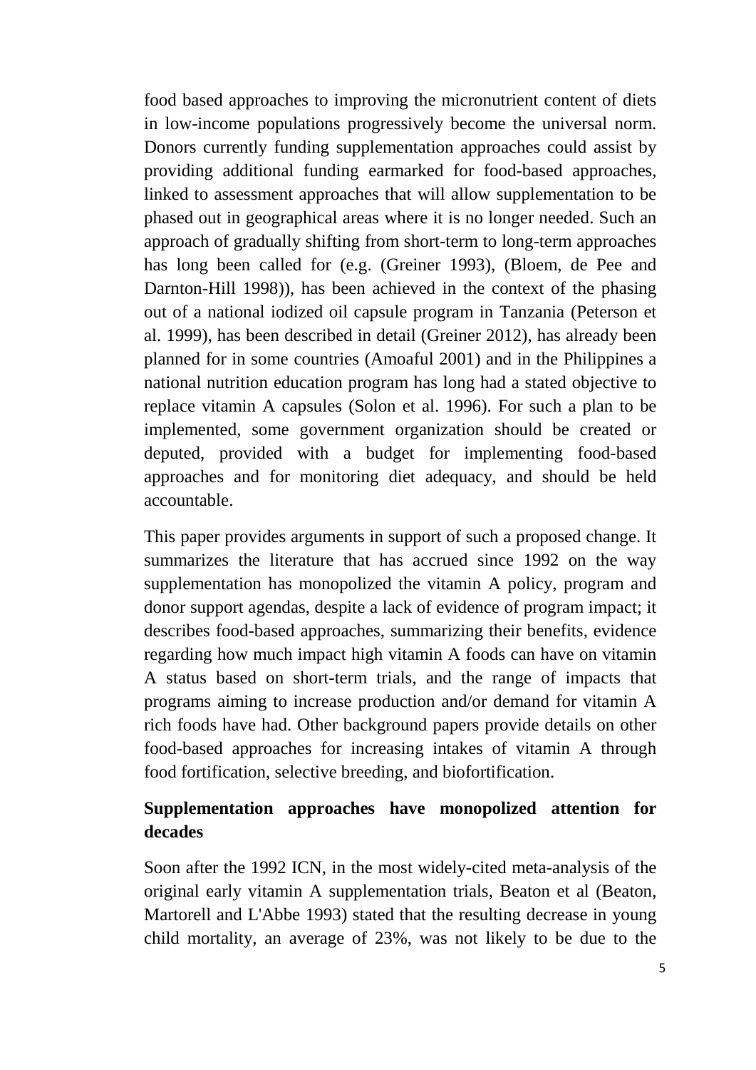food based approaches to improving the micronutrient content of diets in low-income populations progressively become the universal norm. Donors currently funding supplementation approaches could assist by providing additional funding earmarked for food-based approaches, linked to assessment approaches that will allow supplementation to be phased out in geographical areas where it is no longer needed. Such an approach of gradually shifting from short-term to long-term approaches has long been called for (e.g. (Greiner 1993), (Bloem, de Pee and Darnton-Hill 1998)), has been achieved in the context of the phasing out of a national iodized oil capsule program in Tanzania (Peterson et al. 1999), has been described in detail (Greiner 2012), has already been planned for in some countries (Amoaful 2001) and in the Philippines a national nutrition education program has long had a stated objective to replace vitamin A capsules (Solon et al. 1996). For such a plan to be implemented, some government organization should be created or deputed, provided with a budget for implementing food-based approaches and for monitoring diet adequacy, and should be held accountable.

This paper provides arguments in support of such a proposed change. It summarizes the literature that has accrued since 1992 on the way supplementation has monopolized the vitamin A policy, program and donor support agendas, despite a lack of evidence of program impact; it describes food-based approaches, summarizing their benefits, evidence regarding how much impact high vitamin A foods can have on vitamin A status based on short-term trials, and the range of impacts that programs aiming to increase production and/or demand for vitamin A rich foods have had. Other background papers provide details on other food-based approaches for increasing intakes of vitamin A through food fortification, selective breeding, and biofortification.

## Supplementation approaches have monopolized attention for decades

Soon after the 1992 ICN, in the most widely-cited meta-analysis of the original early vitamin A supplementation trials, Beaton et al (Beaton, Martorell and L'Abbe 1993) stated that the resulting decrease in young child mortality, an average of 23%, was not likely to be due to the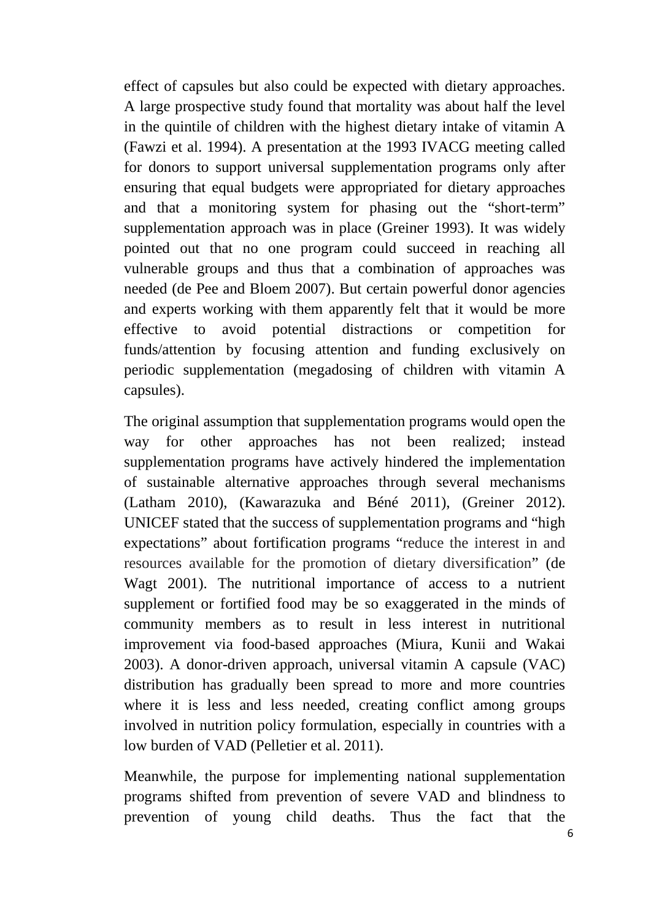effect of capsules but also could be expected with dietary approaches. A large prospective study found that mortality was about half the level in the quintile of children with the highest dietary intake of vitamin A (Fawzi et al. 1994). A presentation at the 1993 IVACG meeting called for donors to support universal supplementation programs only after ensuring that equal budgets were appropriated for dietary approaches and that a monitoring system for phasing out the "short-term" supplementation approach was in place (Greiner 1993). It was widely pointed out that no one program could succeed in reaching all vulnerable groups and thus that a combination of approaches was needed (de Pee and Bloem 2007). But certain powerful donor agencies and experts working with them apparently felt that it would be more effective to avoid potential distractions or competition for funds/attention by focusing attention and funding exclusively on periodic supplementation (megadosing of children with vitamin A capsules).

The original assumption that supplementation programs would open the way for other approaches has not been realized; instead supplementation programs have actively hindered the implementation of sustainable alternative approaches through several mechanisms (Latham 2010), (Kawarazuka and Béné 2011), (Greiner 2012). UNICEF stated that the success of supplementation programs and "high expectations" about fortification programs "reduce the interest in and resources available for the promotion of dietary diversification" (de Wagt 2001). The nutritional importance of access to a nutrient supplement or fortified food may be so exaggerated in the minds of community members as to result in less interest in nutritional improvement via food-based approaches (Miura, Kunii and Wakai 2003). A donor-driven approach, universal vitamin A capsule (VAC) distribution has gradually been spread to more and more countries where it is less and less needed, creating conflict among groups involved in nutrition policy formulation, especially in countries with a low burden of VAD (Pelletier et al. 2011).

Meanwhile, the purpose for implementing national supplementation programs shifted from prevention of severe VAD and blindness to prevention of young child deaths. Thus the fact that the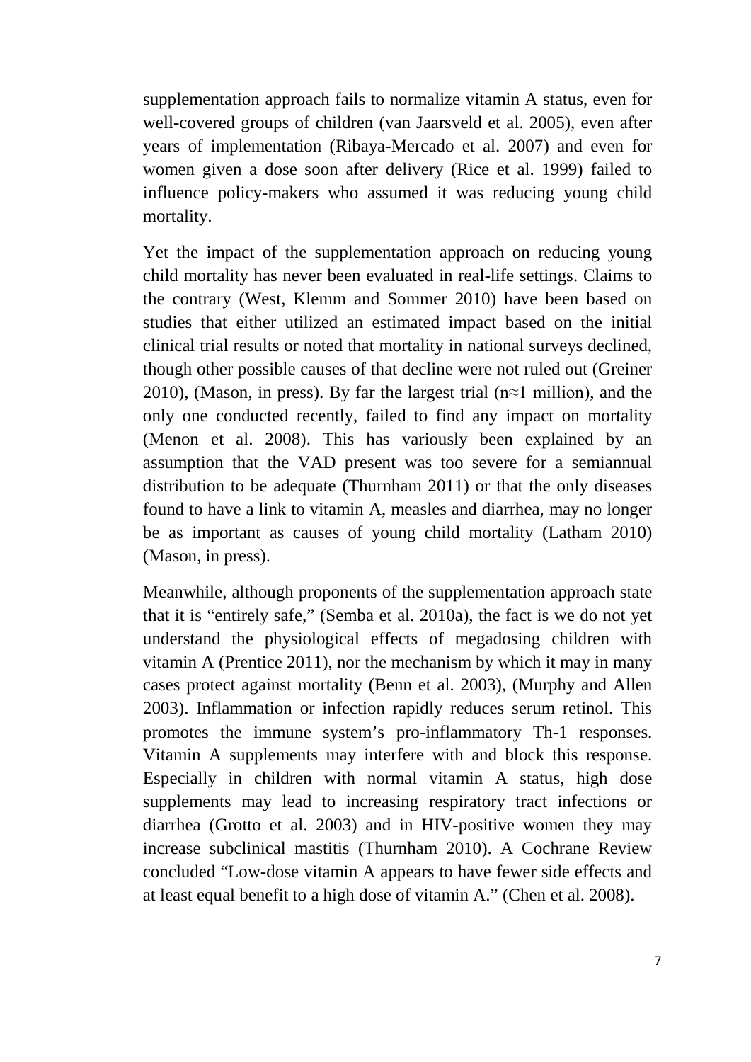supplementation approach fails to normalize vitamin A status, even for well-covered groups of children (van Jaarsveld et al. 2005), even after years of implementation (Ribaya-Mercado et al. 2007) and even for women given a dose soon after delivery (Rice et al. 1999) failed to influence policy-makers who assumed it was reducing young child mortality.

Yet the impact of the supplementation approach on reducing young child mortality has never been evaluated in real-life settings. Claims to the contrary (West, Klemm and Sommer 2010) have been based on studies that either utilized an estimated impact based on the initial clinical trial results or noted that mortality in national surveys declined, though other possible causes of that decline were not ruled out (Greiner 2010), (Mason, in press). By far the largest trial (n≈1 million), and the only one conducted recently, failed to find any impact on mortality (Menon et al. 2008). This has variously been explained by an assumption that the VAD present was too severe for a semiannual distribution to be adequate (Thurnham 2011) or that the only diseases found to have a link to vitamin A, measles and diarrhea, may no longer be as important as causes of young child mortality (Latham 2010) (Mason, in press).

Meanwhile, although proponents of the supplementation approach state that it is "entirely safe," (Semba et al. 2010a), the fact is we do not yet understand the physiological effects of megadosing children with vitamin A (Prentice 2011), nor the mechanism by which it may in many cases protect against mortality (Benn et al. 2003), (Murphy and Allen 2003). Inflammation or infection rapidly reduces serum retinol. This promotes the immune system's pro-inflammatory Th-1 responses. Vitamin A supplements may interfere with and block this response. Especially in children with normal vitamin A status, high dose supplements may lead to increasing respiratory tract infections or diarrhea (Grotto et al. 2003) and in HIV-positive women they may increase subclinical mastitis (Thurnham 2010). A Cochrane Review concluded "Low-dose vitamin A appears to have fewer side effects and at least equal benefit to a high dose of vitamin A." (Chen et al. 2008).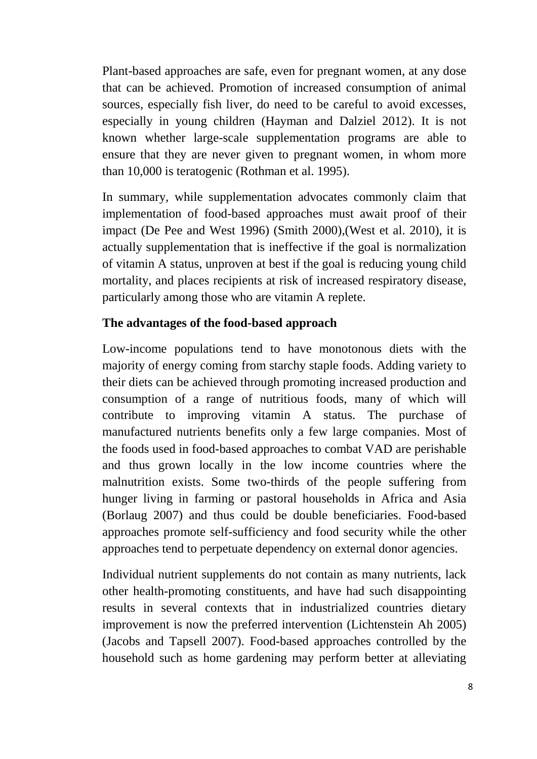Plant-based approaches are safe, even for pregnant women, at any dose that can be achieved. Promotion of increased consumption of animal sources, especially fish liver, do need to be careful to avoid excesses, especially in young children (Hayman and Dalziel 2012). It is not known whether large-scale supplementation programs are able to ensure that they are never given to pregnant women, in whom more than 10,000 is teratogenic (Rothman et al. 1995).

In summary, while supplementation advocates commonly claim that implementation of food-based approaches must await proof of their impact (De Pee and West 1996) (Smith 2000),(West et al. 2010), it is actually supplementation that is ineffective if the goal is normalization of vitamin A status, unproven at best if the goal is reducing young child mortality, and places recipients at risk of increased respiratory disease, particularly among those who are vitamin A replete.

**The advantages of the food-based approach**

Low-income populations tend to have monotonous diets with the majority of energy coming from starchy staple foods. Adding variety to their diets can be achieved through promoting increased production and consumption of a range of nutritious foods, many of which will contribute to improving vitamin A status. The purchase of manufactured nutrients benefits only a few large companies. Most of the foods used in food-based approaches to combat VAD are perishable and thus grown locally in the low income countries where the malnutrition exists. Some two-thirds of the people suffering from hunger living in farming or pastoral households in Africa and Asia (Borlaug 2007) and thus could be double beneficiaries. Food-based approaches promote self-sufficiency and food security while the other approaches tend to perpetuate dependency on external donor agencies.

Individual nutrient supplements do not contain as many nutrients, lack other health-promoting constituents, and have had such disappointing results in several contexts that in industrialized countries dietary improvement is now the preferred intervention (Lichtenstein Ah 2005) (Jacobs and Tapsell 2007). Food-based approaches controlled by the household such as home gardening may perform better at alleviating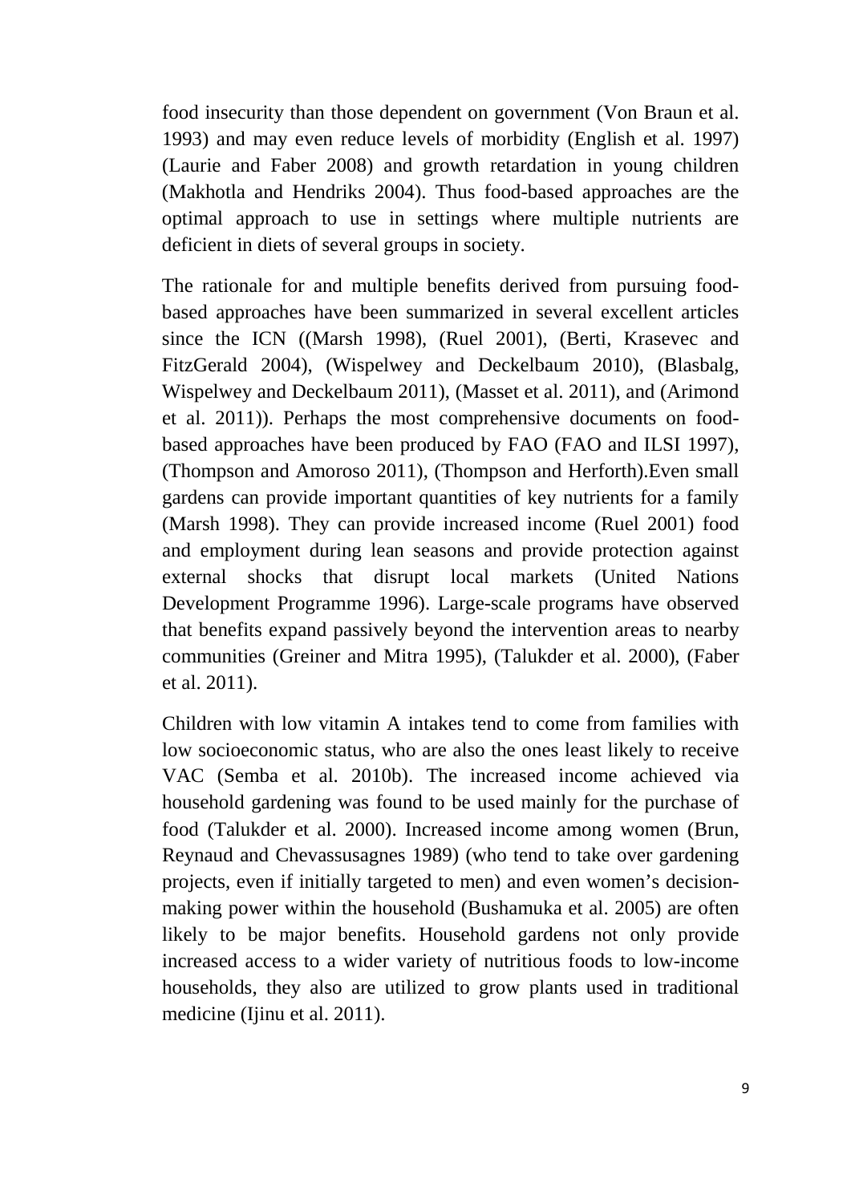food insecurity than those dependent on government (Von Braun et al. 1993) and may even reduce levels of morbidity (English et al. 1997) (Laurie and Faber 2008) and growth retardation in young children (Makhotla and Hendriks 2004). Thus food-based approaches are the optimal approach to use in settings where multiple nutrients are deficient in diets of several groups in society.

The rationale for and multiple benefits derived from pursuing food-based approaches have been summarized in several excellent articles since the ICN ((Marsh 1998), (Ruel 2001), (Berti, Krasevec and FitzGerald 2004), (Wispelwey and Deckelbaum 2010), (Blasbalg, Wispelwey and Deckelbaum 2011), (Masset et al. 2011), and (Arimond et al. 2011)). Perhaps the most comprehensive documents on food-based approaches have been produced by FAO (FAO and ILSI 1997), (Thompson and Amoroso 2011), (Thompson and Herforth).Even small gardens can provide important quantities of key nutrients for a family (Marsh 1998). They can provide increased income (Ruel 2001) food and employment during lean seasons and provide protection against external shocks that disrupt local markets (United Nations Development Programme 1996). Large-scale programs have observed that benefits expand passively beyond the intervention areas to nearby communities (Greiner and Mitra 1995), (Talukder et al. 2000), (Faber et al. 2011).

Children with low vitamin A intakes tend to come from families with low socioeconomic status, who are also the ones least likely to receive VAC (Semba et al. 2010b). The increased income achieved via household gardening was found to be used mainly for the purchase of food (Talukder et al. 2000). Increased income among women (Brun, Reynaud and Chevassusagnes 1989) (who tend to take over gardening projects, even if initially targeted to men) and even women's decision-making power within the household (Bushamuka et al. 2005) are often likely to be major benefits. Household gardens not only provide increased access to a wider variety of nutritious foods to low-income households, they also are utilized to grow plants used in traditional medicine (Ijinu et al. 2011).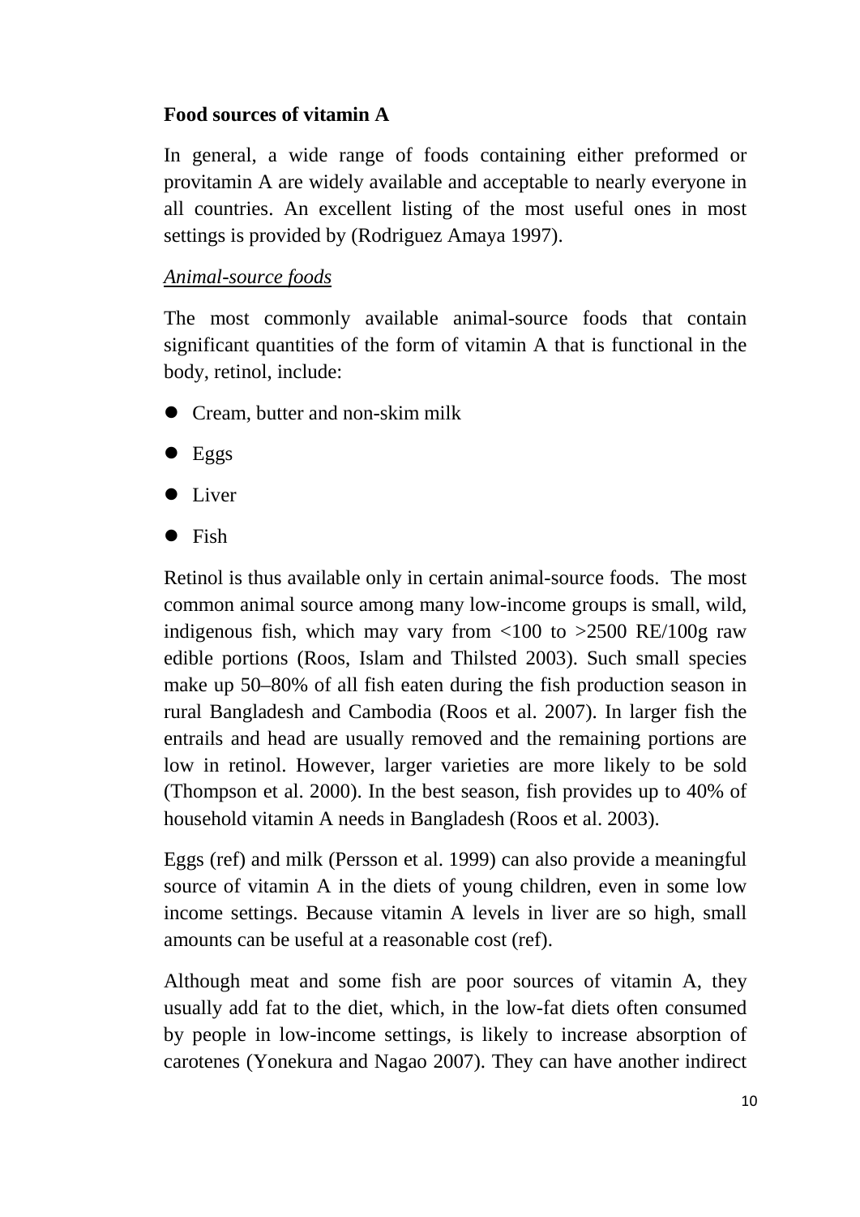**Food sources of vitamin A**

In general, a wide range of foods containing either preformed or provitamin A are widely available and acceptable to nearly everyone in all countries. An excellent listing of the most useful ones in most settings is provided by (Rodriguez Amaya 1997).

*Animal-source foods*

The most commonly available animal-source foods that contain significant quantities of the form of vitamin A that is functional in the body, retinol, include:

- Cream, butter and non-skim milk
- Eggs
- Liver
- Fish

Retinol is thus available only in certain animal-source foods. The most common animal source among many low-income groups is small, wild, indigenous fish, which may vary from <100 to >2500 RE/100g raw edible portions (Roos, Islam and Thilsted 2003). Such small species make up 50–80% of all fish eaten during the fish production season in rural Bangladesh and Cambodia (Roos et al. 2007). In larger fish the entrails and head are usually removed and the remaining portions are low in retinol. However, larger varieties are more likely to be sold (Thompson et al. 2000). In the best season, fish provides up to 40% of household vitamin A needs in Bangladesh (Roos et al. 2003).

Eggs (ref) and milk (Persson et al. 1999) can also provide a meaningful source of vitamin A in the diets of young children, even in some low income settings. Because vitamin A levels in liver are so high, small amounts can be useful at a reasonable cost (ref).

Although meat and some fish are poor sources of vitamin A, they usually add fat to the diet, which, in the low-fat diets often consumed by people in low-income settings, is likely to increase absorption of carotenes (Yonekura and Nagao 2007). They can have another indirect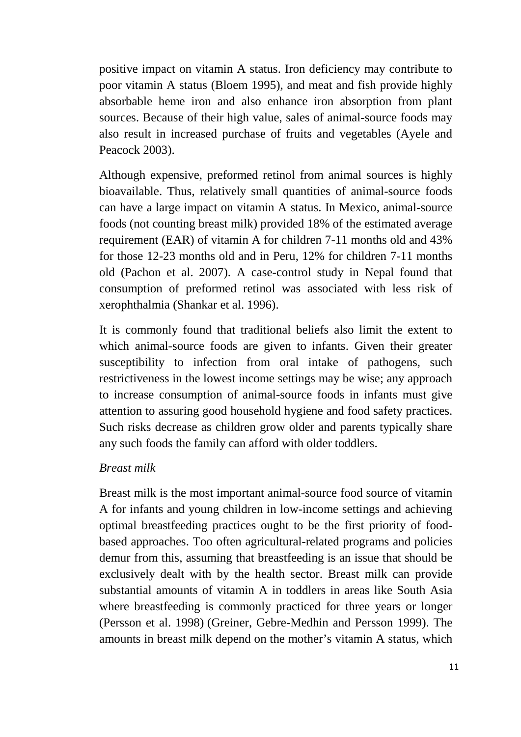positive impact on vitamin A status. Iron deficiency may contribute to poor vitamin A status (Bloem 1995), and meat and fish provide highly absorbable heme iron and also enhance iron absorption from plant sources. Because of their high value, sales of animal-source foods may also result in increased purchase of fruits and vegetables (Ayele and Peacock 2003).

Although expensive, preformed retinol from animal sources is highly bioavailable. Thus, relatively small quantities of animal-source foods can have a large impact on vitamin A status. In Mexico, animal-source foods (not counting breast milk) provided 18% of the estimated average requirement (EAR) of vitamin A for children 7-11 months old and 43% for those 12-23 months old and in Peru, 12% for children 7-11 months old (Pachon et al. 2007). A case-control study in Nepal found that consumption of preformed retinol was associated with less risk of xerophthalmia (Shankar et al. 1996).

It is commonly found that traditional beliefs also limit the extent to which animal-source foods are given to infants. Given their greater susceptibility to infection from oral intake of pathogens, such restrictiveness in the lowest income settings may be wise; any approach to increase consumption of animal-source foods in infants must give attention to assuring good household hygiene and food safety practices. Such risks decrease as children grow older and parents typically share any such foods the family can afford with older toddlers.

*Breast milk*

Breast milk is the most important animal-source food source of vitamin A for infants and young children in low-income settings and achieving optimal breastfeeding practices ought to be the first priority of food-based approaches. Too often agricultural-related programs and policies demur from this, assuming that breastfeeding is an issue that should be exclusively dealt with by the health sector. Breast milk can provide substantial amounts of vitamin A in toddlers in areas like South Asia where breastfeeding is commonly practiced for three years or longer (Persson et al. 1998) (Greiner, Gebre-Medhin and Persson 1999). The amounts in breast milk depend on the mother's vitamin A status, which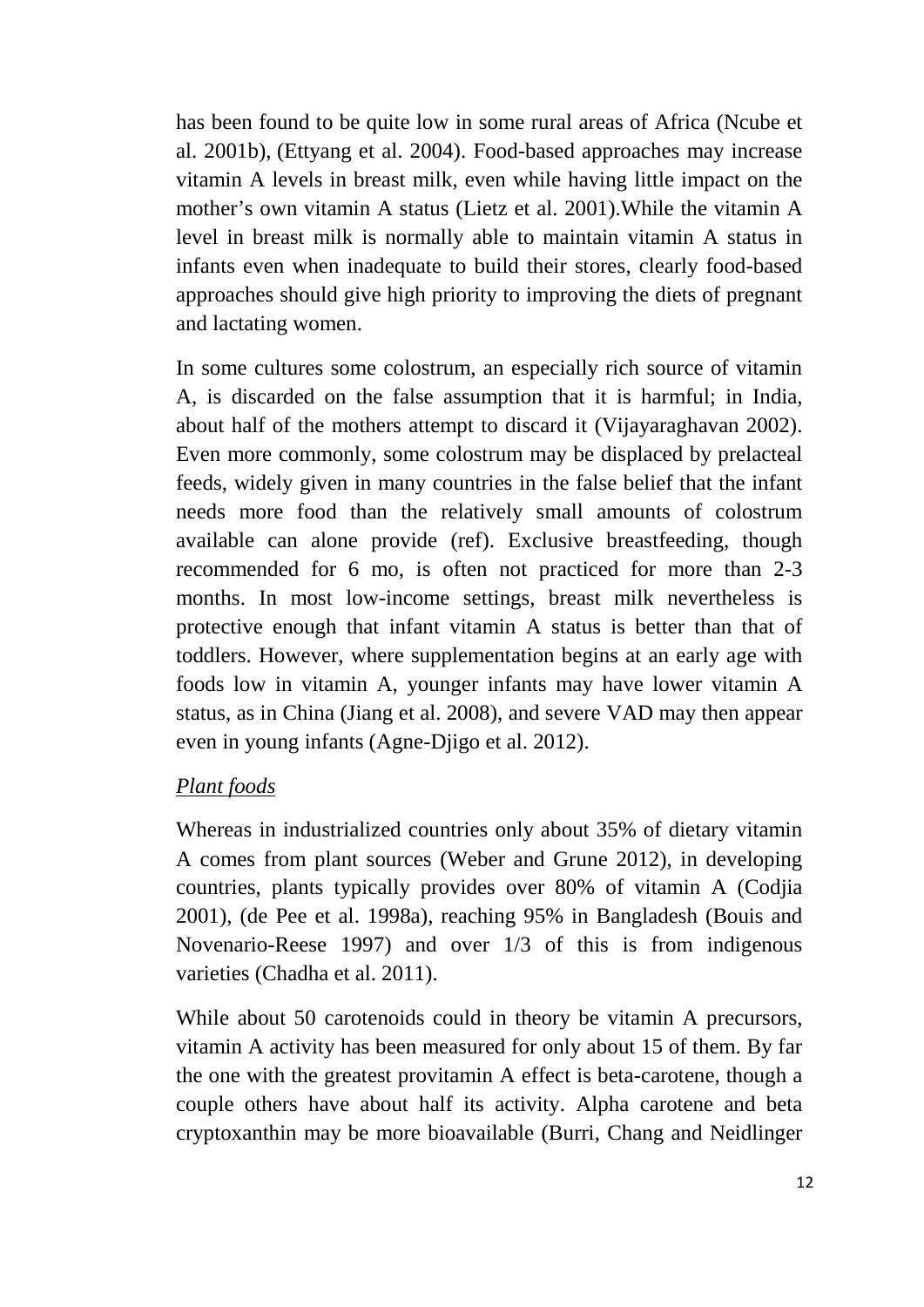has been found to be quite low in some rural areas of Africa (Ncube et al. 2001b), (Ettyang et al. 2004). Food-based approaches may increase vitamin A levels in breast milk, even while having little impact on the mother's own vitamin A status (Lietz et al. 2001).While the vitamin A level in breast milk is normally able to maintain vitamin A status in infants even when inadequate to build their stores, clearly food-based approaches should give high priority to improving the diets of pregnant and lactating women.

In some cultures some colostrum, an especially rich source of vitamin A, is discarded on the false assumption that it is harmful; in India, about half of the mothers attempt to discard it (Vijayaraghavan 2002). Even more commonly, some colostrum may be displaced by prelacteal feeds, widely given in many countries in the false belief that the infant needs more food than the relatively small amounts of colostrum available can alone provide (ref). Exclusive breastfeeding, though recommended for 6 mo, is often not practiced for more than 2-3 months. In most low-income settings, breast milk nevertheless is protective enough that infant vitamin A status is better than that of toddlers. However, where supplementation begins at an early age with foods low in vitamin A, younger infants may have lower vitamin A status, as in China (Jiang et al. 2008), and severe VAD may then appear even in young infants (Agne-Djigo et al. 2012).

*Plant foods*

Whereas in industrialized countries only about 35% of dietary vitamin A comes from plant sources (Weber and Grune 2012), in developing countries, plants typically provides over 80% of vitamin A (Codjia 2001), (de Pee et al. 1998a), reaching 95% in Bangladesh (Bouis and Novenario-Reese 1997) and over 1/3 of this is from indigenous varieties (Chadha et al. 2011).

While about 50 carotenoids could in theory be vitamin A precursors, vitamin A activity has been measured for only about 15 of them. By far the one with the greatest provitamin A effect is beta-carotene, though a couple others have about half its activity. Alpha carotene and beta cryptoxanthin may be more bioavailable (Burri, Chang and Neidlinger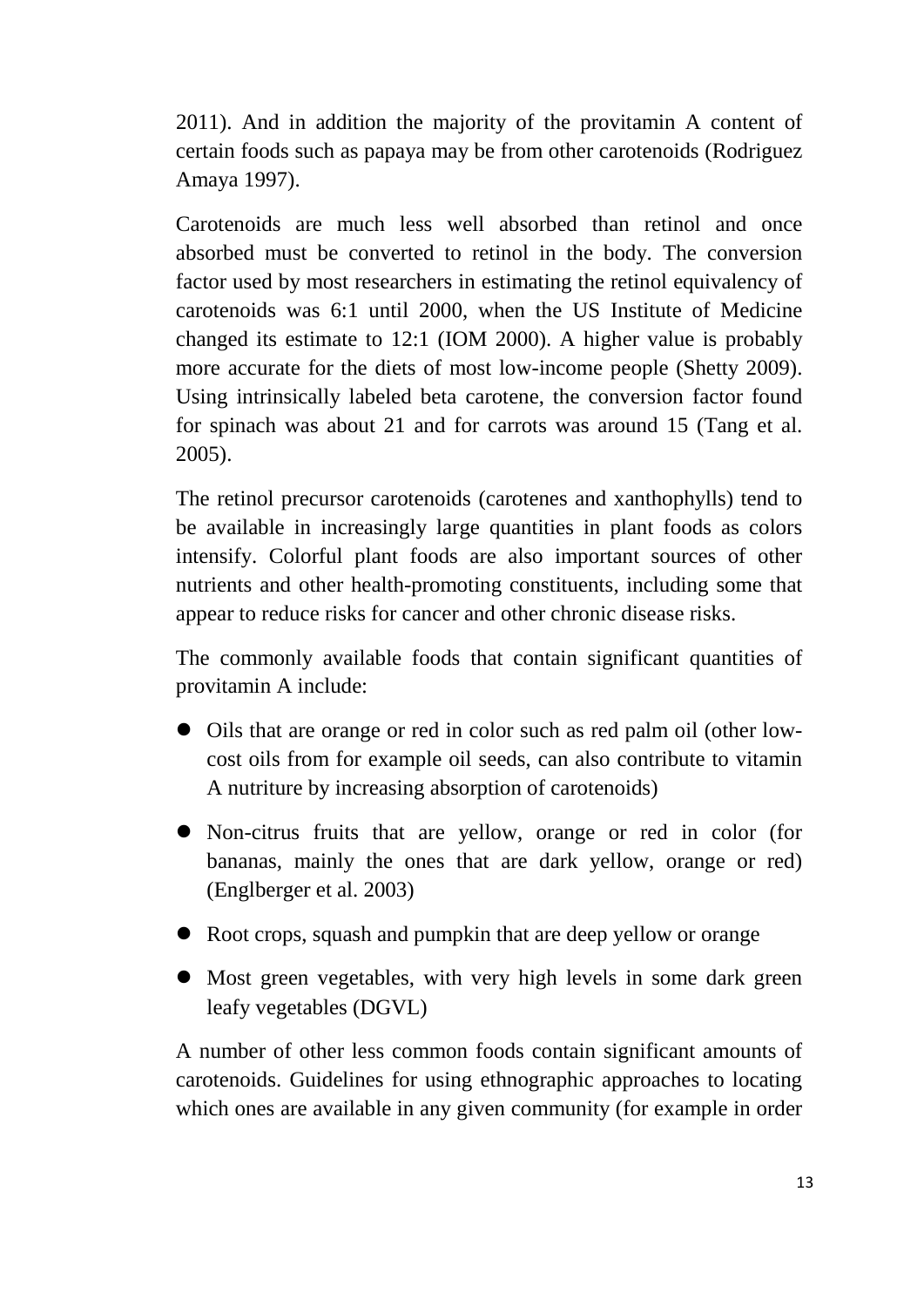2011). And in addition the majority of the provitamin A content of certain foods such as papaya may be from other carotenoids (Rodriguez Amaya 1997).

Carotenoids are much less well absorbed than retinol and once absorbed must be converted to retinol in the body. The conversion factor used by most researchers in estimating the retinol equivalency of carotenoids was 6:1 until 2000, when the US Institute of Medicine changed its estimate to 12:1 (IOM 2000). A higher value is probably more accurate for the diets of most low-income people (Shetty 2009). Using intrinsically labeled beta carotene, the conversion factor found for spinach was about 21 and for carrots was around 15 (Tang et al. 2005).

The retinol precursor carotenoids (carotenes and xanthophylls) tend to be available in increasingly large quantities in plant foods as colors intensify. Colorful plant foods are also important sources of other nutrients and other health-promoting constituents, including some that appear to reduce risks for cancer and other chronic disease risks.

The commonly available foods that contain significant quantities of provitamin A include:

- Oils that are orange or red in color such as red palm oil (other low-cost oils from for example oil seeds, can also contribute to vitamin A nutriture by increasing absorption of carotenoids)
- Non-citrus fruits that are yellow, orange or red in color (for bananas, mainly the ones that are dark yellow, orange or red) (Englberger et al. 2003)
- Root crops, squash and pumpkin that are deep yellow or orange
- Most green vegetables, with very high levels in some dark green leafy vegetables (DGVL)

A number of other less common foods contain significant amounts of carotenoids. Guidelines for using ethnographic approaches to locating which ones are available in any given community (for example in order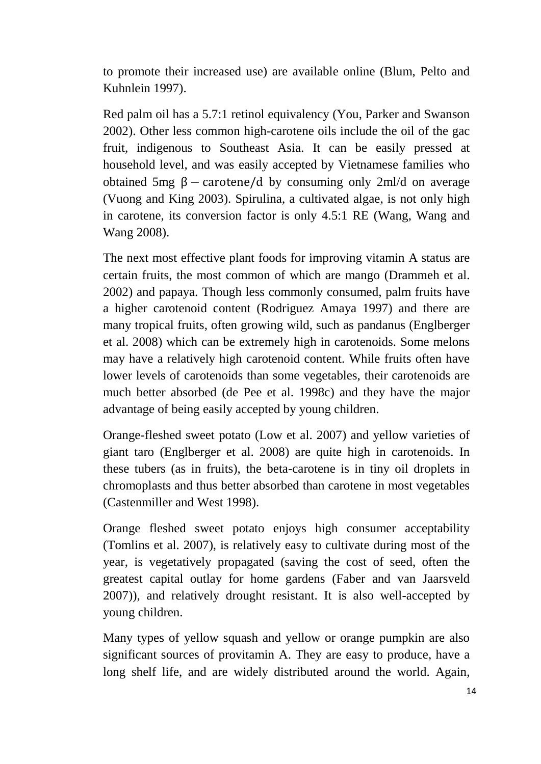to promote their increased use) are available online (Blum, Pelto and Kuhnlein 1997).

Red palm oil has a 5.7:1 retinol equivalency (You, Parker and Swanson 2002). Other less common high-carotene oils include the oil of the gac fruit, indigenous to Southeast Asia. It can be easily pressed at household level, and was easily accepted by Vietnamese families who obtained 5mg $\beta - \text{carotene/d}$ by consuming only 2ml/d on average (Vuong and King 2003). Spirulina, a cultivated algae, is not only high in carotene, its conversion factor is only 4.5:1 RE (Wang, Wang and Wang 2008).

The next most effective plant foods for improving vitamin A status are certain fruits, the most common of which are mango (Drammeh et al. 2002) and papaya. Though less commonly consumed, palm fruits have a higher carotenoid content (Rodriguez Amaya 1997) and there are many tropical fruits, often growing wild, such as pandanus (Englberger et al. 2008) which can be extremely high in carotenoids. Some melons may have a relatively high carotenoid content. While fruits often have lower levels of carotenoids than some vegetables, their carotenoids are much better absorbed (de Pee et al. 1998c) and they have the major advantage of being easily accepted by young children.

Orange-fleshed sweet potato (Low et al. 2007) and yellow varieties of giant taro (Englberger et al. 2008) are quite high in carotenoids. In these tubers (as in fruits), the beta-carotene is in tiny oil droplets in chromoplasts and thus better absorbed than carotene in most vegetables (Castenmiller and West 1998).

Orange fleshed sweet potato enjoys high consumer acceptability (Tomlins et al. 2007), is relatively easy to cultivate during most of the year, is vegetatively propagated (saving the cost of seed, often the greatest capital outlay for home gardens (Faber and van Jaarsveld 2007)), and relatively drought resistant. It is also well-accepted by young children.

Many types of yellow squash and yellow or orange pumpkin are also significant sources of provitamin A. They are easy to produce, have a long shelf life, and are widely distributed around the world. Again,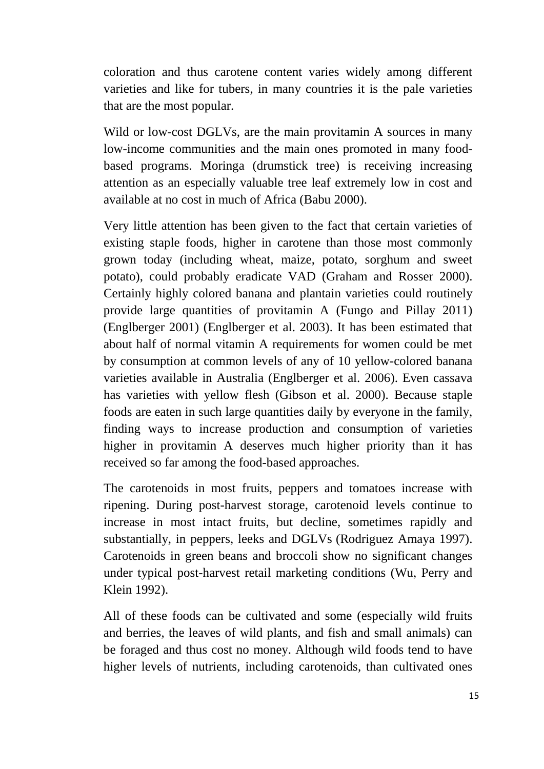coloration and thus carotene content varies widely among different varieties and like for tubers, in many countries it is the pale varieties that are the most popular.

Wild or low-cost DGLVs, are the main provitamin A sources in many low-income communities and the main ones promoted in many food-based programs. Moringa (drumstick tree) is receiving increasing attention as an especially valuable tree leaf extremely low in cost and available at no cost in much of Africa (Babu 2000).

Very little attention has been given to the fact that certain varieties of existing staple foods, higher in carotene than those most commonly grown today (including wheat, maize, potato, sorghum and sweet potato), could probably eradicate VAD (Graham and Rosser 2000). Certainly highly colored banana and plantain varieties could routinely provide large quantities of provitamin A (Fungo and Pillay 2011) (Englberger 2001) (Englberger et al. 2003). It has been estimated that about half of normal vitamin A requirements for women could be met by consumption at common levels of any of 10 yellow-colored banana varieties available in Australia (Englberger et al. 2006). Even cassava has varieties with yellow flesh (Gibson et al. 2000). Because staple foods are eaten in such large quantities daily by everyone in the family, finding ways to increase production and consumption of varieties higher in provitamin A deserves much higher priority than it has received so far among the food-based approaches.

The carotenoids in most fruits, peppers and tomatoes increase with ripening. During post-harvest storage, carotenoid levels continue to increase in most intact fruits, but decline, sometimes rapidly and substantially, in peppers, leeks and DGLVs (Rodriguez Amaya 1997). Carotenoids in green beans and broccoli show no significant changes under typical post-harvest retail marketing conditions (Wu, Perry and Klein 1992).

All of these foods can be cultivated and some (especially wild fruits and berries, the leaves of wild plants, and fish and small animals) can be foraged and thus cost no money. Although wild foods tend to have higher levels of nutrients, including carotenoids, than cultivated ones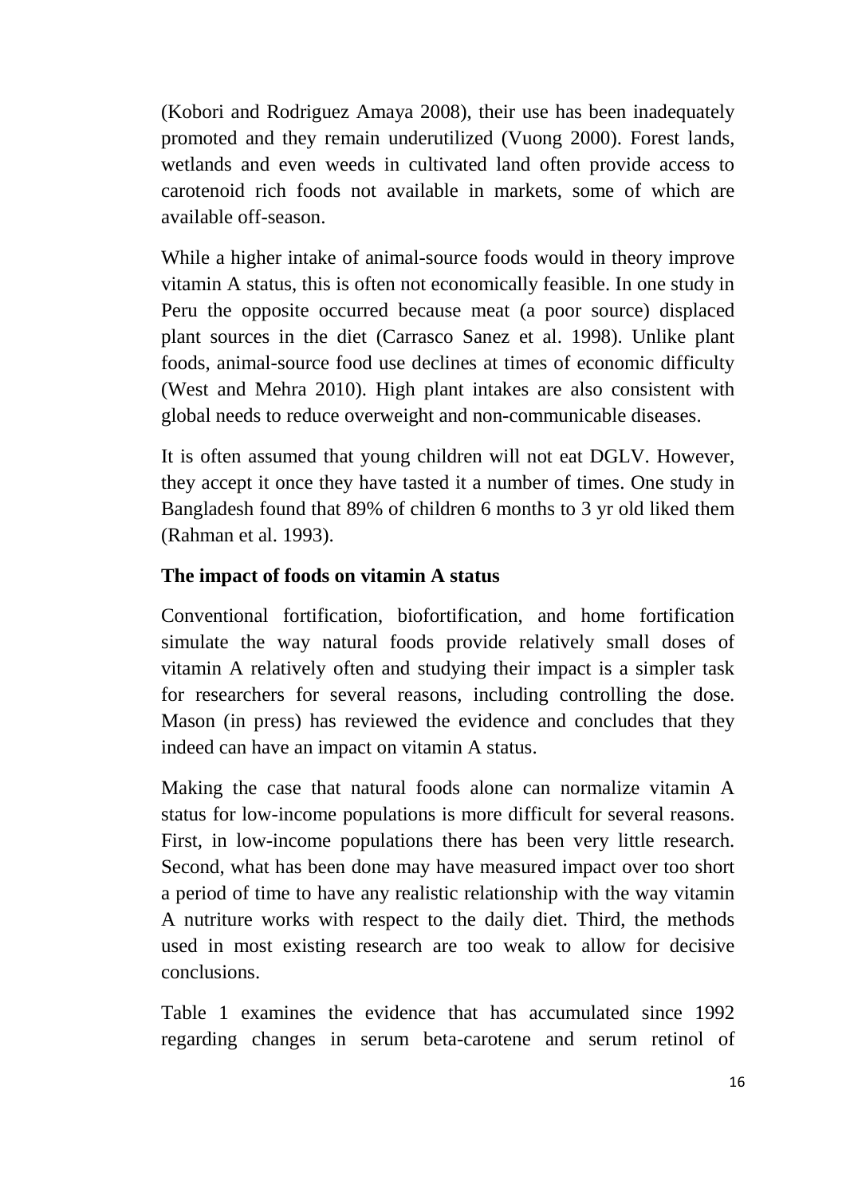(Kobori and Rodriguez Amaya 2008), their use has been inadequately promoted and they remain underutilized (Vuong 2000). Forest lands, wetlands and even weeds in cultivated land often provide access to carotenoid rich foods not available in markets, some of which are available off-season.

While a higher intake of animal-source foods would in theory improve vitamin A status, this is often not economically feasible. In one study in Peru the opposite occurred because meat (a poor source) displaced plant sources in the diet (Carrasco Sanez et al. 1998). Unlike plant foods, animal-source food use declines at times of economic difficulty (West and Mehra 2010). High plant intakes are also consistent with global needs to reduce overweight and non-communicable diseases.

It is often assumed that young children will not eat DGLV. However, they accept it once they have tasted it a number of times. One study in Bangladesh found that 89% of children 6 months to 3 yr old liked them (Rahman et al. 1993).

**The impact of foods on vitamin A status**

Conventional fortification, biofortification, and home fortification simulate the way natural foods provide relatively small doses of vitamin A relatively often and studying their impact is a simpler task for researchers for several reasons, including controlling the dose. Mason (in press) has reviewed the evidence and concludes that they indeed can have an impact on vitamin A status.

Making the case that natural foods alone can normalize vitamin A status for low-income populations is more difficult for several reasons. First, in low-income populations there has been very little research. Second, what has been done may have measured impact over too short a period of time to have any realistic relationship with the way vitamin A nutriture works with respect to the daily diet. Third, the methods used in most existing research are too weak to allow for decisive conclusions.

Table 1 examines the evidence that has accumulated since 1992 regarding changes in serum beta-carotene and serum retinol of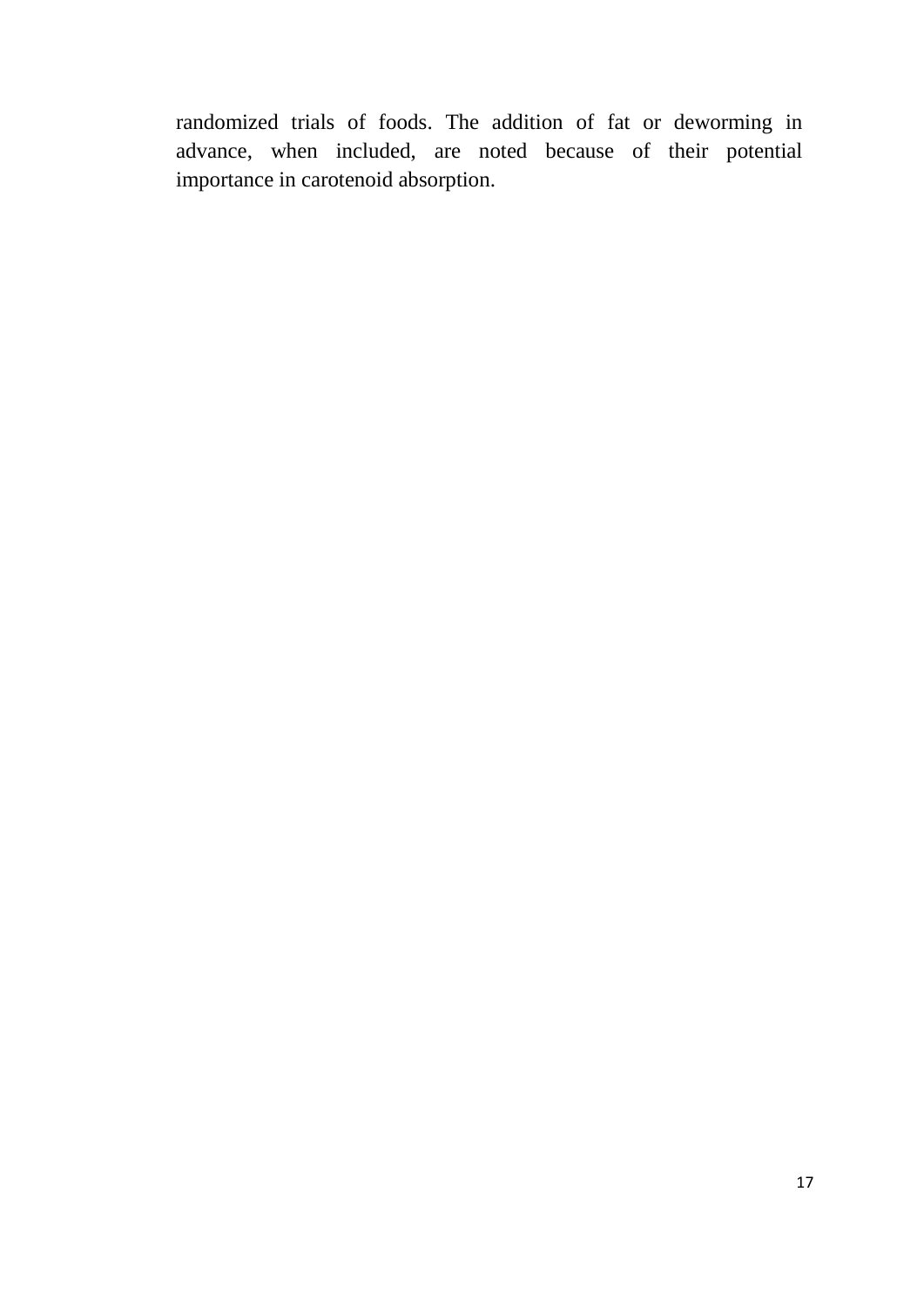randomized trials of foods. The addition of fat or deworming in advance, when included, are noted because of their potential importance in carotenoid absorption.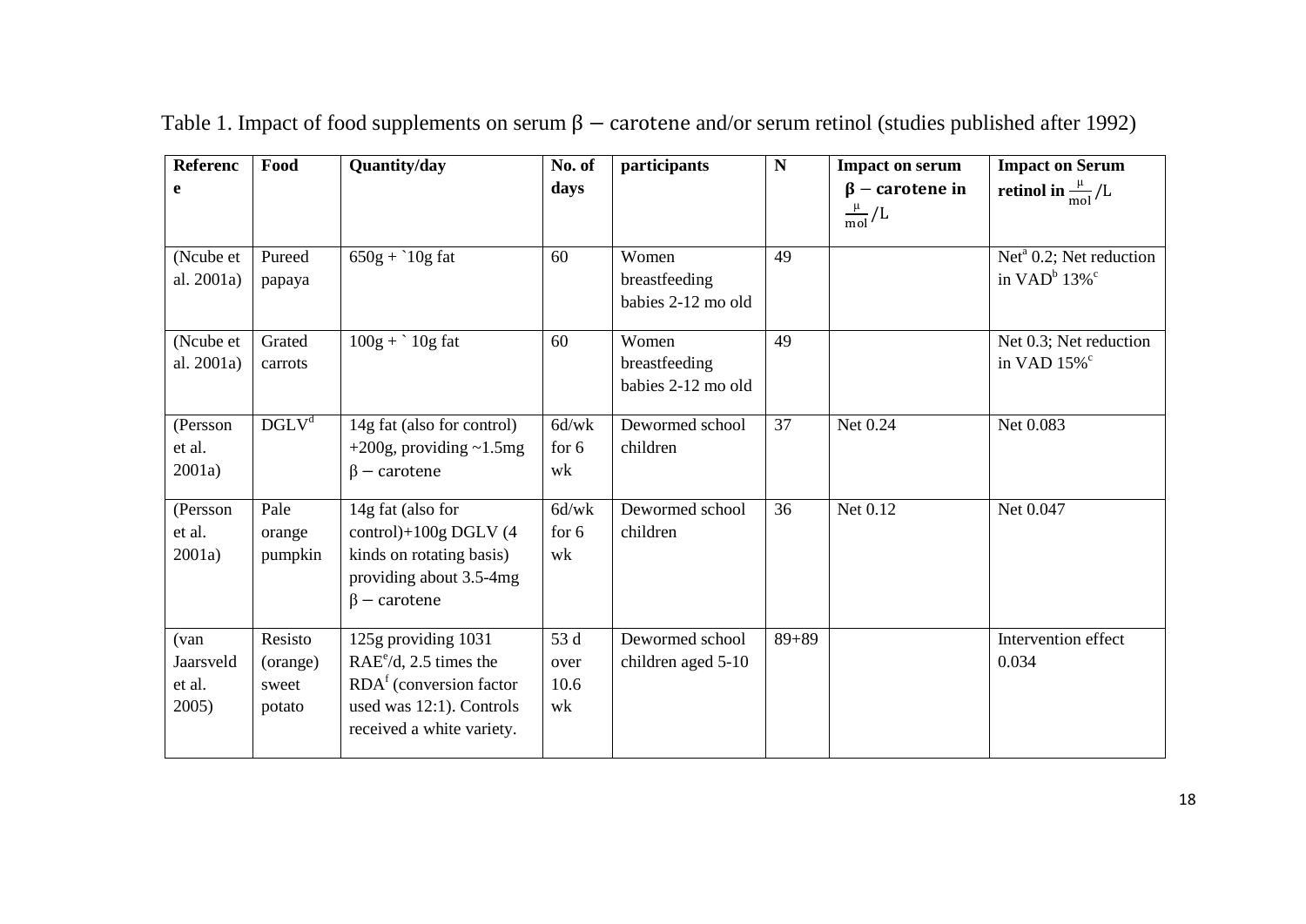Table 1. Impact of food supplements on serum $\beta-$carotene and/or serum retinol (studies published after 1992)

| Reference | Food | Quantity/day | No. of days | participants | N | Impact on serum $\beta-$carotene in $\frac{\mu}{mol}/L$ | Impact on Serum retinol in $\frac{\mu}{mol}/L$ |
|---|---|---|---|---|---|---|---|
| (Ncube et al. 2001a) | Pureed papaya | 650g + `10g fat | 60 | Women breastfeeding babies 2-12 mo old | 49 | | Net[a] 0.2; Net reduction in VAD[b] 13%[c] |
| (Ncube et al. 2001a) | Grated carrots | 100g + ` 10g fat | 60 | Women breastfeeding babies 2-12 mo old | 49 | | Net 0.3; Net reduction in VAD 15%[c] |
| (Persson et al. 2001a) | DGLV[d] | 14g fat (also for control) +200g, providing ~1.5mg $\beta-$carotene | 6d/wk for 6 wk | Dewormed school children | 37 | Net 0.24 | Net 0.083 |
| (Persson et al. 2001a) | Pale orange pumpkin | 14g fat (also for control)+100g DGLV (4 kinds on rotating basis) providing about 3.5-4mg $\beta-$carotene | 6d/wk for 6 wk | Dewormed school children | 36 | Net 0.12 | Net 0.047 |
| (van Jaarsveld et al. 2005) | Resisto (orange) sweet potato | 125g providing 1031 RAE[e]/d, 2.5 times the RDA[f] (conversion factor used was 12:1). Controls received a white variety. | 53 d over 10.6 wk | Dewormed school children aged 5-10 | 89+89 | | Intervention effect 0.034 |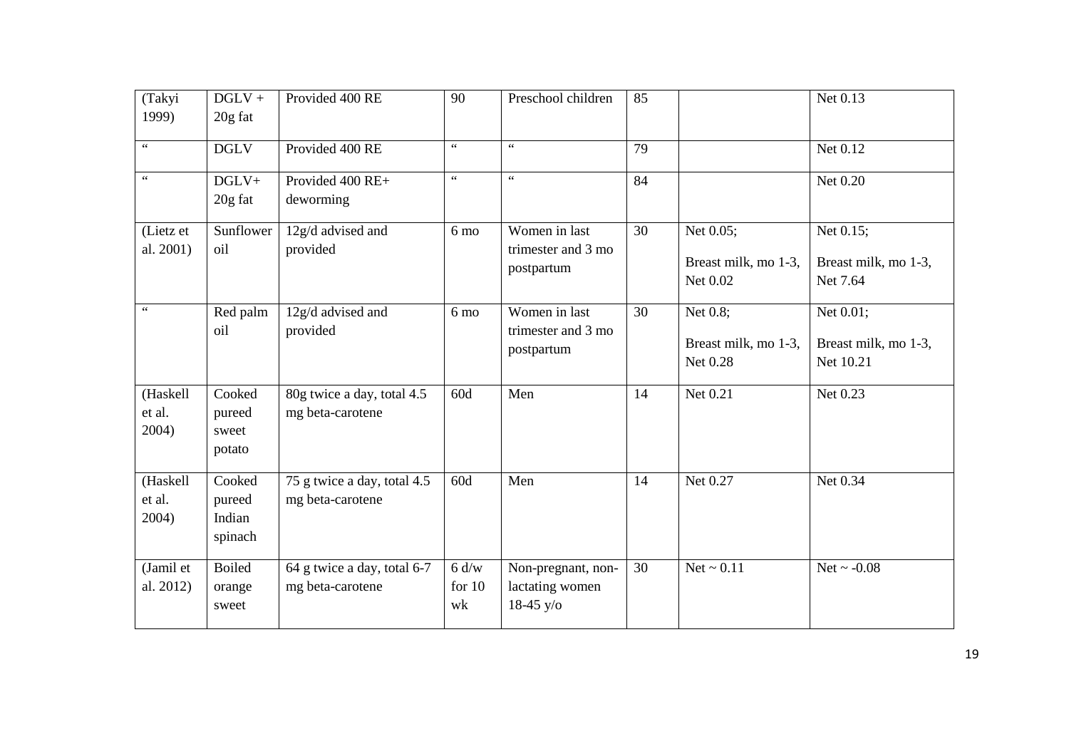| | | | | | | | |
|---|---|---|---|---|---|---|---|
| (Takyi 1999) | DGLV + 20g fat | Provided 400 RE | 90 | Preschool children | 85 | | Net 0.13 |
| " | DGLV | Provided 400 RE | " | " | 79 | | Net 0.12 |
| " | DGLV+ 20g fat | Provided 400 RE+ deworming | " | " | 84 | | Net 0.20 |
| (Lietz et al. 2001) | Sunflower oil | 12g/d advised and provided | 6 mo | Women in last trimester and 3 mo postpartum | 30 | Net 0.05; Breast milk, mo 1-3, Net 0.02 | Net 0.15; Breast milk, mo 1-3, Net 7.64 |
| " | Red palm oil | 12g/d advised and provided | 6 mo | Women in last trimester and 3 mo postpartum | 30 | Net 0.8; Breast milk, mo 1-3, Net 0.28 | Net 0.01; Breast milk, mo 1-3, Net 10.21 |
| (Haskell et al. 2004) | Cooked pureed sweet potato | 80g twice a day, total 4.5 mg beta-carotene | 60d | Men | 14 | Net 0.21 | Net 0.23 |
| (Haskell et al. 2004) | Cooked pureed Indian spinach | 75 g twice a day, total 4.5 mg beta-carotene | 60d | Men | 14 | Net 0.27 | Net 0.34 |
| (Jamil et al. 2012) | Boiled orange sweet | 64 g twice a day, total 6-7 mg beta-carotene | 6 d/w for 10 wk | Non-pregnant, non-lactating women 18-45 y/o | 30 | Net ~ 0.11 | Net ~ -0.08 |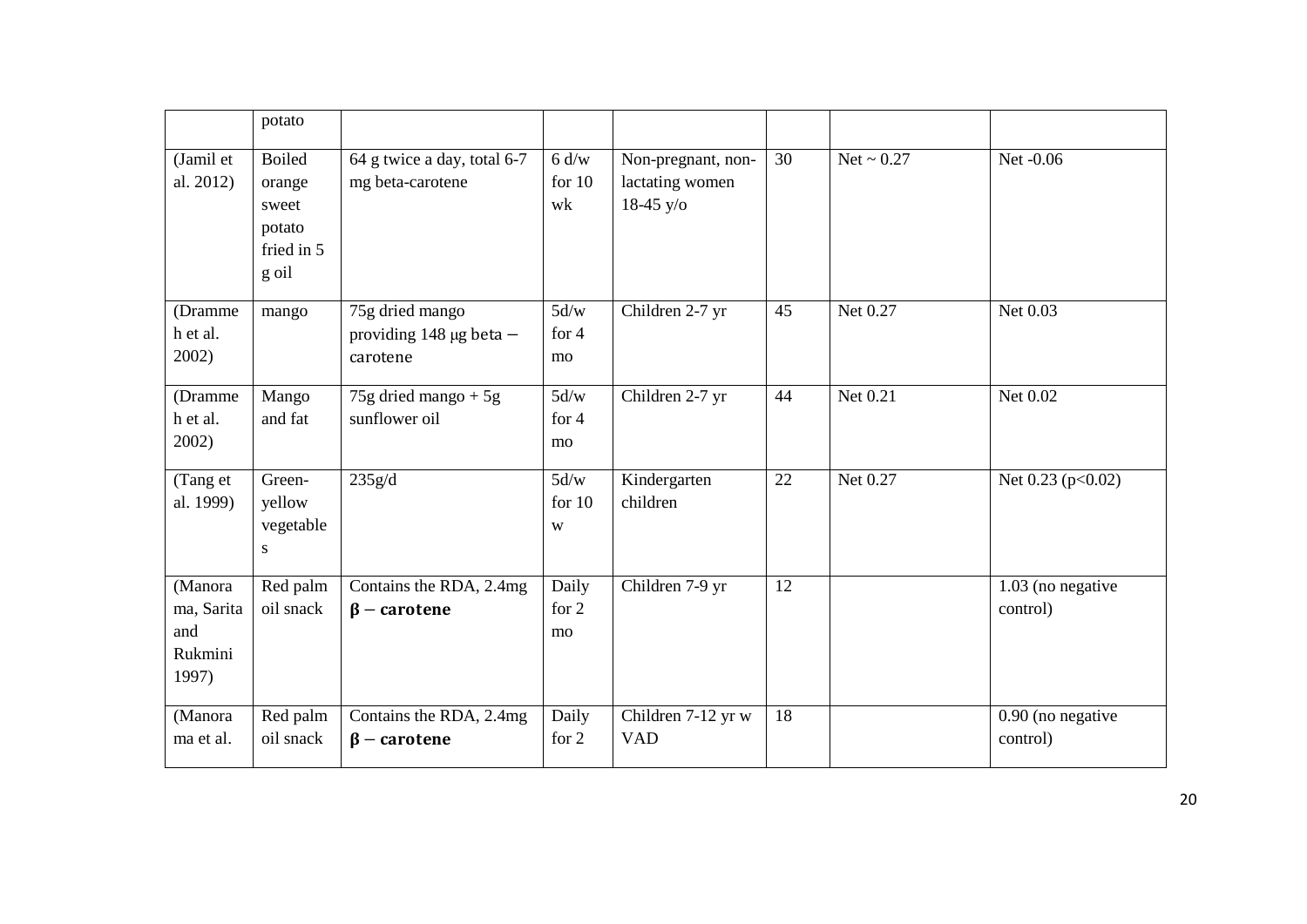| | potato | | | | | | |
|---|---|---|---|---|---|---|---|
| (Jamil et al. 2012) | Boiled orange sweet potato fried in 5 g oil | 64 g twice a day, total 6-7 mg beta-carotene | 6 d/w for 10 wk | Non-pregnant, non-lactating women 18-45 y/o | 30 | Net ~ 0.27 | Net -0.06 |
| (Drammeh et al. 2002) | mango | 75g dried mango providing 148 μg beta − carotene | 5d/w for 4 mo | Children 2-7 yr | 45 | Net 0.27 | Net 0.03 |
| (Drammeh et al. 2002) | Mango and fat | 75g dried mango + 5g sunflower oil | 5d/w for 4 mo | Children 2-7 yr | 44 | Net 0.21 | Net 0.02 |
| (Tang et al. 1999) | Green-yellow vegetables | 235g/d | 5d/w for 10 w | Kindergarten children | 22 | Net 0.27 | Net 0.23 ($p<0.02$) |
| (Manorama, Sarita and Rukmini 1997) | Red palm oil snack | Contains the RDA, 2.4mg **β − carotene** | Daily for 2 mo | Children 7-9 yr | 12 | | 1.03 (no negative control) |
| (Manorama et al. | Red palm oil snack | Contains the RDA, 2.4mg **β − carotene** | Daily for 2 | Children 7-12 yr w VAD | 18 | | 0.90 (no negative control) |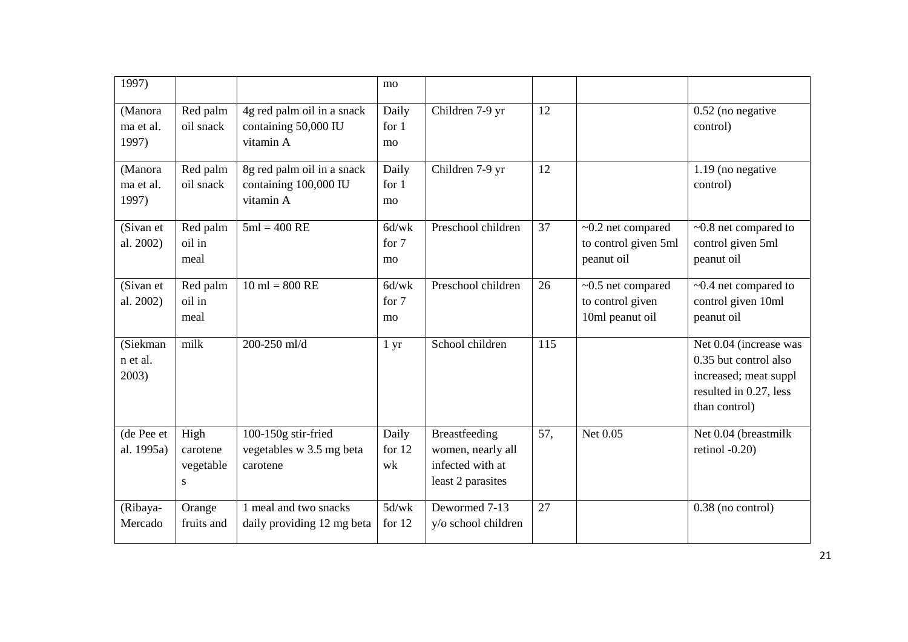| 1997) | | | mo | | | | |
|---|---|---|---|---|---|---|---|
| (Manorama et al. 1997) | Red palm oil snack | 4g red palm oil in a snack containing 50,000 IU vitamin A | Daily for 1 mo | Children 7-9 yr | 12 | | 0.52 (no negative control) |
| (Manorama et al. 1997) | Red palm oil snack | 8g red palm oil in a snack containing 100,000 IU vitamin A | Daily for 1 mo | Children 7-9 yr | 12 | | 1.19 (no negative control) |
| (Sivan et al. 2002) | Red palm oil in meal | 5ml = 400 RE | 6d/wk for 7 mo | Preschool children | 37 | ~0.2 net compared to control given 5ml peanut oil | ~0.8 net compared to control given 5ml peanut oil |
| (Sivan et al. 2002) | Red palm oil in meal | 10 ml = 800 RE | 6d/wk for 7 mo | Preschool children | 26 | ~0.5 net compared to control given 10ml peanut oil | ~0.4 net compared to control given 10ml peanut oil |
| (Siekmann et al. 2003) | milk | 200-250 ml/d | 1 yr | School children | 115 | | Net 0.04 (increase was 0.35 but control also increased; meat suppl resulted in 0.27, less than control) |
| (de Pee et al. 1995a) | High carotene vegetables | 100-150g stir-fried vegetables w 3.5 mg beta carotene | Daily for 12 wk | Breastfeeding women, nearly all infected with at least 2 parasites | 57, | Net 0.05 | Net 0.04 (breastmilk retinol -0.20) |
| (Ribaya-Mercado | Orange fruits and | 1 meal and two snacks daily providing 12 mg beta | 5d/wk for 12 | Dewormed 7-13 y/o school children | 27 | | 0.38 (no control) |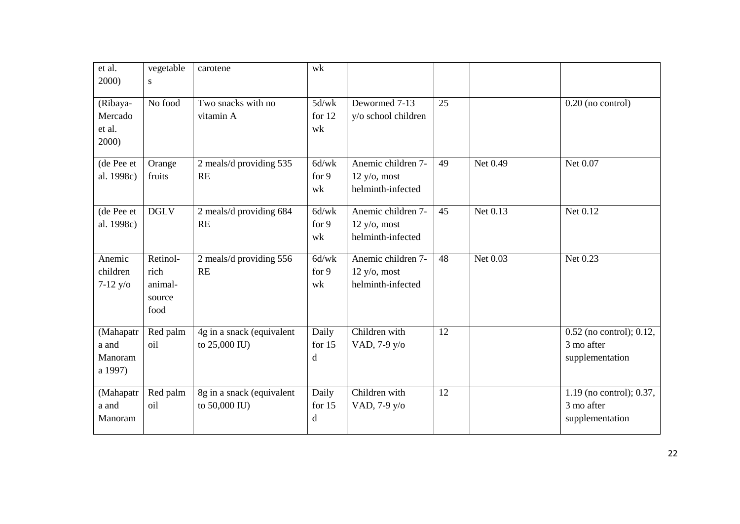| et al. 2000) | vegetables | carotene | wk | | | | |
|---|---|---|---|---|---|---|---|
| (Ribaya-Mercado et al. 2000) | No food | Two snacks with no vitamin A | 5d/wk for 12 wk | Dewormed 7-13 y/o school children | 25 | | 0.20 (no control) |
| (de Pee et al. 1998c) | Orange fruits | 2 meals/d providing 535 RE | 6d/wk for 9 wk | Anemic children 7-12 y/o, most helminth-infected | 49 | Net 0.49 | Net 0.07 |
| (de Pee et al. 1998c) | DGLV | 2 meals/d providing 684 RE | 6d/wk for 9 wk | Anemic children 7-12 y/o, most helminth-infected | 45 | Net 0.13 | Net 0.12 |
| Anemic children 7-12 y/o | Retinol-rich animal-source food | 2 meals/d providing 556 RE | 6d/wk for 9 wk | Anemic children 7-12 y/o, most helminth-infected | 48 | Net 0.03 | Net 0.23 |
| (Mahapatra and Manorama 1997) | Red palm oil | 4g in a snack (equivalent to 25,000 IU) | Daily for 15 d | Children with VAD, 7-9 y/o | 12 | | 0.52 (no control); 0.12, 3 mo after supplementation |
| (Mahapatra and Manoram | Red palm oil | 8g in a snack (equivalent to 50,000 IU) | Daily for 15 d | Children with VAD, 7-9 y/o | 12 | | 1.19 (no control); 0.37, 3 mo after supplementation |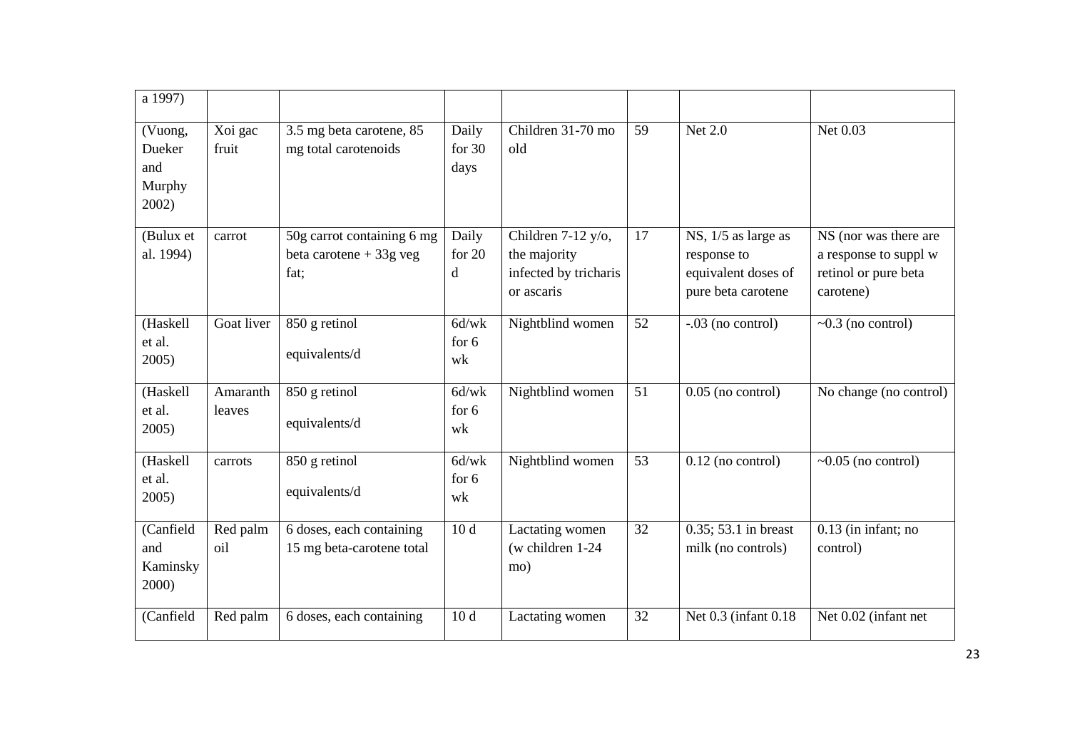| | | | | | | | |
|---|---|---|---|---|---|---|---|
| a 1997) | | | | | | | |
| (Vuong, Dueker and Murphy 2002) | Xoi gac fruit | 3.5 mg beta carotene, 85 mg total carotenoids | Daily for 30 days | Children 31-70 mo old | 59 | Net 2.0 | Net 0.03 |
| (Bulux et al. 1994) | carrot | 50g carrot containing 6 mg beta carotene + 33g veg fat; | Daily for 20 d | Children 7-12 y/o, the majority infected by tricharis or ascaris | 17 | NS, 1/5 as large as response to equivalent doses of pure beta carotene | NS (nor was there are a response to suppl w retinol or pure beta carotene) |
| (Haskell et al. 2005) | Goat liver | 850 g retinol equivalents/d | 6d/wk for 6 wk | Nightblind women | 52 | -.03 (no control) | ~0.3 (no control) |
| (Haskell et al. 2005) | Amaranth leaves | 850 g retinol equivalents/d | 6d/wk for 6 wk | Nightblind women | 51 | 0.05 (no control) | No change (no control) |
| (Haskell et al. 2005) | carrots | 850 g retinol equivalents/d | 6d/wk for 6 wk | Nightblind women | 53 | 0.12 (no control) | ~0.05 (no control) |
| (Canfield and Kaminsky 2000) | Red palm oil | 6 doses, each containing 15 mg beta-carotene total | 10 d | Lactating women (w children 1-24 mo) | 32 | 0.35; 53.1 in breast milk (no controls) | 0.13 (in infant; no control) |
| (Canfield | Red palm | 6 doses, each containing | 10 d | Lactating women | 32 | Net 0.3 (infant 0.18 | Net 0.02 (infant net |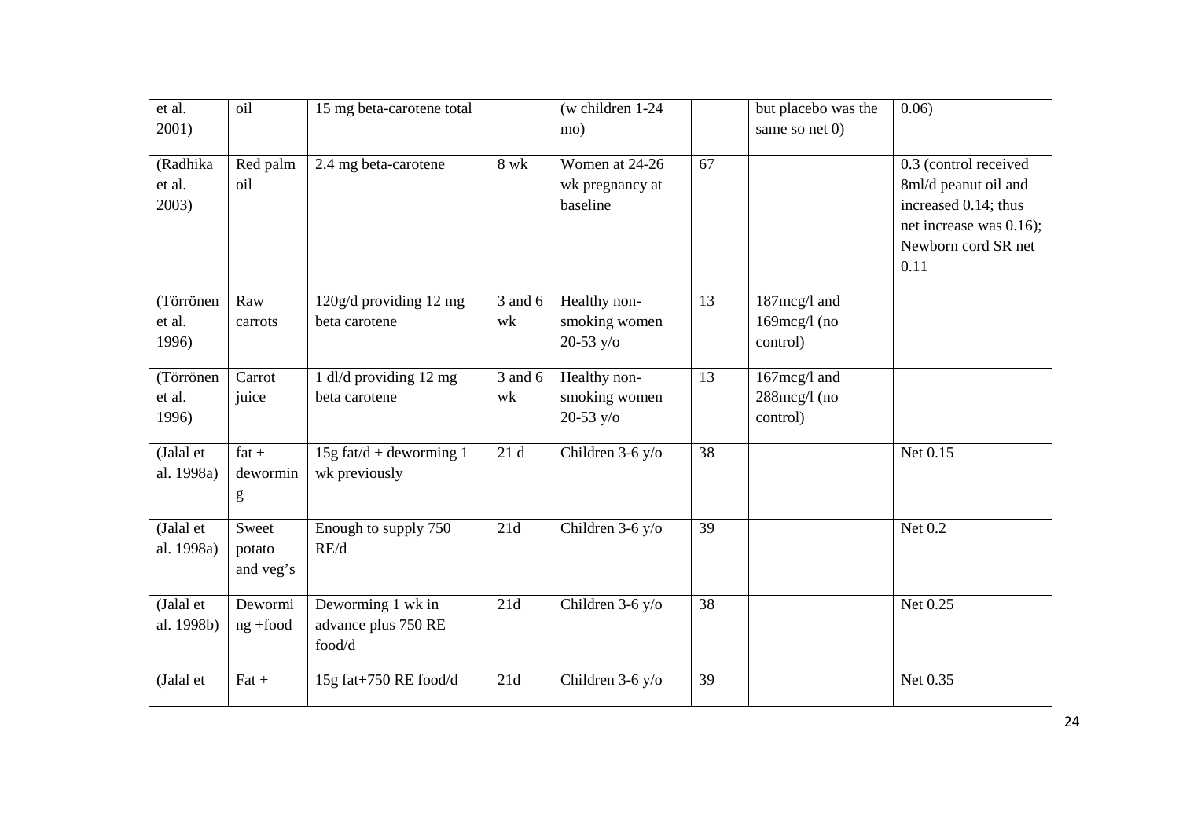| | | | | | | | |
|---|---|---|---|---|---|---|---|
| et al. 2001) | oil | 15 mg beta-carotene total | | (w children 1-24 mo) | | but placebo was the same so net 0) | 0.06) |
| (Radhika et al. 2003) | Red palm oil | 2.4 mg beta-carotene | 8 wk | Women at 24-26 wk pregnancy at baseline | 67 | | 0.3 (control received 8ml/d peanut oil and increased 0.14; thus net increase was 0.16); Newborn cord SR net 0.11 |
| (Törrönen et al. 1996) | Raw carrots | 120g/d providing 12 mg beta carotene | 3 and 6 wk | Healthy non-smoking women 20-53 y/o | 13 | 187mcg/l and 169mcg/l (no control) | |
| (Törrönen et al. 1996) | Carrot juice | 1 dl/d providing 12 mg beta carotene | 3 and 6 wk | Healthy non-smoking women 20-53 y/o | 13 | 167mcg/l and 288mcg/l (no control) | |
| (Jalal et al. 1998a) | fat + deworming | 15g fat/d + deworming 1 wk previously | 21 d | Children 3-6 y/o | 38 | | Net 0.15 |
| (Jalal et al. 1998a) | Sweet potato and veg's | Enough to supply 750 RE/d | 21d | Children 3-6 y/o | 39 | | Net 0.2 |
| (Jalal et al. 1998b) | Deworming +food | Deworming 1 wk in advance plus 750 RE food/d | 21d | Children 3-6 y/o | 38 | | Net 0.25 |
| (Jalal et | Fat + | 15g fat+750 RE food/d | 21d | Children 3-6 y/o | 39 | | Net 0.35 |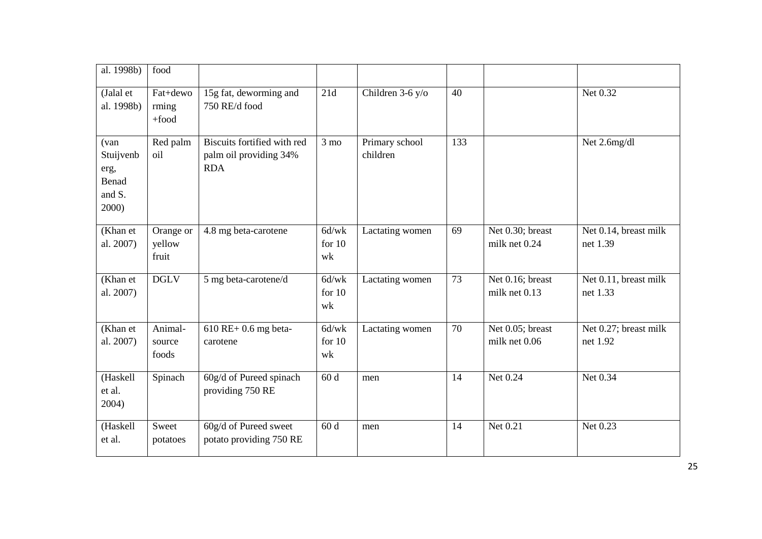| al. 1998b) | food | | | | | | |
|---|---|---|---|---|---|---|---|
| (Jalal et al. 1998b) | Fat+deworming +food | 15g fat, deworming and 750 RE/d food | 21d | Children 3-6 y/o | 40 | | Net 0.32 |
| (van Stuijvenberg, Benad and S. 2000) | Red palm oil | Biscuits fortified with red palm oil providing 34% RDA | 3 mo | Primary school children | 133 | | Net 2.6mg/dl |
| (Khan et al. 2007) | Orange or yellow fruit | 4.8 mg beta-carotene | 6d/wk for 10 wk | Lactating women | 69 | Net 0.30; breast milk net 0.24 | Net 0.14, breast milk net 1.39 |
| (Khan et al. 2007) | DGLV | 5 mg beta-carotene/d | 6d/wk for 10 wk | Lactating women | 73 | Net 0.16; breast milk net 0.13 | Net 0.11, breast milk net 1.33 |
| (Khan et al. 2007) | Animal-source foods | 610 RE+ 0.6 mg beta-carotene | 6d/wk for 10 wk | Lactating women | 70 | Net 0.05; breast milk net 0.06 | Net 0.27; breast milk net 1.92 |
| (Haskell et al. 2004) | Spinach | 60g/d of Pureed spinach providing 750 RE | 60 d | men | 14 | Net 0.24 | Net 0.34 |
| (Haskell et al. | Sweet potatoes | 60g/d of Pureed sweet potato providing 750 RE | 60 d | men | 14 | Net 0.21 | Net 0.23 |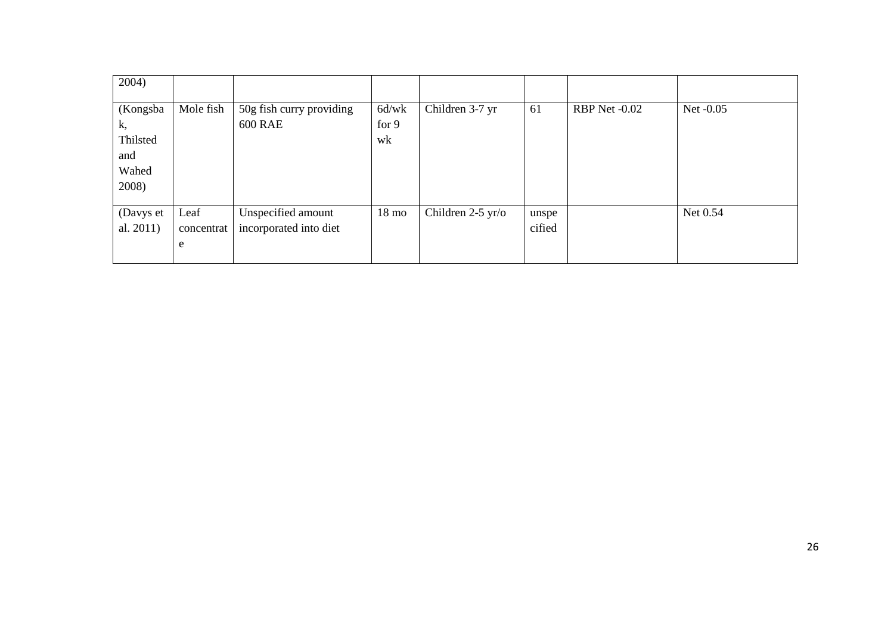| | | | | | | | |
|---|---|---|---|---|---|---|---|
| 2004) | | | | | | | |
| (Kongsbak, Thilsted and Wahed 2008) | Mole fish | 50g fish curry providing 600 RAE | 6d/wk for 9 wk | Children 3-7 yr | 61 | RBP Net -0.02 | Net -0.05 |
| (Davys et al. 2011) | Leaf concentrate | Unspecified amount incorporated into diet | 18 mo | Children 2-5 yr/o | unspecified | | Net 0.54 |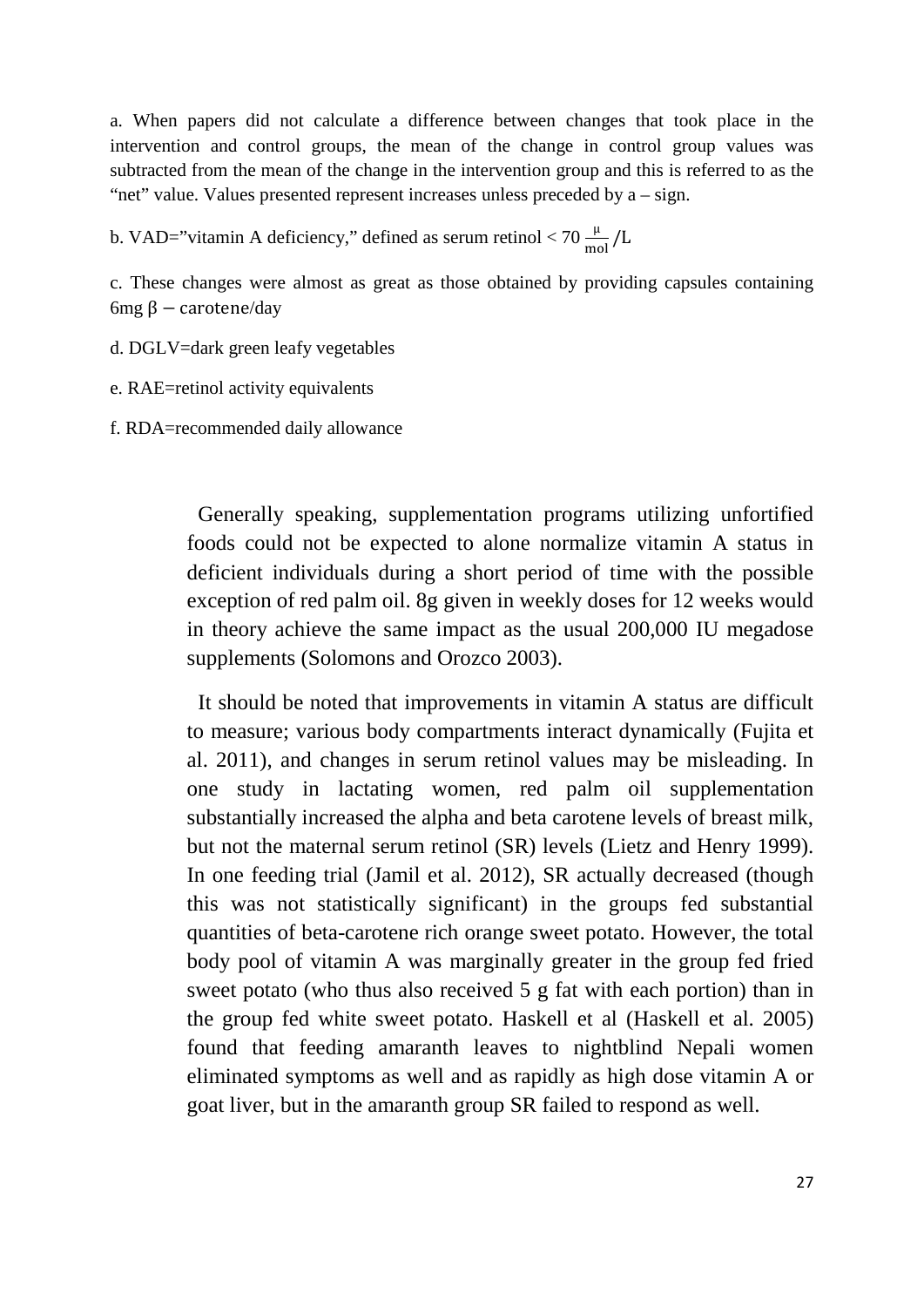a. When papers did not calculate a difference between changes that took place in the intervention and control groups, the mean of the change in control group values was subtracted from the mean of the change in the intervention group and this is referred to as the "net" value. Values presented represent increases unless preceded by a – sign.

b. VAD="vitamin A deficiency," defined as serum retinol < 70 $\frac{\mu}{\text{mol}}/\text{L}$

c. These changes were almost as great as those obtained by providing capsules containing 6mg $\beta - \text{carotene}$/day

d. DGLV=dark green leafy vegetables

e. RAE=retinol activity equivalents

f. RDA=recommended daily allowance

Generally speaking, supplementation programs utilizing unfortified foods could not be expected to alone normalize vitamin A status in deficient individuals during a short period of time with the possible exception of red palm oil. 8g given in weekly doses for 12 weeks would in theory achieve the same impact as the usual 200,000 IU megadose supplements (Solomons and Orozco 2003).

It should be noted that improvements in vitamin A status are difficult to measure; various body compartments interact dynamically (Fujita et al. 2011), and changes in serum retinol values may be misleading. In one study in lactating women, red palm oil supplementation substantially increased the alpha and beta carotene levels of breast milk, but not the maternal serum retinol (SR) levels (Lietz and Henry 1999). In one feeding trial (Jamil et al. 2012), SR actually decreased (though this was not statistically significant) in the groups fed substantial quantities of beta-carotene rich orange sweet potato. However, the total body pool of vitamin A was marginally greater in the group fed fried sweet potato (who thus also received 5 g fat with each portion) than in the group fed white sweet potato. Haskell et al (Haskell et al. 2005) found that feeding amaranth leaves to nightblind Nepali women eliminated symptoms as well and as rapidly as high dose vitamin A or goat liver, but in the amaranth group SR failed to respond as well.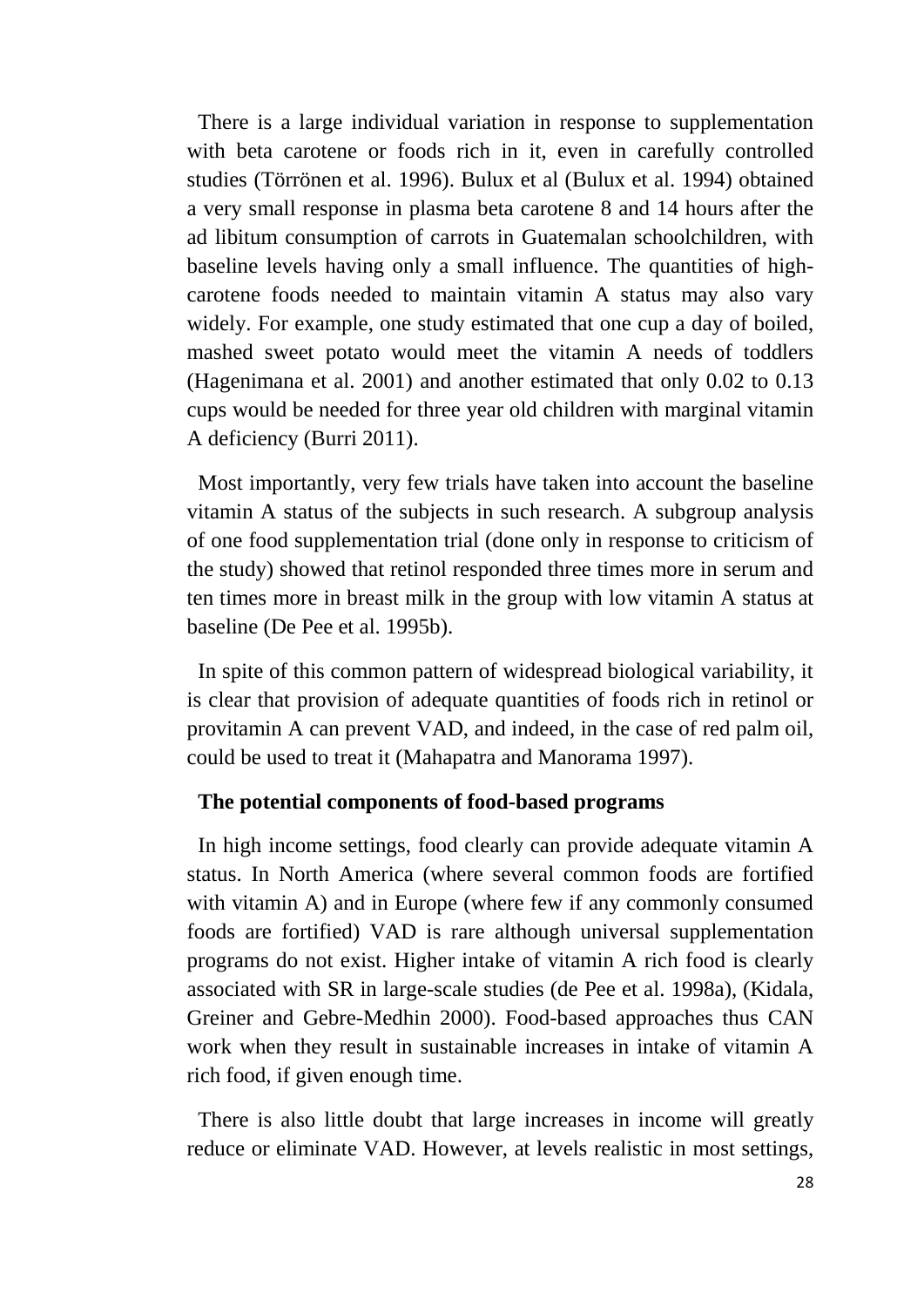There is a large individual variation in response to supplementation with beta carotene or foods rich in it, even in carefully controlled studies (Törrönen et al. 1996). Bulux et al (Bulux et al. 1994) obtained a very small response in plasma beta carotene 8 and 14 hours after the ad libitum consumption of carrots in Guatemalan schoolchildren, with baseline levels having only a small influence. The quantities of high-carotene foods needed to maintain vitamin A status may also vary widely. For example, one study estimated that one cup a day of boiled, mashed sweet potato would meet the vitamin A needs of toddlers (Hagenimana et al. 2001) and another estimated that only 0.02 to 0.13 cups would be needed for three year old children with marginal vitamin A deficiency (Burri 2011).

Most importantly, very few trials have taken into account the baseline vitamin A status of the subjects in such research. A subgroup analysis of one food supplementation trial (done only in response to criticism of the study) showed that retinol responded three times more in serum and ten times more in breast milk in the group with low vitamin A status at baseline (De Pee et al. 1995b).

In spite of this common pattern of widespread biological variability, it is clear that provision of adequate quantities of foods rich in retinol or provitamin A can prevent VAD, and indeed, in the case of red palm oil, could be used to treat it (Mahapatra and Manorama 1997).

**The potential components of food-based programs**

In high income settings, food clearly can provide adequate vitamin A status. In North America (where several common foods are fortified with vitamin A) and in Europe (where few if any commonly consumed foods are fortified) VAD is rare although universal supplementation programs do not exist. Higher intake of vitamin A rich food is clearly associated with SR in large-scale studies (de Pee et al. 1998a), (Kidala, Greiner and Gebre-Medhin 2000). Food-based approaches thus CAN work when they result in sustainable increases in intake of vitamin A rich food, if given enough time.

There is also little doubt that large increases in income will greatly reduce or eliminate VAD. However, at levels realistic in most settings,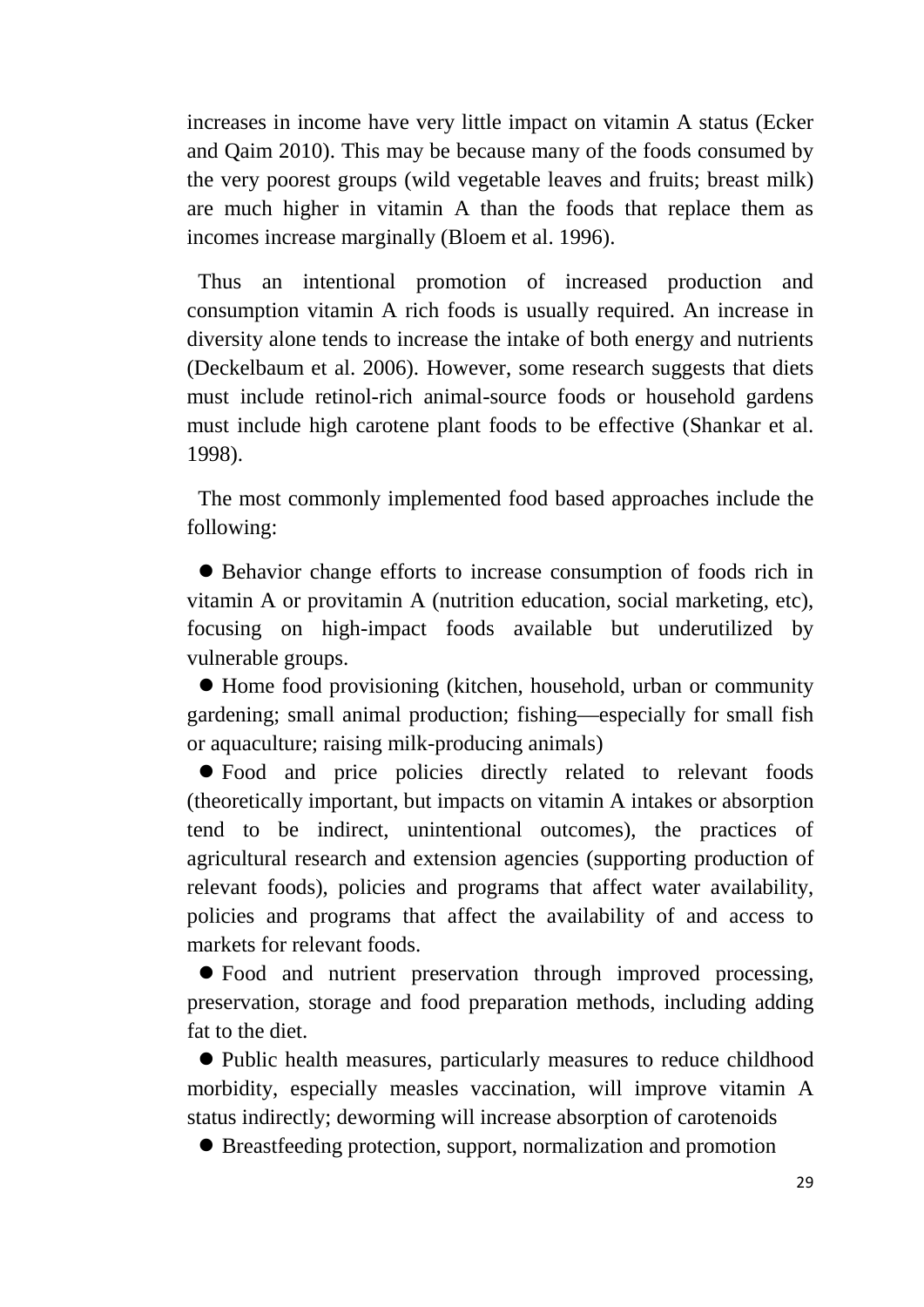increases in income have very little impact on vitamin A status (Ecker and Qaim 2010). This may be because many of the foods consumed by the very poorest groups (wild vegetable leaves and fruits; breast milk) are much higher in vitamin A than the foods that replace them as incomes increase marginally (Bloem et al. 1996).

Thus an intentional promotion of increased production and consumption vitamin A rich foods is usually required. An increase in diversity alone tends to increase the intake of both energy and nutrients (Deckelbaum et al. 2006). However, some research suggests that diets must include retinol-rich animal-source foods or household gardens must include high carotene plant foods to be effective (Shankar et al. 1998).

The most commonly implemented food based approaches include the following:

- Behavior change efforts to increase consumption of foods rich in vitamin A or provitamin A (nutrition education, social marketing, etc), focusing on high-impact foods available but underutilized by vulnerable groups.
- Home food provisioning (kitchen, household, urban or community gardening; small animal production; fishing—especially for small fish or aquaculture; raising milk-producing animals)
- Food and price policies directly related to relevant foods (theoretically important, but impacts on vitamin A intakes or absorption tend to be indirect, unintentional outcomes), the practices of agricultural research and extension agencies (supporting production of relevant foods), policies and programs that affect water availability, policies and programs that affect the availability of and access to markets for relevant foods.
- Food and nutrient preservation through improved processing, preservation, storage and food preparation methods, including adding fat to the diet.
- Public health measures, particularly measures to reduce childhood morbidity, especially measles vaccination, will improve vitamin A status indirectly; deworming will increase absorption of carotenoids
- Breastfeeding protection, support, normalization and promotion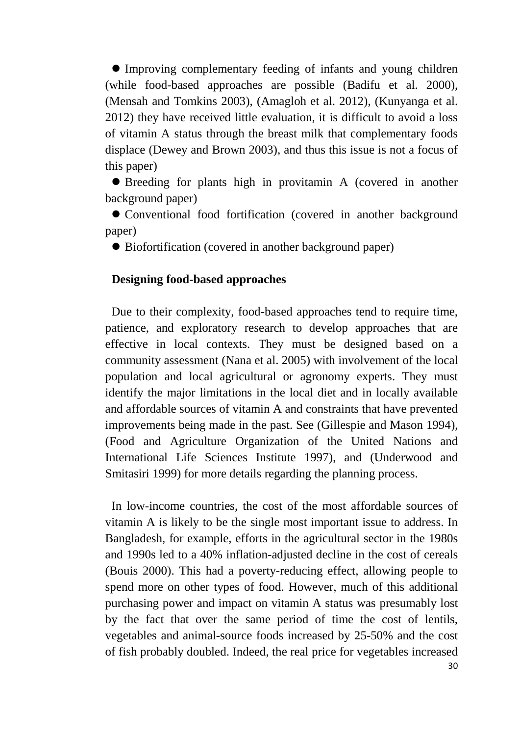- Improving complementary feeding of infants and young children (while food-based approaches are possible (Badifu et al. 2000), (Mensah and Tomkins 2003), (Amagloh et al. 2012), (Kunyanga et al. 2012) they have received little evaluation, it is difficult to avoid a loss of vitamin A status through the breast milk that complementary foods displace (Dewey and Brown 2003), and thus this issue is not a focus of this paper)
- Breeding for plants high in provitamin A (covered in another background paper)
- Conventional food fortification (covered in another background paper)
- Biofortification (covered in another background paper)

**Designing food-based approaches**

Due to their complexity, food-based approaches tend to require time, patience, and exploratory research to develop approaches that are effective in local contexts. They must be designed based on a community assessment (Nana et al. 2005) with involvement of the local population and local agricultural or agronomy experts. They must identify the major limitations in the local diet and in locally available and affordable sources of vitamin A and constraints that have prevented improvements being made in the past. See (Gillespie and Mason 1994), (Food and Agriculture Organization of the United Nations and International Life Sciences Institute 1997), and (Underwood and Smitasiri 1999) for more details regarding the planning process.

In low-income countries, the cost of the most affordable sources of vitamin A is likely to be the single most important issue to address. In Bangladesh, for example, efforts in the agricultural sector in the 1980s and 1990s led to a 40% inflation-adjusted decline in the cost of cereals (Bouis 2000). This had a poverty-reducing effect, allowing people to spend more on other types of food. However, much of this additional purchasing power and impact on vitamin A status was presumably lost by the fact that over the same period of time the cost of lentils, vegetables and animal-source foods increased by 25-50% and the cost of fish probably doubled. Indeed, the real price for vegetables increased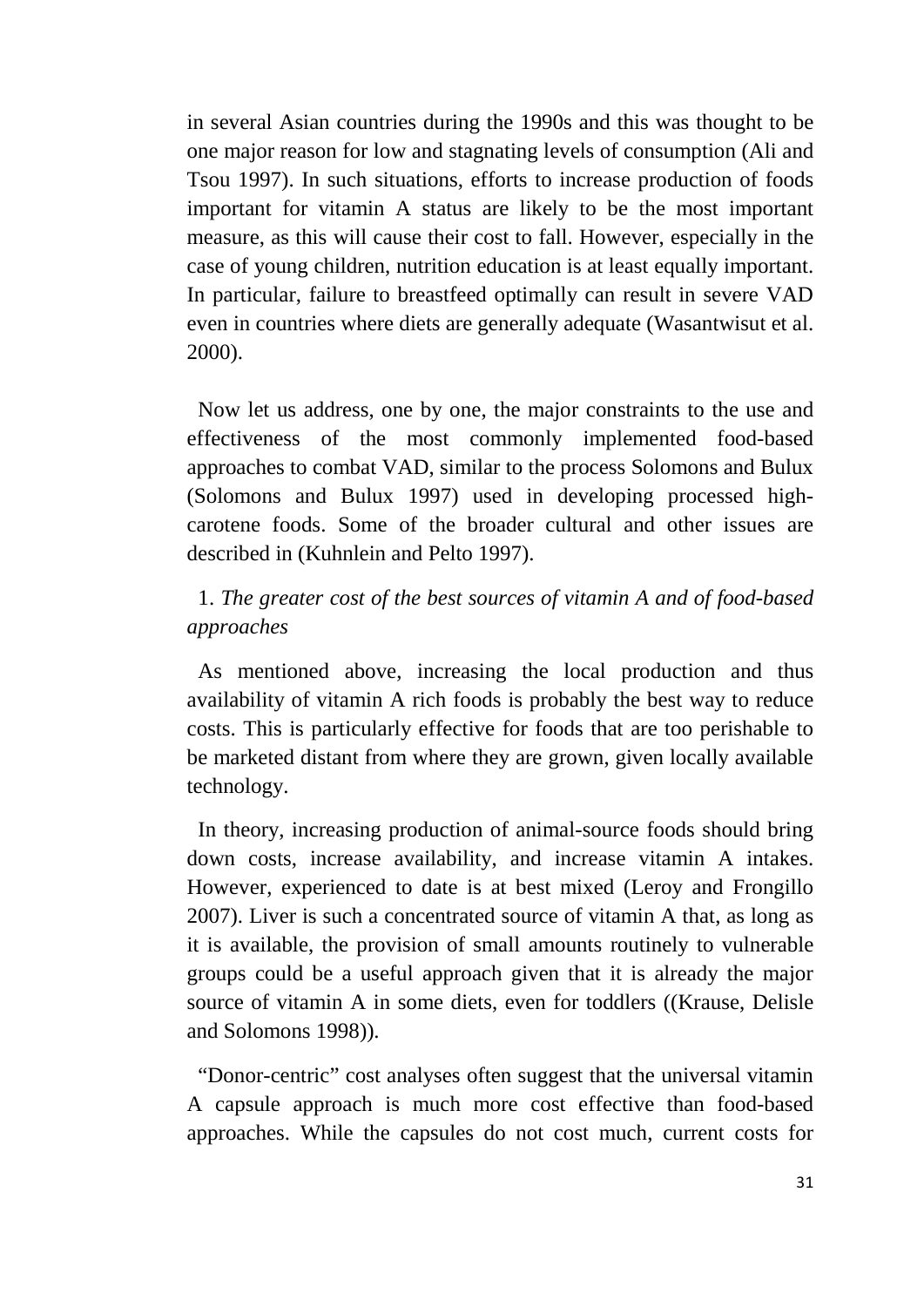in several Asian countries during the 1990s and this was thought to be one major reason for low and stagnating levels of consumption (Ali and Tsou 1997). In such situations, efforts to increase production of foods important for vitamin A status are likely to be the most important measure, as this will cause their cost to fall. However, especially in the case of young children, nutrition education is at least equally important. In particular, failure to breastfeed optimally can result in severe VAD even in countries where diets are generally adequate (Wasantwisut et al. 2000).

Now let us address, one by one, the major constraints to the use and effectiveness of the most commonly implemented food-based approaches to combat VAD, similar to the process Solomons and Bulux (Solomons and Bulux 1997) used in developing processed high-carotene foods. Some of the broader cultural and other issues are described in (Kuhnlein and Pelto 1997).

1. *The greater cost of the best sources of vitamin A and of food-based approaches*

As mentioned above, increasing the local production and thus availability of vitamin A rich foods is probably the best way to reduce costs. This is particularly effective for foods that are too perishable to be marketed distant from where they are grown, given locally available technology.

In theory, increasing production of animal-source foods should bring down costs, increase availability, and increase vitamin A intakes. However, experienced to date is at best mixed (Leroy and Frongillo 2007). Liver is such a concentrated source of vitamin A that, as long as it is available, the provision of small amounts routinely to vulnerable groups could be a useful approach given that it is already the major source of vitamin A in some diets, even for toddlers ((Krause, Delisle and Solomons 1998)).

"Donor-centric" cost analyses often suggest that the universal vitamin A capsule approach is much more cost effective than food-based approaches. While the capsules do not cost much, current costs for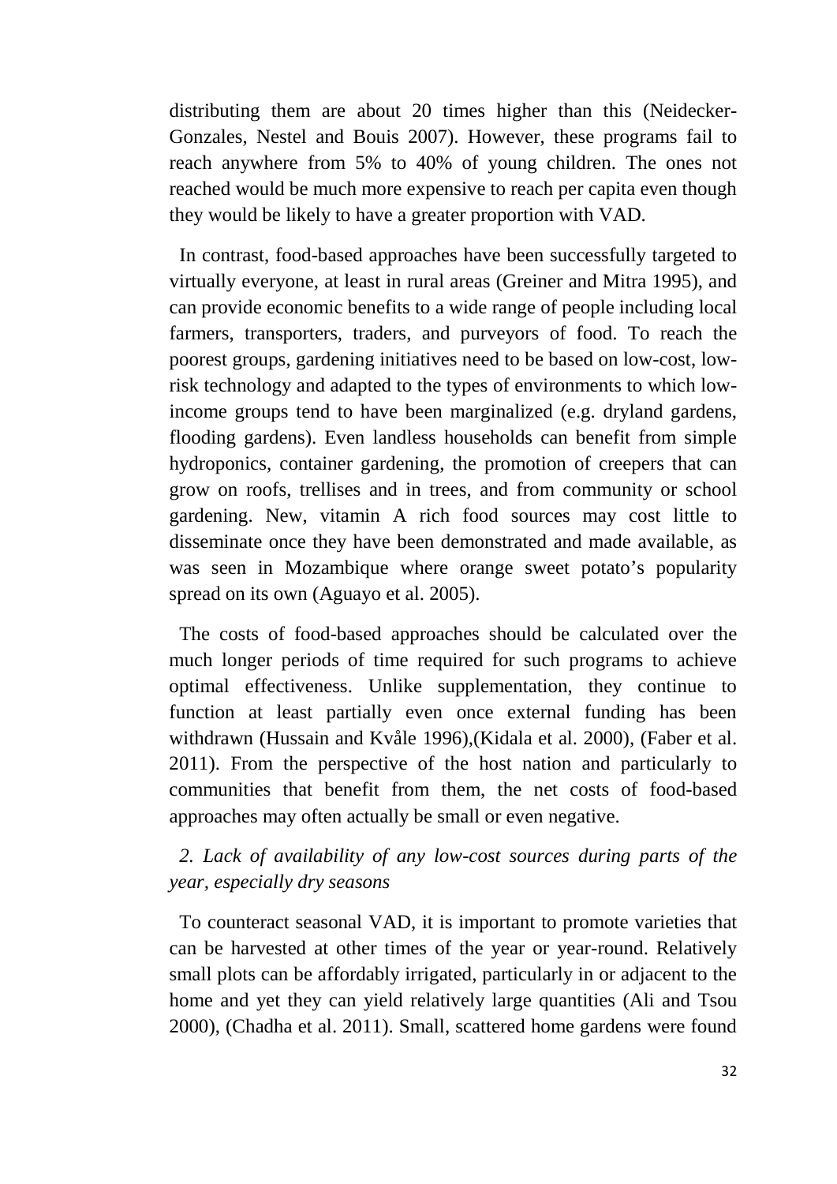distributing them are about 20 times higher than this (Neidecker-Gonzales, Nestel and Bouis 2007). However, these programs fail to reach anywhere from 5% to 40% of young children. The ones not reached would be much more expensive to reach per capita even though they would be likely to have a greater proportion with VAD.

In contrast, food-based approaches have been successfully targeted to virtually everyone, at least in rural areas (Greiner and Mitra 1995), and can provide economic benefits to a wide range of people including local farmers, transporters, traders, and purveyors of food. To reach the poorest groups, gardening initiatives need to be based on low-cost, low-risk technology and adapted to the types of environments to which low-income groups tend to have been marginalized (e.g. dryland gardens, flooding gardens). Even landless households can benefit from simple hydroponics, container gardening, the promotion of creepers that can grow on roofs, trellises and in trees, and from community or school gardening. New, vitamin A rich food sources may cost little to disseminate once they have been demonstrated and made available, as was seen in Mozambique where orange sweet potato's popularity spread on its own (Aguayo et al. 2005).

The costs of food-based approaches should be calculated over the much longer periods of time required for such programs to achieve optimal effectiveness. Unlike supplementation, they continue to function at least partially even once external funding has been withdrawn (Hussain and Kvåle 1996),(Kidala et al. 2000), (Faber et al. 2011). From the perspective of the host nation and particularly to communities that benefit from them, the net costs of food-based approaches may often actually be small or even negative.

*2. Lack of availability of any low-cost sources during parts of the year, especially dry seasons*

To counteract seasonal VAD, it is important to promote varieties that can be harvested at other times of the year or year-round. Relatively small plots can be affordably irrigated, particularly in or adjacent to the home and yet they can yield relatively large quantities (Ali and Tsou 2000), (Chadha et al. 2011). Small, scattered home gardens were found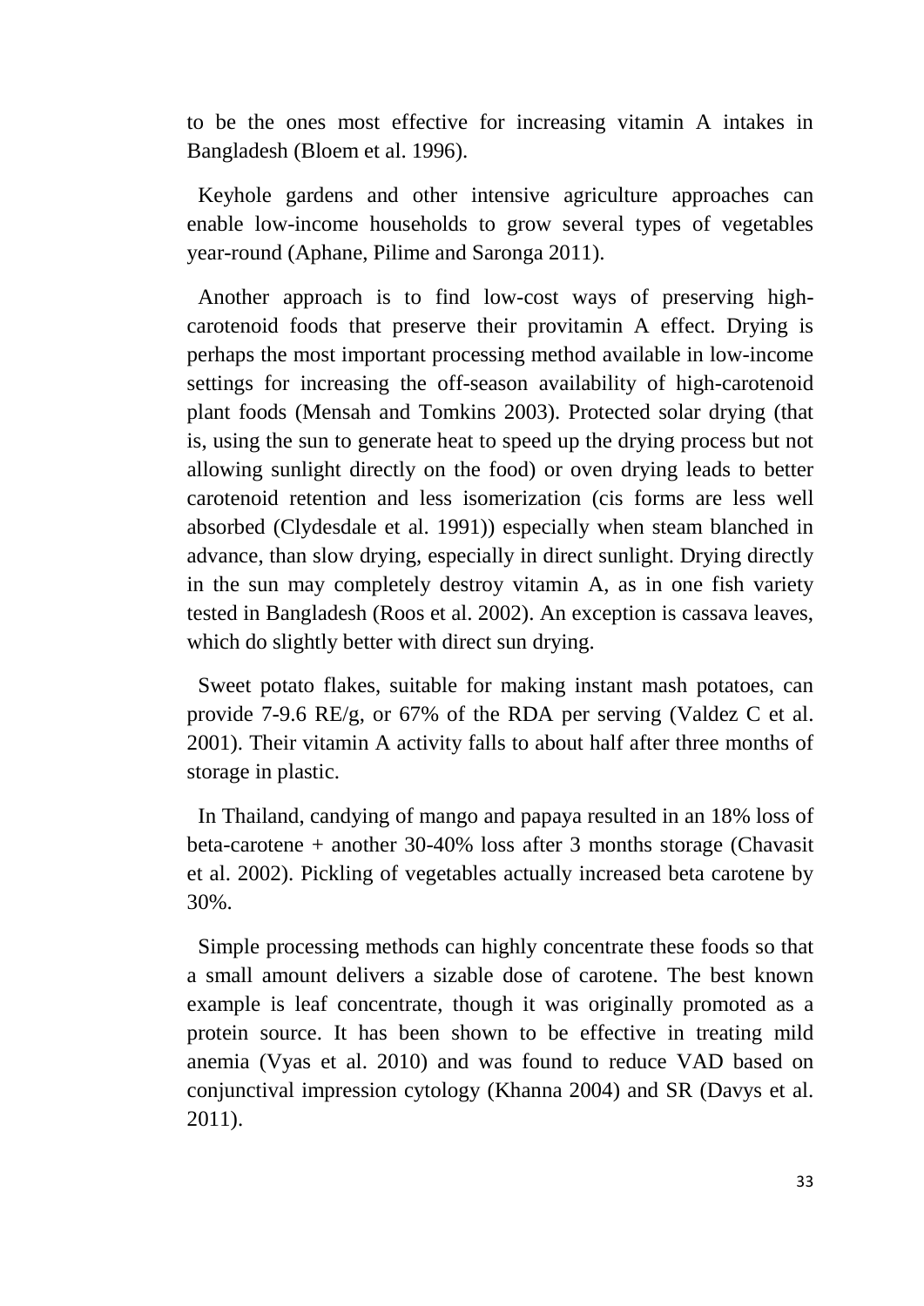to be the ones most effective for increasing vitamin A intakes in Bangladesh (Bloem et al. 1996).

Keyhole gardens and other intensive agriculture approaches can enable low-income households to grow several types of vegetables year-round (Aphane, Pilime and Saronga 2011).

Another approach is to find low-cost ways of preserving high-carotenoid foods that preserve their provitamin A effect. Drying is perhaps the most important processing method available in low-income settings for increasing the off-season availability of high-carotenoid plant foods (Mensah and Tomkins 2003). Protected solar drying (that is, using the sun to generate heat to speed up the drying process but not allowing sunlight directly on the food) or oven drying leads to better carotenoid retention and less isomerization (cis forms are less well absorbed (Clydesdale et al. 1991)) especially when steam blanched in advance, than slow drying, especially in direct sunlight. Drying directly in the sun may completely destroy vitamin A, as in one fish variety tested in Bangladesh (Roos et al. 2002). An exception is cassava leaves, which do slightly better with direct sun drying.

Sweet potato flakes, suitable for making instant mash potatoes, can provide 7-9.6 RE/g, or 67% of the RDA per serving (Valdez C et al. 2001). Their vitamin A activity falls to about half after three months of storage in plastic.

In Thailand, candying of mango and papaya resulted in an 18% loss of beta-carotene + another 30-40% loss after 3 months storage (Chavasit et al. 2002). Pickling of vegetables actually increased beta carotene by 30%.

Simple processing methods can highly concentrate these foods so that a small amount delivers a sizable dose of carotene. The best known example is leaf concentrate, though it was originally promoted as a protein source. It has been shown to be effective in treating mild anemia (Vyas et al. 2010) and was found to reduce VAD based on conjunctival impression cytology (Khanna 2004) and SR (Davys et al. 2011).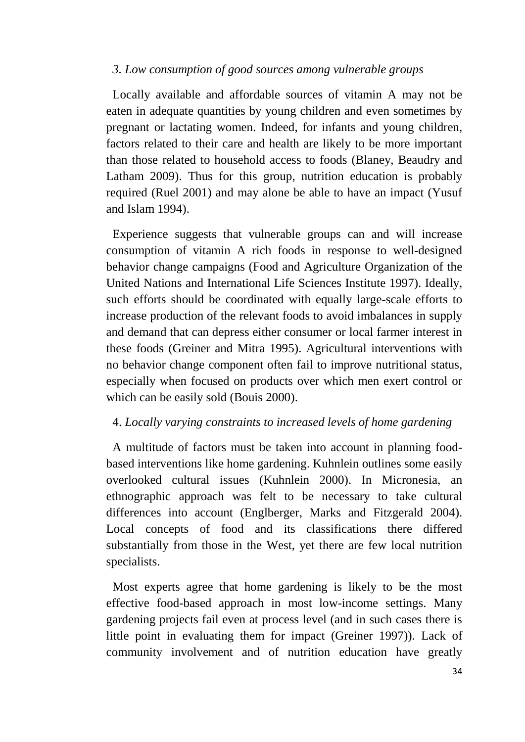*3. Low consumption of good sources among vulnerable groups*

Locally available and affordable sources of vitamin A may not be eaten in adequate quantities by young children and even sometimes by pregnant or lactating women. Indeed, for infants and young children, factors related to their care and health are likely to be more important than those related to household access to foods (Blaney, Beaudry and Latham 2009). Thus for this group, nutrition education is probably required (Ruel 2001) and may alone be able to have an impact (Yusuf and Islam 1994).

Experience suggests that vulnerable groups can and will increase consumption of vitamin A rich foods in response to well-designed behavior change campaigns (Food and Agriculture Organization of the United Nations and International Life Sciences Institute 1997). Ideally, such efforts should be coordinated with equally large-scale efforts to increase production of the relevant foods to avoid imbalances in supply and demand that can depress either consumer or local farmer interest in these foods (Greiner and Mitra 1995). Agricultural interventions with no behavior change component often fail to improve nutritional status, especially when focused on products over which men exert control or which can be easily sold (Bouis 2000).

4. *Locally varying constraints to increased levels of home gardening*

A multitude of factors must be taken into account in planning food-based interventions like home gardening. Kuhnlein outlines some easily overlooked cultural issues (Kuhnlein 2000). In Micronesia, an ethnographic approach was felt to be necessary to take cultural differences into account (Englberger, Marks and Fitzgerald 2004). Local concepts of food and its classifications there differed substantially from those in the West, yet there are few local nutrition specialists.

Most experts agree that home gardening is likely to be the most effective food-based approach in most low-income settings. Many gardening projects fail even at process level (and in such cases there is little point in evaluating them for impact (Greiner 1997)). Lack of community involvement and of nutrition education have greatly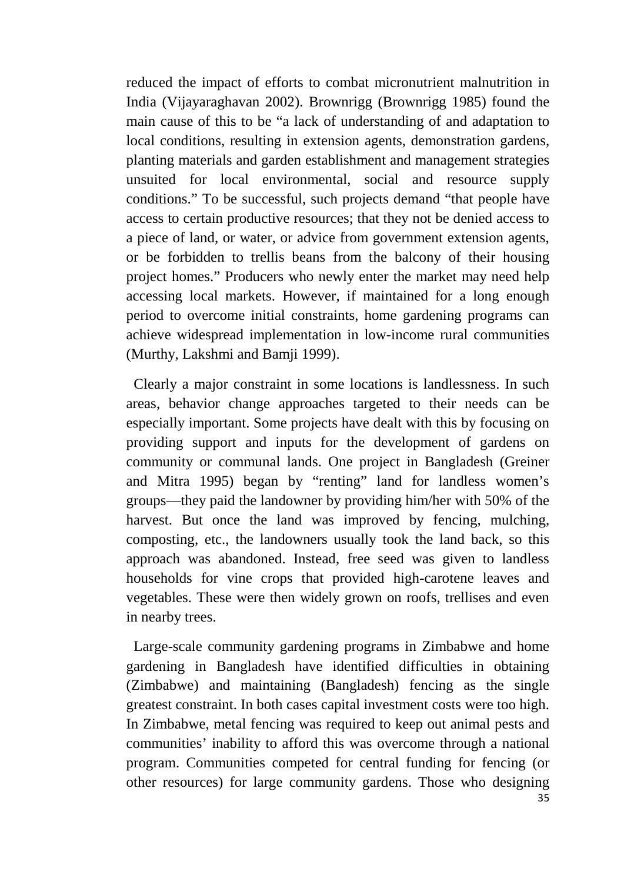reduced the impact of efforts to combat micronutrient malnutrition in India (Vijayaraghavan 2002). Brownrigg (Brownrigg 1985) found the main cause of this to be "a lack of understanding of and adaptation to local conditions, resulting in extension agents, demonstration gardens, planting materials and garden establishment and management strategies unsuited for local environmental, social and resource supply conditions." To be successful, such projects demand "that people have access to certain productive resources; that they not be denied access to a piece of land, or water, or advice from government extension agents, or be forbidden to trellis beans from the balcony of their housing project homes." Producers who newly enter the market may need help accessing local markets. However, if maintained for a long enough period to overcome initial constraints, home gardening programs can achieve widespread implementation in low-income rural communities (Murthy, Lakshmi and Bamji 1999).

Clearly a major constraint in some locations is landlessness. In such areas, behavior change approaches targeted to their needs can be especially important. Some projects have dealt with this by focusing on providing support and inputs for the development of gardens on community or communal lands. One project in Bangladesh (Greiner and Mitra 1995) began by "renting" land for landless women's groups—they paid the landowner by providing him/her with 50% of the harvest. But once the land was improved by fencing, mulching, composting, etc., the landowners usually took the land back, so this approach was abandoned. Instead, free seed was given to landless households for vine crops that provided high-carotene leaves and vegetables. These were then widely grown on roofs, trellises and even in nearby trees.

Large-scale community gardening programs in Zimbabwe and home gardening in Bangladesh have identified difficulties in obtaining (Zimbabwe) and maintaining (Bangladesh) fencing as the single greatest constraint. In both cases capital investment costs were too high. In Zimbabwe, metal fencing was required to keep out animal pests and communities' inability to afford this was overcome through a national program. Communities competed for central funding for fencing (or other resources) for large community gardens. Those who designing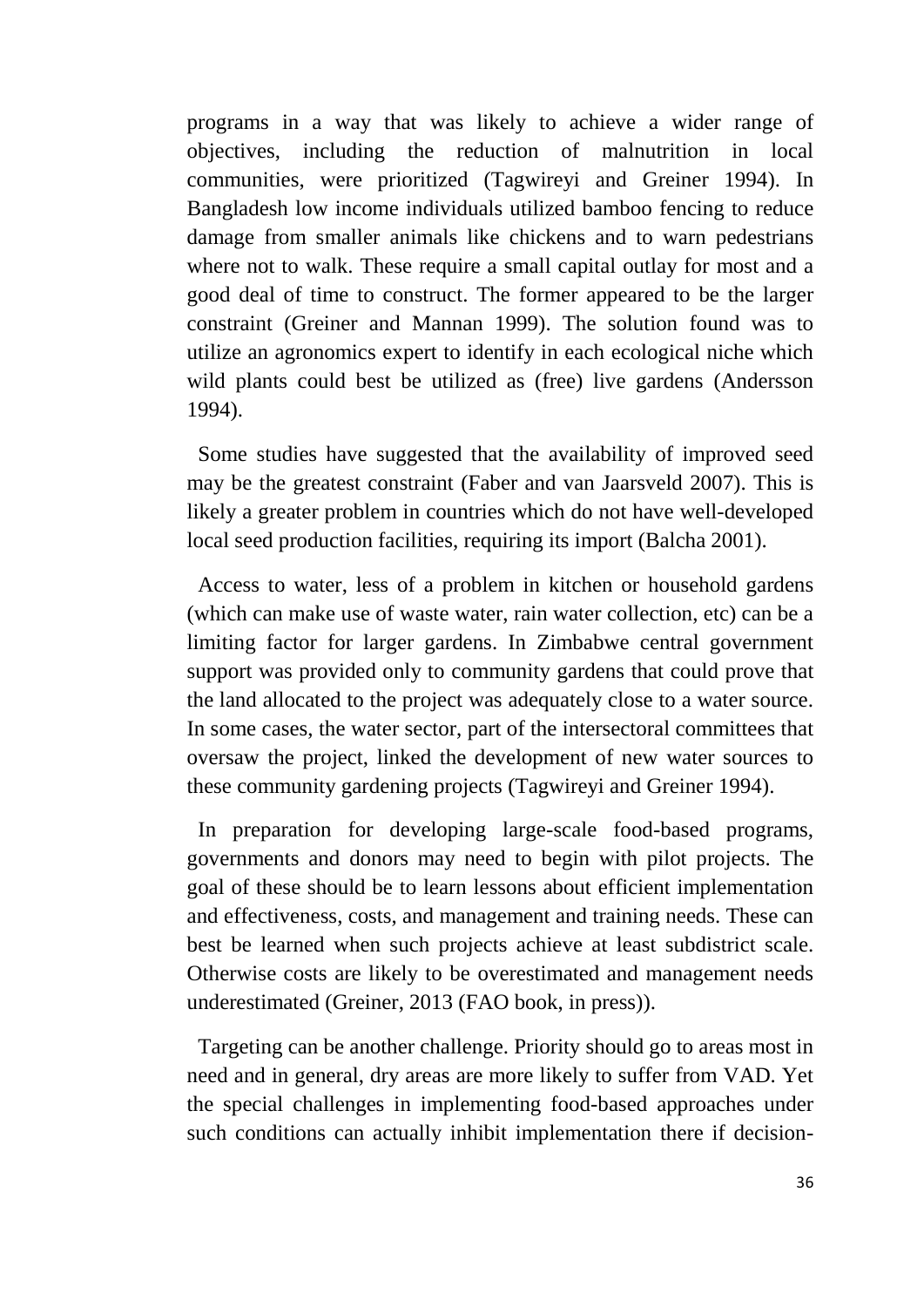programs in a way that was likely to achieve a wider range of objectives, including the reduction of malnutrition in local communities, were prioritized (Tagwireyi and Greiner 1994). In Bangladesh low income individuals utilized bamboo fencing to reduce damage from smaller animals like chickens and to warn pedestrians where not to walk. These require a small capital outlay for most and a good deal of time to construct. The former appeared to be the larger constraint (Greiner and Mannan 1999). The solution found was to utilize an agronomics expert to identify in each ecological niche which wild plants could best be utilized as (free) live gardens (Andersson 1994).

Some studies have suggested that the availability of improved seed may be the greatest constraint (Faber and van Jaarsveld 2007). This is likely a greater problem in countries which do not have well-developed local seed production facilities, requiring its import (Balcha 2001).

Access to water, less of a problem in kitchen or household gardens (which can make use of waste water, rain water collection, etc) can be a limiting factor for larger gardens. In Zimbabwe central government support was provided only to community gardens that could prove that the land allocated to the project was adequately close to a water source. In some cases, the water sector, part of the intersectoral committees that oversaw the project, linked the development of new water sources to these community gardening projects (Tagwireyi and Greiner 1994).

In preparation for developing large-scale food-based programs, governments and donors may need to begin with pilot projects. The goal of these should be to learn lessons about efficient implementation and effectiveness, costs, and management and training needs. These can best be learned when such projects achieve at least subdistrict scale. Otherwise costs are likely to be overestimated and management needs underestimated (Greiner, 2013 (FAO book, in press)).

Targeting can be another challenge. Priority should go to areas most in need and in general, dry areas are more likely to suffer from VAD. Yet the special challenges in implementing food-based approaches under such conditions can actually inhibit implementation there if decision-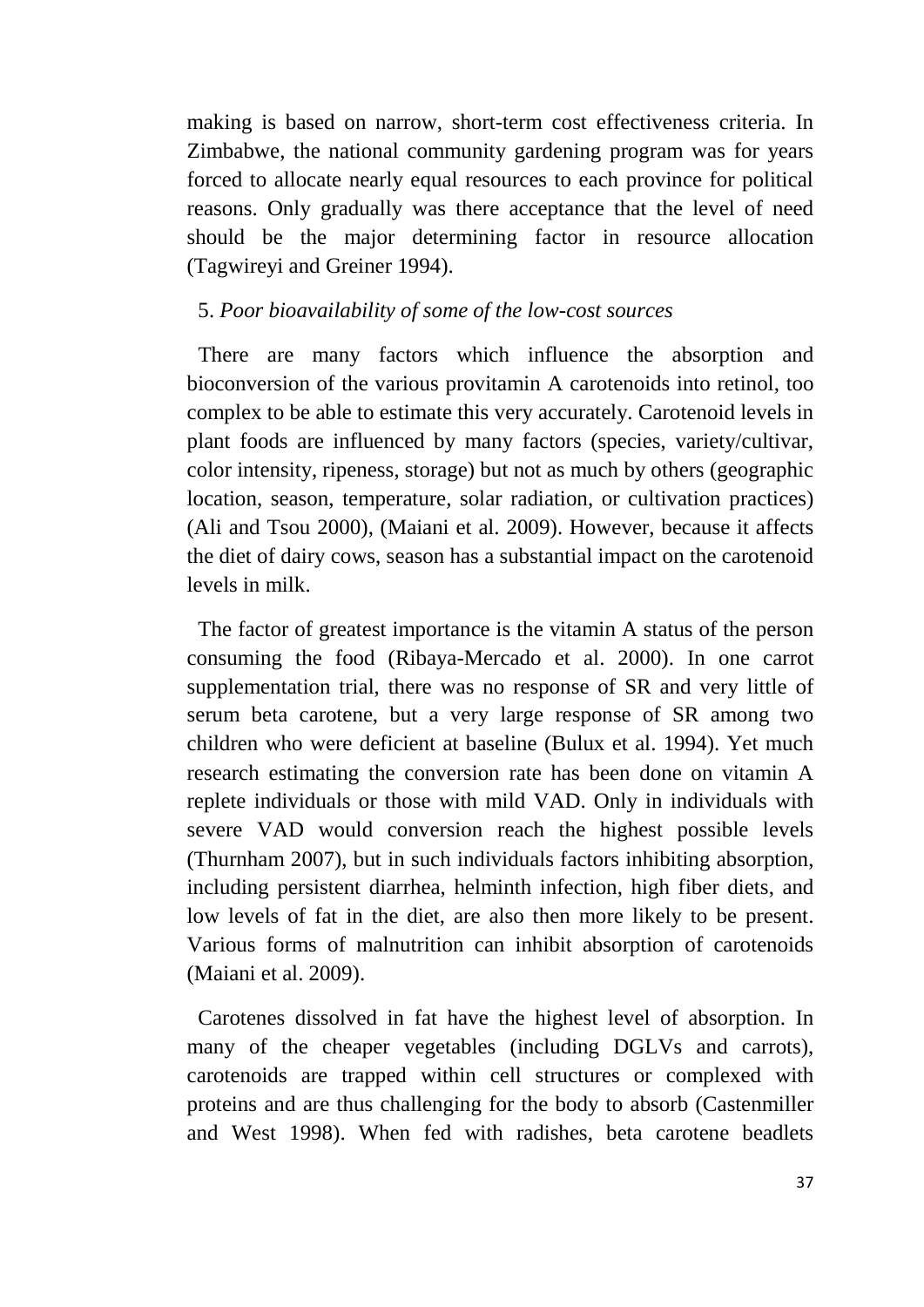making is based on narrow, short-term cost effectiveness criteria. In Zimbabwe, the national community gardening program was for years forced to allocate nearly equal resources to each province for political reasons. Only gradually was there acceptance that the level of need should be the major determining factor in resource allocation (Tagwireyi and Greiner 1994).

5. *Poor bioavailability of some of the low-cost sources*

There are many factors which influence the absorption and bioconversion of the various provitamin A carotenoids into retinol, too complex to be able to estimate this very accurately. Carotenoid levels in plant foods are influenced by many factors (species, variety/cultivar, color intensity, ripeness, storage) but not as much by others (geographic location, season, temperature, solar radiation, or cultivation practices) (Ali and Tsou 2000), (Maiani et al. 2009). However, because it affects the diet of dairy cows, season has a substantial impact on the carotenoid levels in milk.

The factor of greatest importance is the vitamin A status of the person consuming the food (Ribaya-Mercado et al. 2000). In one carrot supplementation trial, there was no response of SR and very little of serum beta carotene, but a very large response of SR among two children who were deficient at baseline (Bulux et al. 1994). Yet much research estimating the conversion rate has been done on vitamin A replete individuals or those with mild VAD. Only in individuals with severe VAD would conversion reach the highest possible levels (Thurnham 2007), but in such individuals factors inhibiting absorption, including persistent diarrhea, helminth infection, high fiber diets, and low levels of fat in the diet, are also then more likely to be present. Various forms of malnutrition can inhibit absorption of carotenoids (Maiani et al. 2009).

Carotenes dissolved in fat have the highest level of absorption. In many of the cheaper vegetables (including DGLVs and carrots), carotenoids are trapped within cell structures or complexed with proteins and are thus challenging for the body to absorb (Castenmiller and West 1998). When fed with radishes, beta carotene beadlets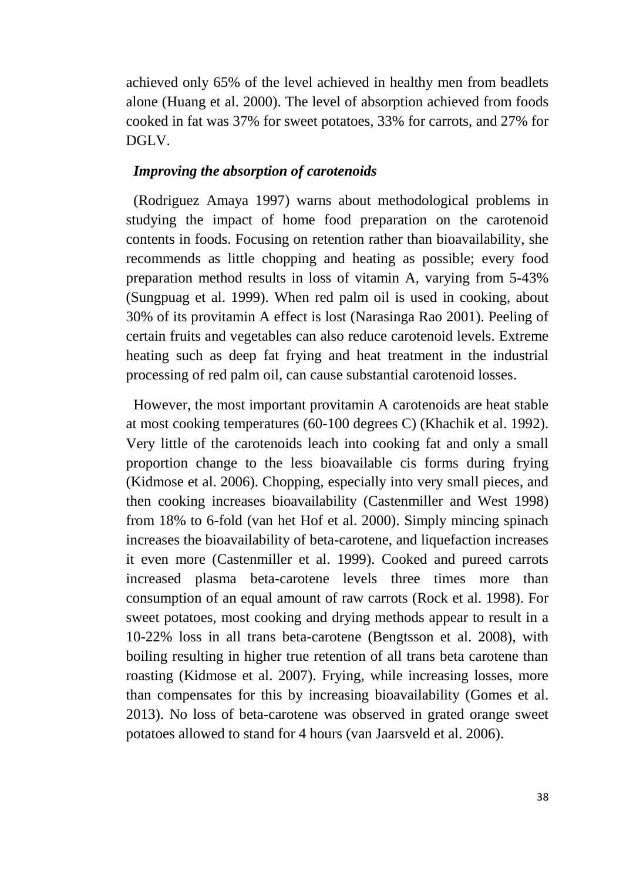achieved only 65% of the level achieved in healthy men from beadlets alone (Huang et al. 2000). The level of absorption achieved from foods cooked in fat was 37% for sweet potatoes, 33% for carrots, and 27% for DGLV.

### *Improving the absorption of carotenoids*

(Rodriguez Amaya 1997) warns about methodological problems in studying the impact of home food preparation on the carotenoid contents in foods. Focusing on retention rather than bioavailability, she recommends as little chopping and heating as possible; every food preparation method results in loss of vitamin A, varying from 5-43% (Sungpuag et al. 1999). When red palm oil is used in cooking, about 30% of its provitamin A effect is lost (Narasinga Rao 2001). Peeling of certain fruits and vegetables can also reduce carotenoid levels. Extreme heating such as deep fat frying and heat treatment in the industrial processing of red palm oil, can cause substantial carotenoid losses.

However, the most important provitamin A carotenoids are heat stable at most cooking temperatures (60-100 degrees C) (Khachik et al. 1992). Very little of the carotenoids leach into cooking fat and only a small proportion change to the less bioavailable cis forms during frying (Kidmose et al. 2006). Chopping, especially into very small pieces, and then cooking increases bioavailability (Castenmiller and West 1998) from 18% to 6-fold (van het Hof et al. 2000). Simply mincing spinach increases the bioavailability of beta-carotene, and liquefaction increases it even more (Castenmiller et al. 1999). Cooked and pureed carrots increased plasma beta-carotene levels three times more than consumption of an equal amount of raw carrots (Rock et al. 1998). For sweet potatoes, most cooking and drying methods appear to result in a 10-22% loss in all trans beta-carotene (Bengtsson et al. 2008), with boiling resulting in higher true retention of all trans beta carotene than roasting (Kidmose et al. 2007). Frying, while increasing losses, more than compensates for this by increasing bioavailability (Gomes et al. 2013). No loss of beta-carotene was observed in grated orange sweet potatoes allowed to stand for 4 hours (van Jaarsveld et al. 2006).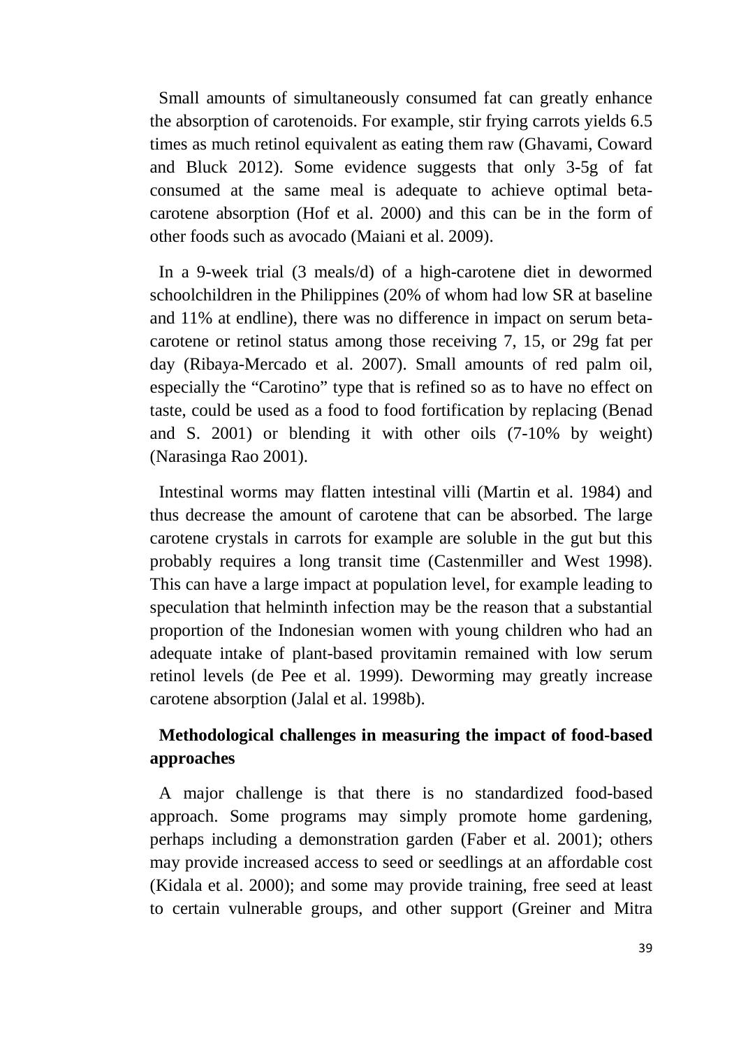Small amounts of simultaneously consumed fat can greatly enhance the absorption of carotenoids. For example, stir frying carrots yields 6.5 times as much retinol equivalent as eating them raw (Ghavami, Coward and Bluck 2012). Some evidence suggests that only 3-5g of fat consumed at the same meal is adequate to achieve optimal beta-carotene absorption (Hof et al. 2000) and this can be in the form of other foods such as avocado (Maiani et al. 2009).

In a 9-week trial (3 meals/d) of a high-carotene diet in dewormed schoolchildren in the Philippines (20% of whom had low SR at baseline and 11% at endline), there was no difference in impact on serum beta-carotene or retinol status among those receiving 7, 15, or 29g fat per day (Ribaya-Mercado et al. 2007). Small amounts of red palm oil, especially the "Carotino" type that is refined so as to have no effect on taste, could be used as a food to food fortification by replacing (Benad and S. 2001) or blending it with other oils (7-10% by weight) (Narasinga Rao 2001).

Intestinal worms may flatten intestinal villi (Martin et al. 1984) and thus decrease the amount of carotene that can be absorbed. The large carotene crystals in carrots for example are soluble in the gut but this probably requires a long transit time (Castenmiller and West 1998). This can have a large impact at population level, for example leading to speculation that helminth infection may be the reason that a substantial proportion of the Indonesian women with young children who had an adequate intake of plant-based provitamin remained with low serum retinol levels (de Pee et al. 1999). Deworming may greatly increase carotene absorption (Jalal et al. 1998b).

## Methodological challenges in measuring the impact of food-based approaches

A major challenge is that there is no standardized food-based approach. Some programs may simply promote home gardening, perhaps including a demonstration garden (Faber et al. 2001); others may provide increased access to seed or seedlings at an affordable cost (Kidala et al. 2000); and some may provide training, free seed at least to certain vulnerable groups, and other support (Greiner and Mitra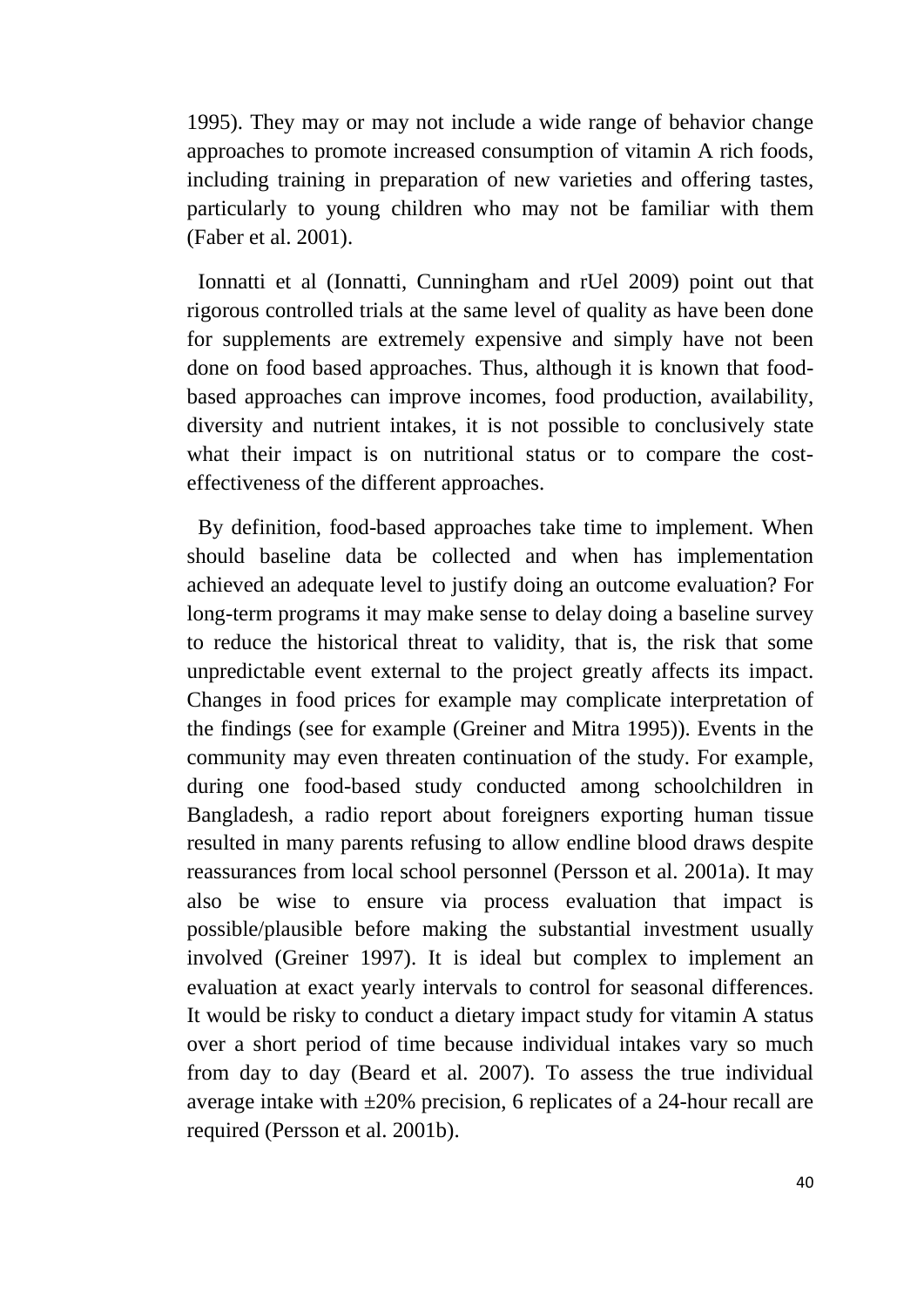1995). They may or may not include a wide range of behavior change approaches to promote increased consumption of vitamin A rich foods, including training in preparation of new varieties and offering tastes, particularly to young children who may not be familiar with them (Faber et al. 2001).

Ionnatti et al (Ionnatti, Cunningham and rUel 2009) point out that rigorous controlled trials at the same level of quality as have been done for supplements are extremely expensive and simply have not been done on food based approaches. Thus, although it is known that food-based approaches can improve incomes, food production, availability, diversity and nutrient intakes, it is not possible to conclusively state what their impact is on nutritional status or to compare the cost-effectiveness of the different approaches.

By definition, food-based approaches take time to implement. When should baseline data be collected and when has implementation achieved an adequate level to justify doing an outcome evaluation? For long-term programs it may make sense to delay doing a baseline survey to reduce the historical threat to validity, that is, the risk that some unpredictable event external to the project greatly affects its impact. Changes in food prices for example may complicate interpretation of the findings (see for example (Greiner and Mitra 1995)). Events in the community may even threaten continuation of the study. For example, during one food-based study conducted among schoolchildren in Bangladesh, a radio report about foreigners exporting human tissue resulted in many parents refusing to allow endline blood draws despite reassurances from local school personnel (Persson et al. 2001a). It may also be wise to ensure via process evaluation that impact is possible/plausible before making the substantial investment usually involved (Greiner 1997). It is ideal but complex to implement an evaluation at exact yearly intervals to control for seasonal differences. It would be risky to conduct a dietary impact study for vitamin A status over a short period of time because individual intakes vary so much from day to day (Beard et al. 2007). To assess the true individual average intake with ±20% precision, 6 replicates of a 24-hour recall are required (Persson et al. 2001b).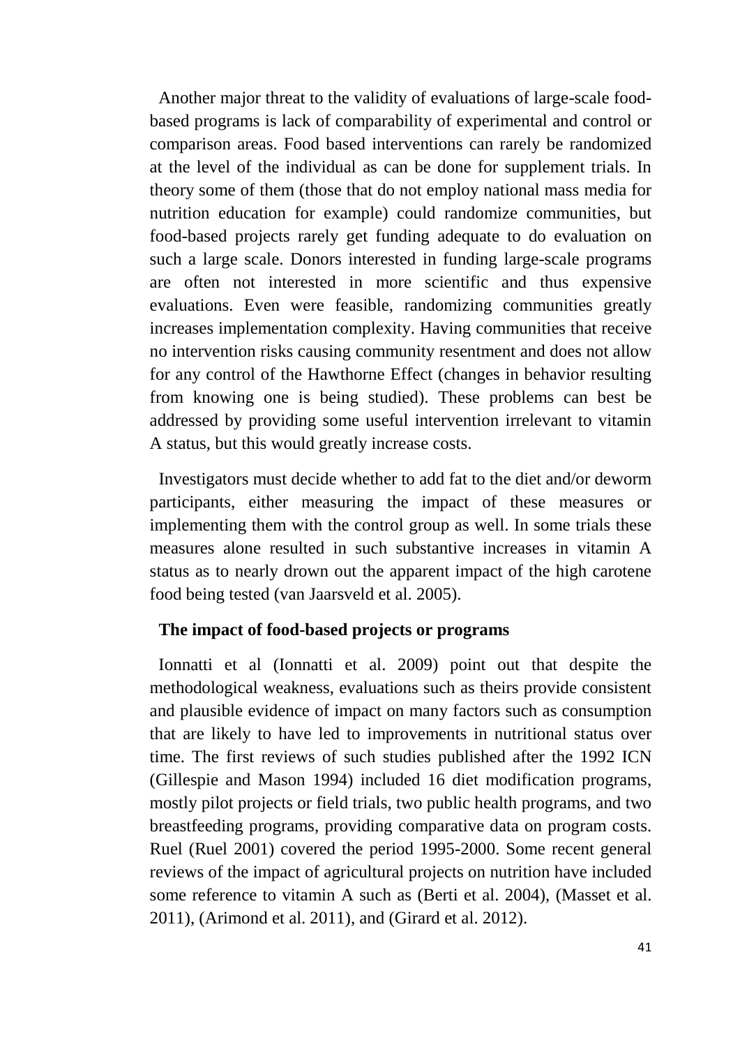Another major threat to the validity of evaluations of large-scale food-based programs is lack of comparability of experimental and control or comparison areas. Food based interventions can rarely be randomized at the level of the individual as can be done for supplement trials. In theory some of them (those that do not employ national mass media for nutrition education for example) could randomize communities, but food-based projects rarely get funding adequate to do evaluation on such a large scale. Donors interested in funding large-scale programs are often not interested in more scientific and thus expensive evaluations. Even were feasible, randomizing communities greatly increases implementation complexity. Having communities that receive no intervention risks causing community resentment and does not allow for any control of the Hawthorne Effect (changes in behavior resulting from knowing one is being studied). These problems can best be addressed by providing some useful intervention irrelevant to vitamin A status, but this would greatly increase costs.

Investigators must decide whether to add fat to the diet and/or deworm participants, either measuring the impact of these measures or implementing them with the control group as well. In some trials these measures alone resulted in such substantive increases in vitamin A status as to nearly drown out the apparent impact of the high carotene food being tested (van Jaarsveld et al. 2005).

**The impact of food-based projects or programs**

Ionnatti et al (Ionnatti et al. 2009) point out that despite the methodological weakness, evaluations such as theirs provide consistent and plausible evidence of impact on many factors such as consumption that are likely to have led to improvements in nutritional status over time. The first reviews of such studies published after the 1992 ICN (Gillespie and Mason 1994) included 16 diet modification programs, mostly pilot projects or field trials, two public health programs, and two breastfeeding programs, providing comparative data on program costs. Ruel (Ruel 2001) covered the period 1995-2000. Some recent general reviews of the impact of agricultural projects on nutrition have included some reference to vitamin A such as (Berti et al. 2004), (Masset et al. 2011), (Arimond et al. 2011), and (Girard et al. 2012).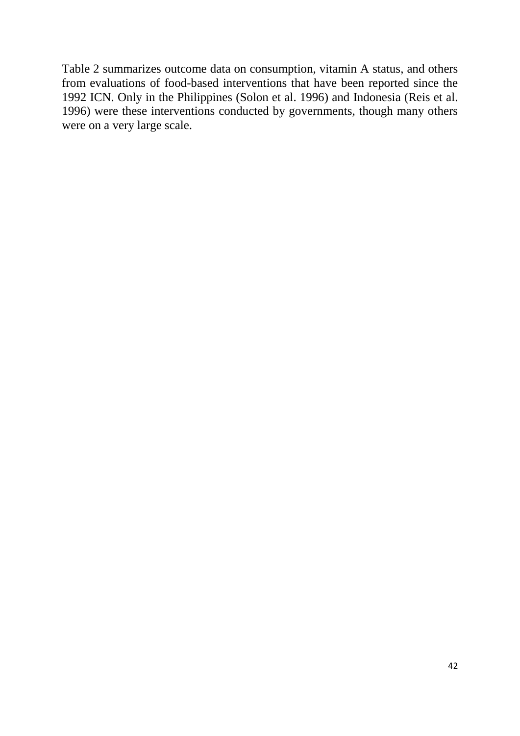Table 2 summarizes outcome data on consumption, vitamin A status, and others from evaluations of food-based interventions that have been reported since the 1992 ICN. Only in the Philippines (Solon et al. 1996) and Indonesia (Reis et al. 1996) were these interventions conducted by governments, though many others were on a very large scale.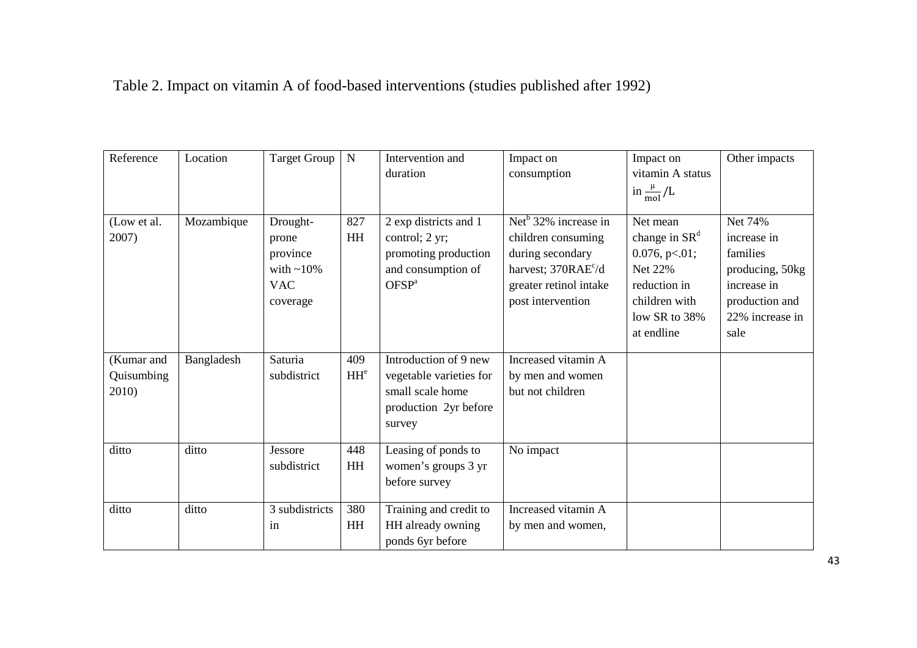Table 2. Impact on vitamin A of food-based interventions (studies published after 1992)

| Reference | Location | Target Group | N | Intervention and duration | Impact on consumption | Impact on vitamin A status in $\frac{\mu}{\text{mol}}/\text{L}$ | Other impacts |
|---|---|---|---|---|---|---|---|
| (Low et al. 2007) | Mozambique | Drought-prone province with ~10% VAC coverage | 827 HH | 2 exp districts and 1 control; 2 yr; promoting production and consumption of OFSP[a] | Net[b] 32% increase in children consuming during secondary harvest; 370RAE[c]/d greater retinol intake post intervention | Net mean change in SR[d] 0.076, $p<.01$; Net 22% reduction in children with low SR to 38% at endline | Net 74% increase in families producing, 50kg increase in production and 22% increase in sale |
| (Kumar and Quisumbing 2010) | Bangladesh | Saturia subdistrict | 409 HH[e] | Introduction of 9 new vegetable varieties for small scale home production 2yr before survey | Increased vitamin A by men and women but not children | | |
| ditto | ditto | Jessore subdistrict | 448 HH | Leasing of ponds to women's groups 3 yr before survey | No impact | | |
| ditto | ditto | 3 subdistricts in | 380 HH | Training and credit to HH already owning ponds 6yr before | Increased vitamin A by men and women, | | |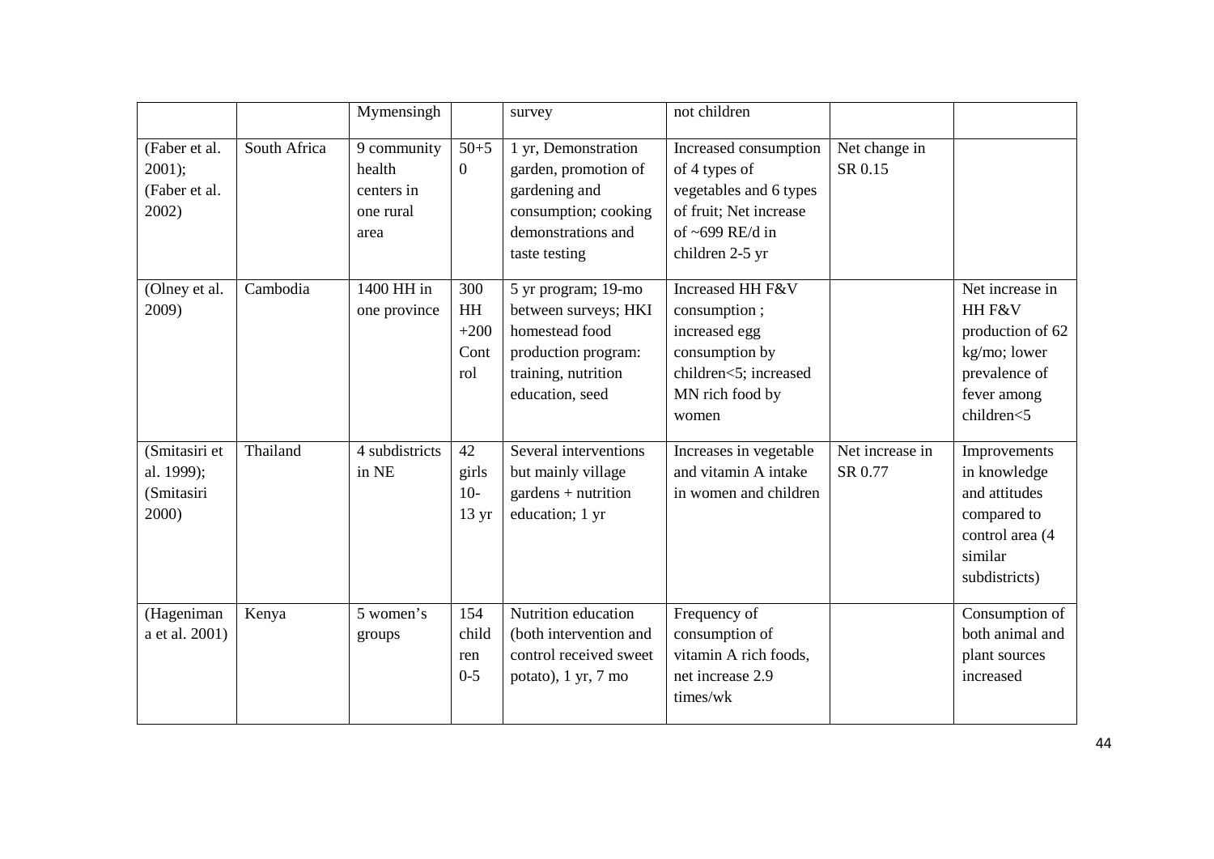| | | | | | | | |
|---|---|---|---|---|---|---|---|
| | | Mymensingh | | survey | not children | | |
| (Faber et al. 2001); (Faber et al. 2002) | South Africa | 9 community health centers in one rural area | 50+50 | 1 yr, Demonstration garden, promotion of gardening and consumption; cooking demonstrations and taste testing | Increased consumption of 4 types of vegetables and 6 types of fruit; Net increase of ~699 RE/d in children 2-5 yr | Net change in SR 0.15 | |
| (Olney et al. 2009) | Cambodia | 1400 HH in one province | 300 HH +200 Control | 5 yr program; 19-mo between surveys; HKI homestead food production program: training, nutrition education, seed | Increased HH F&V consumption ; increased egg consumption by children<5; increased MN rich food by women | | Net increase in HH F&V production of 62 kg/mo; lower prevalence of fever among children<5 |
| (Smitasiri et al. 1999); (Smitasiri 2000) | Thailand | 4 subdistricts in NE | 42 girls 10-13 yr | Several interventions but mainly village gardens + nutrition education; 1 yr | Increases in vegetable and vitamin A intake in women and children | Net increase in SR 0.77 | Improvements in knowledge and attitudes compared to control area (4 similar subdistricts) |
| (Hagenimana et al. 2001) | Kenya | 5 women's groups | 154 children 0-5 | Nutrition education (both intervention and control received sweet potato), 1 yr, 7 mo | Frequency of consumption of vitamin A rich foods, net increase 2.9 times/wk | | Consumption of both animal and plant sources increased |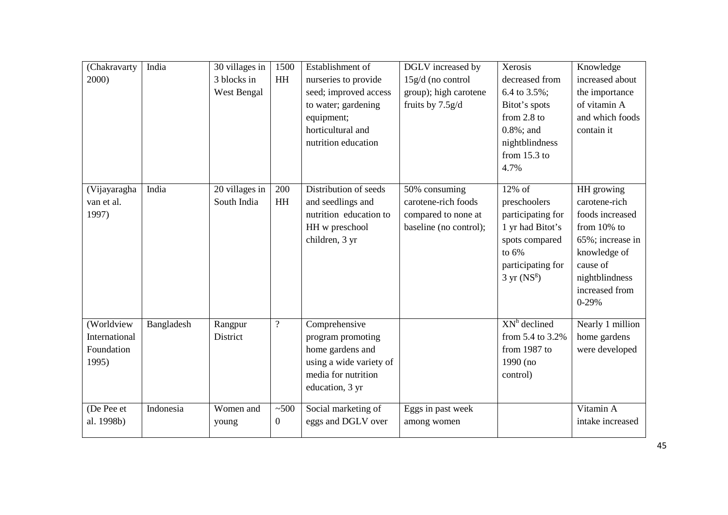| | | | | | | | |
|---|---|---|---|---|---|---|---|
| (Chakravarty 2000) | India | 30 villages in 3 blocks in West Bengal | 1500 HH | Establishment of nurseries to provide seed; improved access to water; gardening equipment; horticultural and nutrition education | DGLV increased by 15g/d (no control group); high carotene fruits by 7.5g/d | Xerosis decreased from 6.4 to 3.5%; Bitot's spots from 2.8 to 0.8%; and nightblindness from 15.3 to 4.7% | Knowledge increased about the importance of vitamin A and which foods contain it |
| (Vijayaraghavan et al. 1997) | India | 20 villages in South India | 200 HH | Distribution of seeds and seedlings and nutrition education to HH w preschool children, 3 yr | 50% consuming carotene-rich foods compared to none at baseline (no control); | 12% of preschoolers participating for 1 yr had Bitot's spots compared to 6% participating for 3 yr (NS[g]) | HH growing carotene-rich foods increased from 10% to 65%; increase in knowledge of cause of nightblindness increased from 0-29% |
| (Worldview International Foundation 1995) | Bangladesh | Rangpur District | ? | Comprehensive program promoting home gardens and using a wide variety of media for nutrition education, 3 yr | | XN[h] declined from 5.4 to 3.2% from 1987 to 1990 (no control) | Nearly 1 million home gardens were developed |
| (De Pee et al. 1998b) | Indonesia | Women and young | ~5000 | Social marketing of eggs and DGLV over | Eggs in past week among women | | Vitamin A intake increased |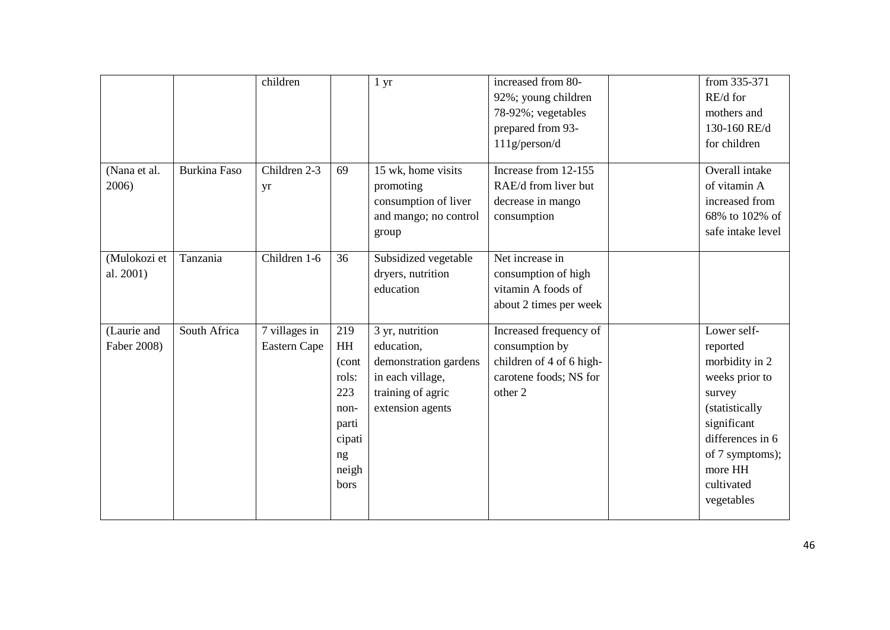| | | | | | | | |
|---|---|---|---|---|---|---|---|
| | | children | | 1 yr | increased from 80-92%; young children 78-92%; vegetables prepared from 93-111g/person/d | | from 335-371 RE/d for mothers and 130-160 RE/d for children |
| (Nana et al. 2006) | Burkina Faso | Children 2-3 yr | 69 | 15 wk, home visits promoting consumption of liver and mango; no control group | Increase from 12-155 RAE/d from liver but decrease in mango consumption | | Overall intake of vitamin A increased from 68% to 102% of safe intake level |
| (Mulokozi et al. 2001) | Tanzania | Children 1-6 | 36 | Subsidized vegetable dryers, nutrition education | Net increase in consumption of high vitamin A foods of about 2 times per week | | |
| (Laurie and Faber 2008) | South Africa | 7 villages in Eastern Cape | 219 HH (controls: 223 non-participating neighbors | 3 yr, nutrition education, demonstration gardens in each village, training of agric extension agents | Increased frequency of consumption by children of 4 of 6 high-carotene foods; NS for other 2 | | Lower self-reported morbidity in 2 weeks prior to survey (statistically significant differences in 6 of 7 symptoms); more HH cultivated vegetables |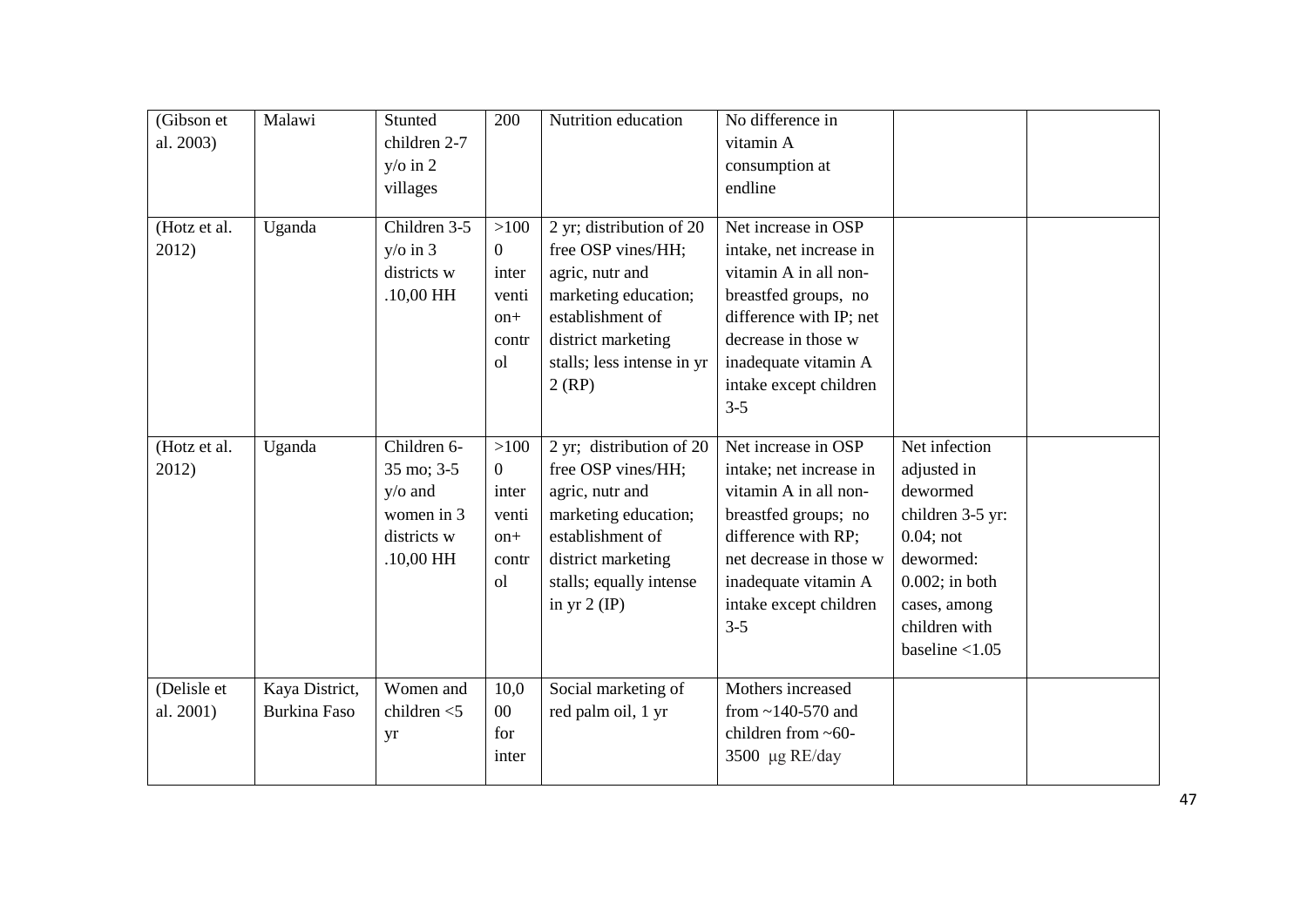| | | | | | | | |
|---|---|---|---|---|---|---|---|
| (Gibson et al. 2003) | Malawi | Stunted children 2-7 y/o in 2 villages | 200 | Nutrition education | No difference in vitamin A consumption at endline | | |
| (Hotz et al. 2012) | Uganda | Children 3-5 y/o in 3 districts w .10,00 HH | >1000 intervention+ control | 2 yr; distribution of 20 free OSP vines/HH; agric, nutr and marketing education; establishment of district marketing stalls; less intense in yr 2 (RP) | Net increase in OSP intake, net increase in vitamin A in all non-breastfed groups, no difference with IP; net decrease in those w inadequate vitamin A intake except children 3-5 | | |
| (Hotz et al. 2012) | Uganda | Children 6-35 mo; 3-5 y/o and women in 3 districts w .10,00 HH | >1000 intervention+ control | 2 yr; distribution of 20 free OSP vines/HH; agric, nutr and marketing education; establishment of district marketing stalls; equally intense in yr 2 (IP) | Net increase in OSP intake; net increase in vitamin A in all non-breastfed groups; no difference with RP; net decrease in those w inadequate vitamin A intake except children 3-5 | Net infection adjusted in dewormed children 3-5 yr: 0.04; not dewormed: 0.002; in both cases, among children with baseline <1.05 | |
| (Delisle et al. 2001) | Kaya District, Burkina Faso | Women and children <5 yr | 10,000 for inter | Social marketing of red palm oil, 1 yr | Mothers increased from ~140-570 and children from ~60-3500 µg RE/day | | |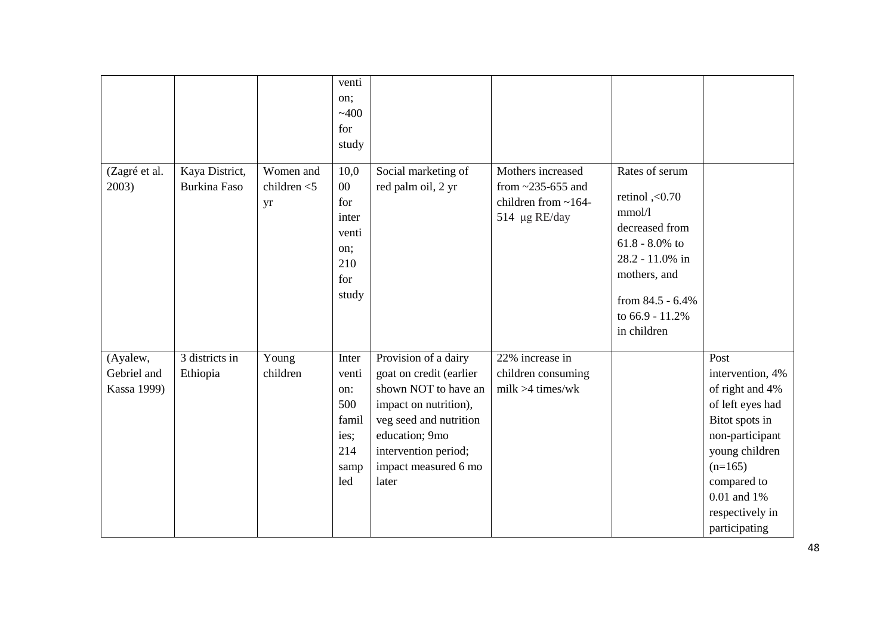| | | | vention; ~400 for study | | | | |
|---|---|---|---|---|---|---|---|
| (Zagré et al. 2003) | Kaya District, Burkina Faso | Women and children <5 yr | 10,000 for intervention; 210 for study | Social marketing of red palm oil, 2 yr | Mothers increased from ~235-655 and children from ~164-514 µg RE/day | Rates of serum retinol ,<0.70 mmol/l decreased from 61.8 - 8.0% to 28.2 - 11.0% in mothers, and from 84.5 - 6.4% to 66.9 - 11.2% in children | |
| (Ayalew, Gebriel and Kassa 1999) | 3 districts in Ethiopia | Young children | Intervention: 500 families; 214 sampled | Provision of a dairy goat on credit (earlier shown NOT to have an impact on nutrition), veg seed and nutrition education; 9mo intervention period; impact measured 6 mo later | 22% increase in children consuming milk >4 times/wk | | Post intervention, 4% of right and 4% of left eyes had Bitot spots in non-participant young children (n=165) compared to 0.01 and 1% respectively in participating |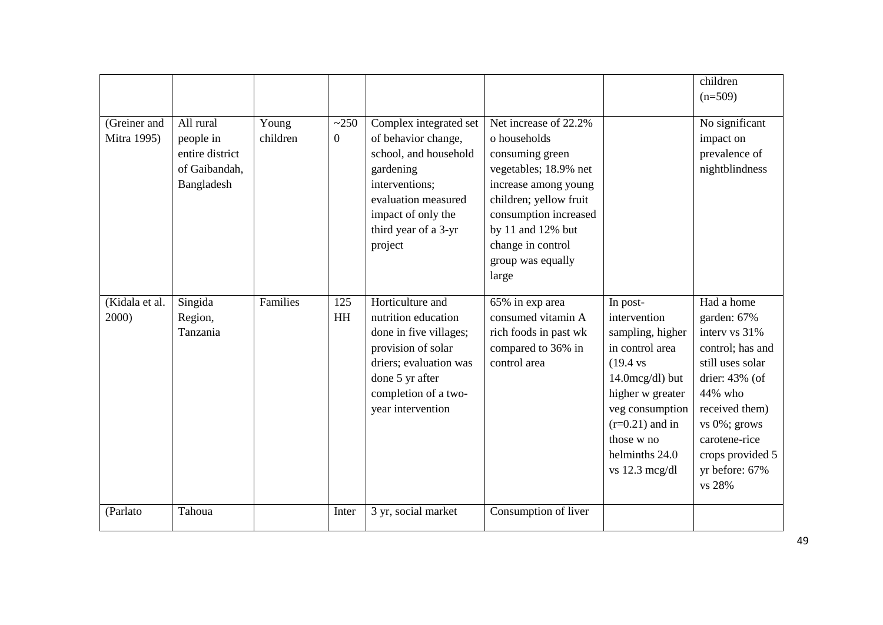| | | | | | | | |
|---|---|---|---|---|---|---|---|
| | | | | | | | children (n=509) |
| (Greiner and Mitra 1995) | All rural people in entire district of Gaibandah, Bangladesh | Young children | ~2500 | Complex integrated set of behavior change, school, and household gardening interventions; evaluation measured impact of only the third year of a 3-yr project | Net increase of 22.2% o households consuming green vegetables; 18.9% net increase among young children; yellow fruit consumption increased by 11 and 12% but change in control group was equally large | | No significant impact on prevalence of nightblindness |
| (Kidala et al. 2000) | Singida Region, Tanzania | Families | 125 HH | Horticulture and nutrition education done in five villages; provision of solar driers; evaluation was done 5 yr after completion of a two-year intervention | 65% in exp area consumed vitamin A rich foods in past wk compared to 36% in control area | In post-intervention sampling, higher in control area (19.4 vs 14.0mcg/dl) but higher w greater veg consumption (r=0.21) and in those w no helminths 24.0 vs 12.3 mcg/dl | Had a home garden: 67% interv vs 31% control; has and still uses solar drier: 43% (of 44% who received them) vs 0%; grows carotene-rice crops provided 5 yr before: 67% vs 28% |
| (Parlato | Tahoua | | Inter | 3 yr, social market | Consumption of liver | | |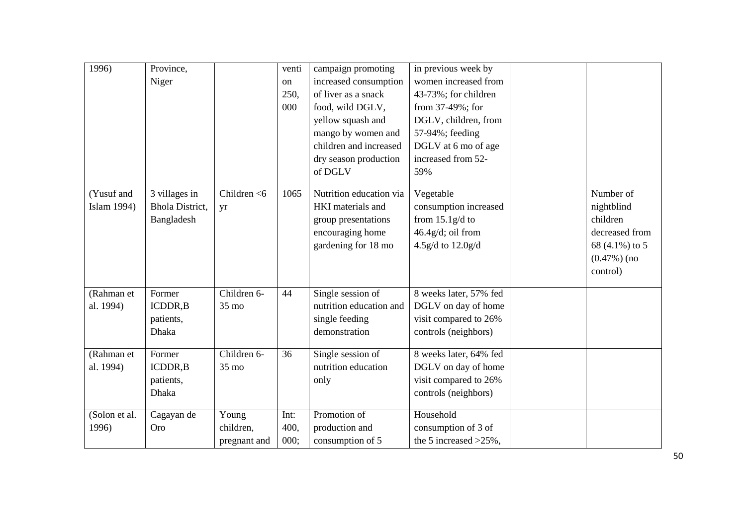| | | | | | | | |
|---|---|---|---|---|---|---|---|
| 1996) | Province, Niger | | venti on 250, 000 | campaign promoting increased consumption of liver as a snack food, wild DGLV, yellow squash and mango by women and children and increased dry season production of DGLV | in previous week by women increased from 43-73%; for children from 37-49%; for DGLV, children, from 57-94%; feeding DGLV at 6 mo of age increased from 52-59% | | |
| (Yusuf and Islam 1994) | 3 villages in Bhola District, Bangladesh | Children <6 yr | 1065 | Nutrition education via HKI materials and group presentations encouraging home gardening for 18 mo | Vegetable consumption increased from 15.1g/d to 46.4g/d; oil from 4.5g/d to 12.0g/d | | Number of nightblind children decreased from 68 (4.1%) to 5 (0.47%) (no control) |
| (Rahman et al. 1994) | Former ICDDR,B patients, Dhaka | Children 6-35 mo | 44 | Single session of nutrition education and single feeding demonstration | 8 weeks later, 57% fed DGLV on day of home visit compared to 26% controls (neighbors) | | |
| (Rahman et al. 1994) | Former ICDDR,B patients, Dhaka | Children 6-35 mo | 36 | Single session of nutrition education only | 8 weeks later, 64% fed DGLV on day of home visit compared to 26% controls (neighbors) | | |
| (Solon et al. 1996) | Cagayan de Oro | Young children, pregnant and | Int: 400, 000; | Promotion of production and consumption of 5 | Household consumption of 3 of the 5 increased >25%, | | |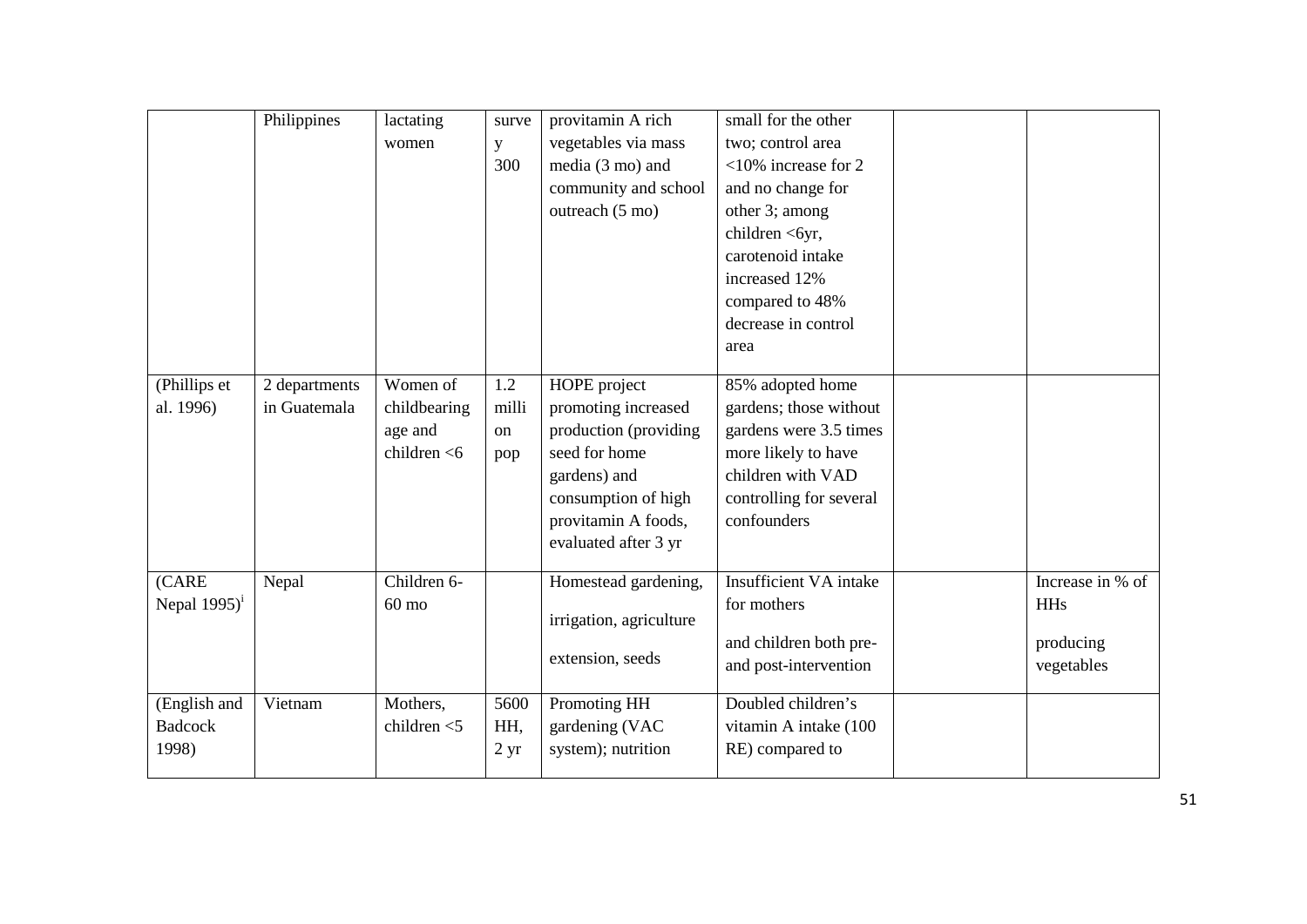| | | | | | | | |
|---|---|---|---|---|---|---|---|
| | Philippines | lactating women | survey 300 | provitamin A rich vegetables via mass media (3 mo) and community and school outreach (5 mo) | small for the other two; control area <10% increase for 2 and no change for other 3; among children <6yr, carotenoid intake increased 12% compared to 48% decrease in control area | | |
| (Phillips et al. 1996) | 2 departments in Guatemala | Women of childbearing age and children <6 | 1.2 million pop | HOPE project promoting increased production (providing seed for home gardens) and consumption of high provitamin A foods, evaluated after 3 yr | 85% adopted home gardens; those without gardens were 3.5 times more likely to have children with VAD controlling for several confounders | | |
| (CARE Nepal 1995)[i] | Nepal | Children 6-60 mo | | Homestead gardening, irrigation, agriculture extension, seeds | Insufficient VA intake for mothers and children both pre- and post-intervention | | Increase in % of HHs producing vegetables |
| (English and Badcock 1998) | Vietnam | Mothers, children <5 | 5600 HH, 2 yr | Promoting HH gardening (VAC system); nutrition | Doubled children's vitamin A intake (100 RE) compared to | | |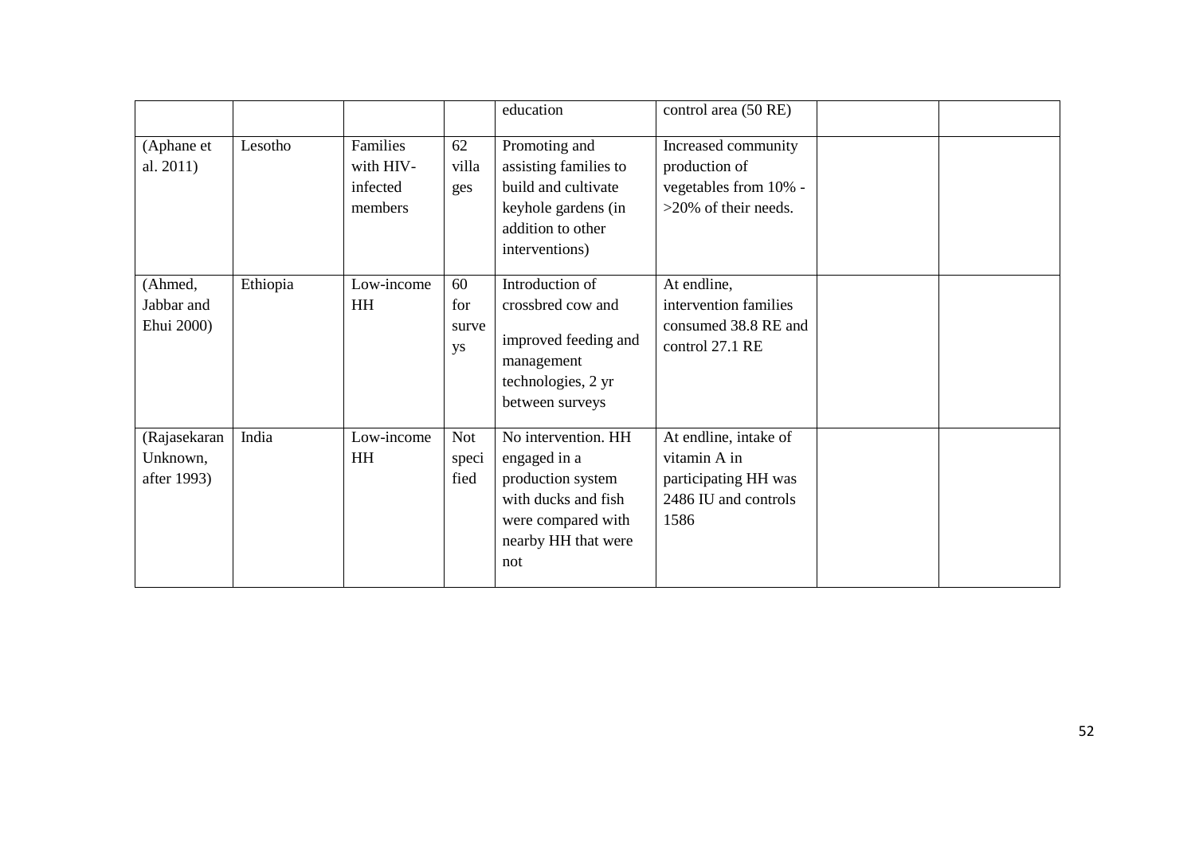| | | | | | | | |
|---|---|---|---|---|---|---|---|
| | | | | education | control area (50 RE) | | |
| (Aphane et al. 2011) | Lesotho | Families with HIV-infected members | 62 villages | Promoting and assisting families to build and cultivate keyhole gardens (in addition to other interventions) | Increased community production of vegetables from 10% - >20% of their needs. | | |
| (Ahmed, Jabbar and Ehui 2000) | Ethiopia | Low-income HH | 60 for surveys | Introduction of crossbred cow and improved feeding and management technologies, 2 yr between surveys | At endline, intervention families consumed 38.8 RE and control 27.1 RE | | |
| (Rajasekaran Unknown, after 1993) | India | Low-income HH | Not specified | No intervention. HH engaged in a production system with ducks and fish were compared with nearby HH that were not | At endline, intake of vitamin A in participating HH was 2486 IU and controls 1586 | | |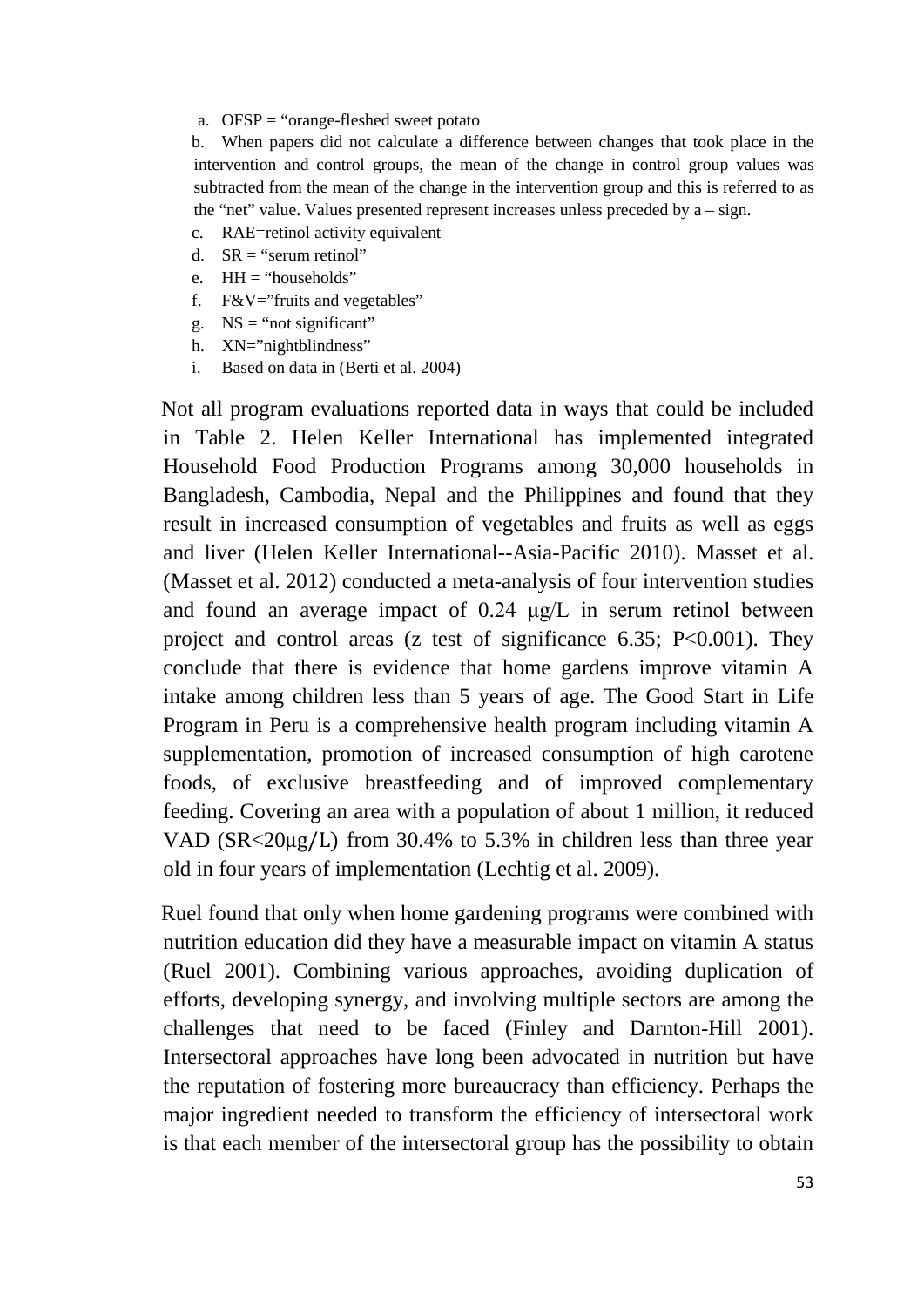a. OFSP = "orange-fleshed sweet potato
b. When papers did not calculate a difference between changes that took place in the intervention and control groups, the mean of the change in control group values was subtracted from the mean of the change in the intervention group and this is referred to as the "net" value. Values presented represent increases unless preceded by a – sign.
c. RAE=retinol activity equivalent
d. SR = "serum retinol"
e. HH = "households"
f. F&V="fruits and vegetables"
g. NS = "not significant"
h. XN="nightblindness"
i. Based on data in (Berti et al. 2004)

Not all program evaluations reported data in ways that could be included in Table 2. Helen Keller International has implemented integrated Household Food Production Programs among 30,000 households in Bangladesh, Cambodia, Nepal and the Philippines and found that they result in increased consumption of vegetables and fruits as well as eggs and liver (Helen Keller International--Asia-Pacific 2010). Masset et al. (Masset et al. 2012) conducted a meta-analysis of four intervention studies and found an average impact of 0.24 μg/L in serum retinol between project and control areas (z test of significance 6.35; P<0.001). They conclude that there is evidence that home gardens improve vitamin A intake among children less than 5 years of age. The Good Start in Life Program in Peru is a comprehensive health program including vitamin A supplementation, promotion of increased consumption of high carotene foods, of exclusive breastfeeding and of improved complementary feeding. Covering an area with a population of about 1 million, it reduced VAD (SR<20μg/L) from 30.4% to 5.3% in children less than three year old in four years of implementation (Lechtig et al. 2009).

Ruel found that only when home gardening programs were combined with nutrition education did they have a measurable impact on vitamin A status (Ruel 2001). Combining various approaches, avoiding duplication of efforts, developing synergy, and involving multiple sectors are among the challenges that need to be faced (Finley and Darnton-Hill 2001). Intersectoral approaches have long been advocated in nutrition but have the reputation of fostering more bureaucracy than efficiency. Perhaps the major ingredient needed to transform the efficiency of intersectoral work is that each member of the intersectoral group has the possibility to obtain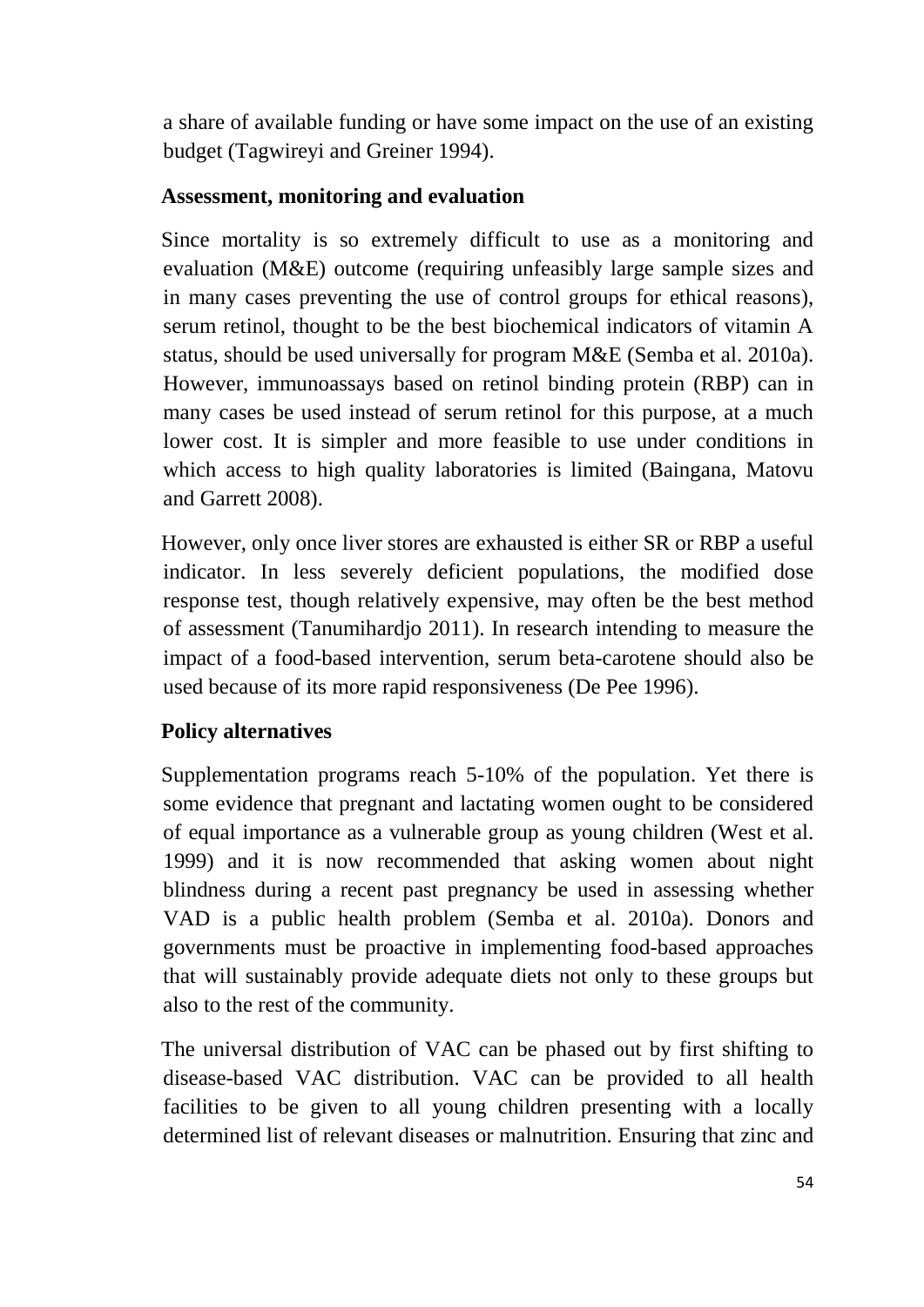a share of available funding or have some impact on the use of an existing budget (Tagwireyi and Greiner 1994).

**Assessment, monitoring and evaluation**

Since mortality is so extremely difficult to use as a monitoring and evaluation (M&E) outcome (requiring unfeasibly large sample sizes and in many cases preventing the use of control groups for ethical reasons), serum retinol, thought to be the best biochemical indicators of vitamin A status, should be used universally for program M&E (Semba et al. 2010a). However, immunoassays based on retinol binding protein (RBP) can in many cases be used instead of serum retinol for this purpose, at a much lower cost. It is simpler and more feasible to use under conditions in which access to high quality laboratories is limited (Baingana, Matovu and Garrett 2008).

However, only once liver stores are exhausted is either SR or RBP a useful indicator. In less severely deficient populations, the modified dose response test, though relatively expensive, may often be the best method of assessment (Tanumihardjo 2011). In research intending to measure the impact of a food-based intervention, serum beta-carotene should also be used because of its more rapid responsiveness (De Pee 1996).

**Policy alternatives**

Supplementation programs reach 5-10% of the population. Yet there is some evidence that pregnant and lactating women ought to be considered of equal importance as a vulnerable group as young children (West et al. 1999) and it is now recommended that asking women about night blindness during a recent past pregnancy be used in assessing whether VAD is a public health problem (Semba et al. 2010a). Donors and governments must be proactive in implementing food-based approaches that will sustainably provide adequate diets not only to these groups but also to the rest of the community.

The universal distribution of VAC can be phased out by first shifting to disease-based VAC distribution. VAC can be provided to all health facilities to be given to all young children presenting with a locally determined list of relevant diseases or malnutrition. Ensuring that zinc and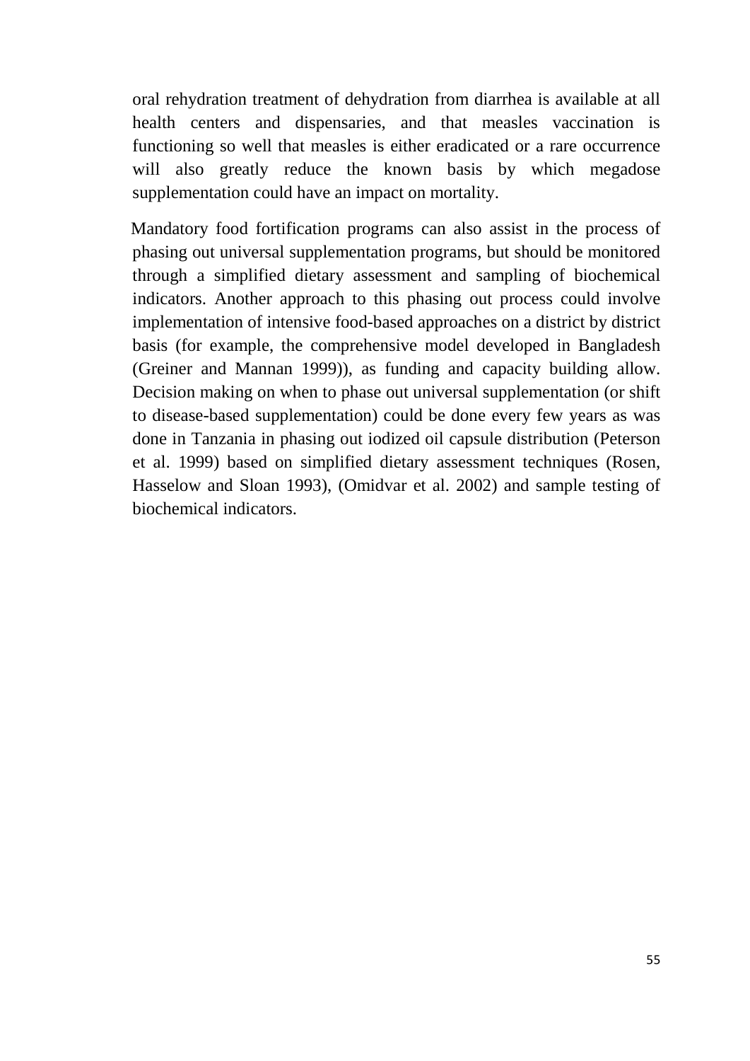oral rehydration treatment of dehydration from diarrhea is available at all health centers and dispensaries, and that measles vaccination is functioning so well that measles is either eradicated or a rare occurrence will also greatly reduce the known basis by which megadose supplementation could have an impact on mortality.

Mandatory food fortification programs can also assist in the process of phasing out universal supplementation programs, but should be monitored through a simplified dietary assessment and sampling of biochemical indicators. Another approach to this phasing out process could involve implementation of intensive food-based approaches on a district by district basis (for example, the comprehensive model developed in Bangladesh (Greiner and Mannan 1999)), as funding and capacity building allow. Decision making on when to phase out universal supplementation (or shift to disease-based supplementation) could be done every few years as was done in Tanzania in phasing out iodized oil capsule distribution (Peterson et al. 1999) based on simplified dietary assessment techniques (Rosen, Hasselow and Sloan 1993), (Omidvar et al. 2002) and sample testing of biochemical indicators.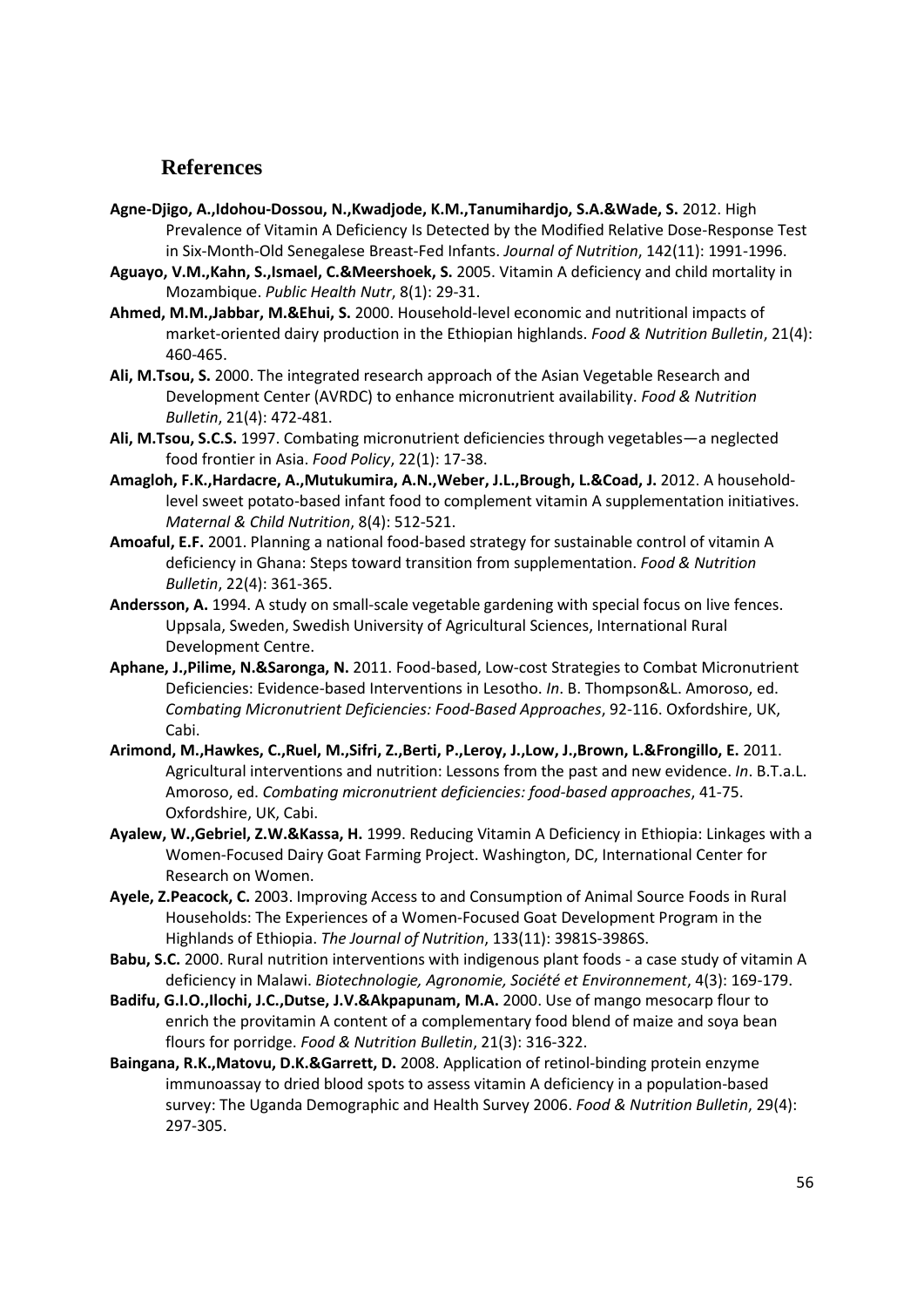## References

**Agne-Djigo, A.,Idohou-Dossou, N.,Kwadjode, K.M.,Tanumihardjo, S.A.&Wade, S.** 2012. High Prevalence of Vitamin A Deficiency Is Detected by the Modified Relative Dose-Response Test in Six-Month-Old Senegalese Breast-Fed Infants. *Journal of Nutrition*, 142(11): 1991-1996.

**Aguayo, V.M.,Kahn, S.,Ismael, C.&Meershoek, S.** 2005. Vitamin A deficiency and child mortality in Mozambique. *Public Health Nutr*, 8(1): 29-31.

**Ahmed, M.M.,Jabbar, M.&Ehui, S.** 2000. Household-level economic and nutritional impacts of market-oriented dairy production in the Ethiopian highlands. *Food & Nutrition Bulletin*, 21(4): 460-465.

**Ali, M.Tsou, S.** 2000. The integrated research approach of the Asian Vegetable Research and Development Center (AVRDC) to enhance micronutrient availability. *Food & Nutrition Bulletin*, 21(4): 472-481.

**Ali, M.Tsou, S.C.S.** 1997. Combating micronutrient deficiencies through vegetables—a neglected food frontier in Asia. *Food Policy*, 22(1): 17-38.

**Amagloh, F.K.,Hardacre, A.,Mutukumira, A.N.,Weber, J.L.,Brough, L.&Coad, J.** 2012. A household-level sweet potato-based infant food to complement vitamin A supplementation initiatives. *Maternal & Child Nutrition*, 8(4): 512-521.

**Amoaful, E.F.** 2001. Planning a national food-based strategy for sustainable control of vitamin A deficiency in Ghana: Steps toward transition from supplementation. *Food & Nutrition Bulletin*, 22(4): 361-365.

**Andersson, A.** 1994. A study on small-scale vegetable gardening with special focus on live fences. Uppsala, Sweden, Swedish University of Agricultural Sciences, International Rural Development Centre.

**Aphane, J.,Pilime, N.&Saronga, N.** 2011. Food-based, Low-cost Strategies to Combat Micronutrient Deficiencies: Evidence-based Interventions in Lesotho. *In*. B. Thompson&L. Amoroso, ed. *Combating Micronutrient Deficiencies: Food-Based Approaches*, 92-116. Oxfordshire, UK, Cabi.

**Arimond, M.,Hawkes, C.,Ruel, M.,Sifri, Z.,Berti, P.,Leroy, J.,Low, J.,Brown, L.&Frongillo, E.** 2011. Agricultural interventions and nutrition: Lessons from the past and new evidence. *In*. B.T.a.L. Amoroso, ed. *Combating micronutrient deficiencies: food-based approaches*, 41-75. Oxfordshire, UK, Cabi.

**Ayalew, W.,Gebriel, Z.W.&Kassa, H.** 1999. Reducing Vitamin A Deficiency in Ethiopia: Linkages with a Women-Focused Dairy Goat Farming Project. Washington, DC, International Center for Research on Women.

**Ayele, Z.Peacock, C.** 2003. Improving Access to and Consumption of Animal Source Foods in Rural Households: The Experiences of a Women-Focused Goat Development Program in the Highlands of Ethiopia. *The Journal of Nutrition*, 133(11): 3981S-3986S.

**Babu, S.C.** 2000. Rural nutrition interventions with indigenous plant foods - a case study of vitamin A deficiency in Malawi. *Biotechnologie, Agronomie, Société et Environnement*, 4(3): 169-179.

**Badifu, G.I.O.,Ilochi, J.C.,Dutse, J.V.&Akpapunam, M.A.** 2000. Use of mango mesocarp flour to enrich the provitamin A content of a complementary food blend of maize and soya bean flours for porridge. *Food & Nutrition Bulletin*, 21(3): 316-322.

**Baingana, R.K.,Matovu, D.K.&Garrett, D.** 2008. Application of retinol-binding protein enzyme immunoassay to dried blood spots to assess vitamin A deficiency in a population-based survey: The Uganda Demographic and Health Survey 2006. *Food & Nutrition Bulletin*, 29(4): 297-305.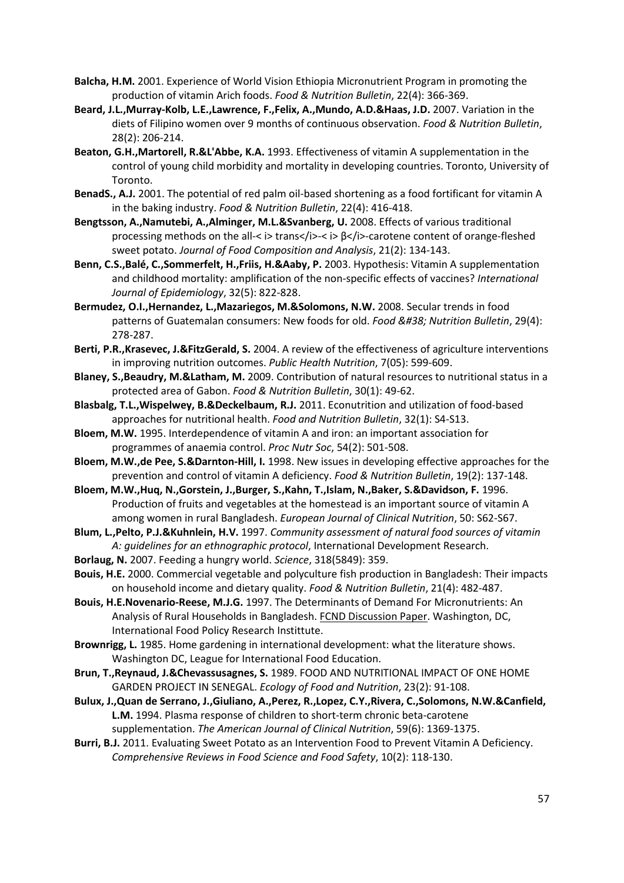**Balcha, H.M.** 2001. Experience of World Vision Ethiopia Micronutrient Program in promoting the production of vitamin Arich foods. *Food & Nutrition Bulletin*, 22(4): 366-369.

**Beard, J.L.,Murray-Kolb, L.E.,Lawrence, F.,Felix, A.,Mundo, A.D.&Haas, J.D.** 2007. Variation in the diets of Filipino women over 9 months of continuous observation. *Food & Nutrition Bulletin*, 28(2): 206-214.

**Beaton, G.H.,Martorell, R.&L'Abbe, K.A.** 1993. Effectiveness of vitamin A supplementation in the control of young child morbidity and mortality in developing countries. Toronto, University of Toronto.

**BenadS., A.J.** 2001. The potential of red palm oil-based shortening as a food fortificant for vitamin A in the baking industry. *Food & Nutrition Bulletin*, 22(4): 416-418.

**Bengtsson, A.,Namutebi, A.,Alminger, M.L.&Svanberg, U.** 2008. Effects of various traditional processing methods on the all-< i> trans</i>-< i> β</i>-carotene content of orange-fleshed sweet potato. *Journal of Food Composition and Analysis*, 21(2): 134-143.

**Benn, C.S.,Balé, C.,Sommerfelt, H.,Friis, H.&Aaby, P.** 2003. Hypothesis: Vitamin A supplementation and childhood mortality: amplification of the non-specific effects of vaccines? *International Journal of Epidemiology*, 32(5): 822-828.

**Bermudez, O.I.,Hernandez, L.,Mazariegos, M.&Solomons, N.W.** 2008. Secular trends in food patterns of Guatemalan consumers: New foods for old. *Food &#38; Nutrition Bulletin*, 29(4): 278-287.

**Berti, P.R.,Krasevec, J.&FitzGerald, S.** 2004. A review of the effectiveness of agriculture interventions in improving nutrition outcomes. *Public Health Nutrition*, 7(05): 599-609.

**Blaney, S.,Beaudry, M.&Latham, M.** 2009. Contribution of natural resources to nutritional status in a protected area of Gabon. *Food & Nutrition Bulletin*, 30(1): 49-62.

**Blasbalg, T.L.,Wispelwey, B.&Deckelbaum, R.J.** 2011. Econutrition and utilization of food-based approaches for nutritional health. *Food and Nutrition Bulletin*, 32(1): S4-S13.

**Bloem, M.W.** 1995. Interdependence of vitamin A and iron: an important association for programmes of anaemia control. *Proc Nutr Soc*, 54(2): 501-508.

**Bloem, M.W.,de Pee, S.&Darnton-Hill, I.** 1998. New issues in developing effective approaches for the prevention and control of vitamin A deficiency. *Food & Nutrition Bulletin*, 19(2): 137-148.

**Bloem, M.W.,Huq, N.,Gorstein, J.,Burger, S.,Kahn, T.,Islam, N.,Baker, S.&Davidson, F.** 1996. Production of fruits and vegetables at the homestead is an important source of vitamin A among women in rural Bangladesh. *European Journal of Clinical Nutrition*, 50: S62-S67.

**Blum, L.,Pelto, P.J.&Kuhnlein, H.V.** 1997. *Community assessment of natural food sources of vitamin A: guidelines for an ethnographic protocol*, International Development Research.

**Borlaug, N.** 2007. Feeding a hungry world. *Science*, 318(5849): 359.

**Bouis, H.E.** 2000. Commercial vegetable and polyculture fish production in Bangladesh: Their impacts on household income and dietary quality. *Food & Nutrition Bulletin*, 21(4): 482-487.

**Bouis, H.E.Novenario-Reese, M.J.G.** 1997. The Determinants of Demand For Micronutrients: An Analysis of Rural Households in Bangladesh. FCND Discussion Paper. Washington, DC, International Food Policy Research Instittute.

**Brownrigg, L.** 1985. Home gardening in international development: what the literature shows. Washington DC, League for International Food Education.

**Brun, T.,Reynaud, J.&Chevassusagnes, S.** 1989. FOOD AND NUTRITIONAL IMPACT OF ONE HOME GARDEN PROJECT IN SENEGAL. *Ecology of Food and Nutrition*, 23(2): 91-108.

**Bulux, J.,Quan de Serrano, J.,Giuliano, A.,Perez, R.,Lopez, C.Y.,Rivera, C.,Solomons, N.W.&Canfield, L.M.** 1994. Plasma response of children to short-term chronic beta-carotene supplementation. *The American Journal of Clinical Nutrition*, 59(6): 1369-1375.

**Burri, B.J.** 2011. Evaluating Sweet Potato as an Intervention Food to Prevent Vitamin A Deficiency. *Comprehensive Reviews in Food Science and Food Safety*, 10(2): 118-130.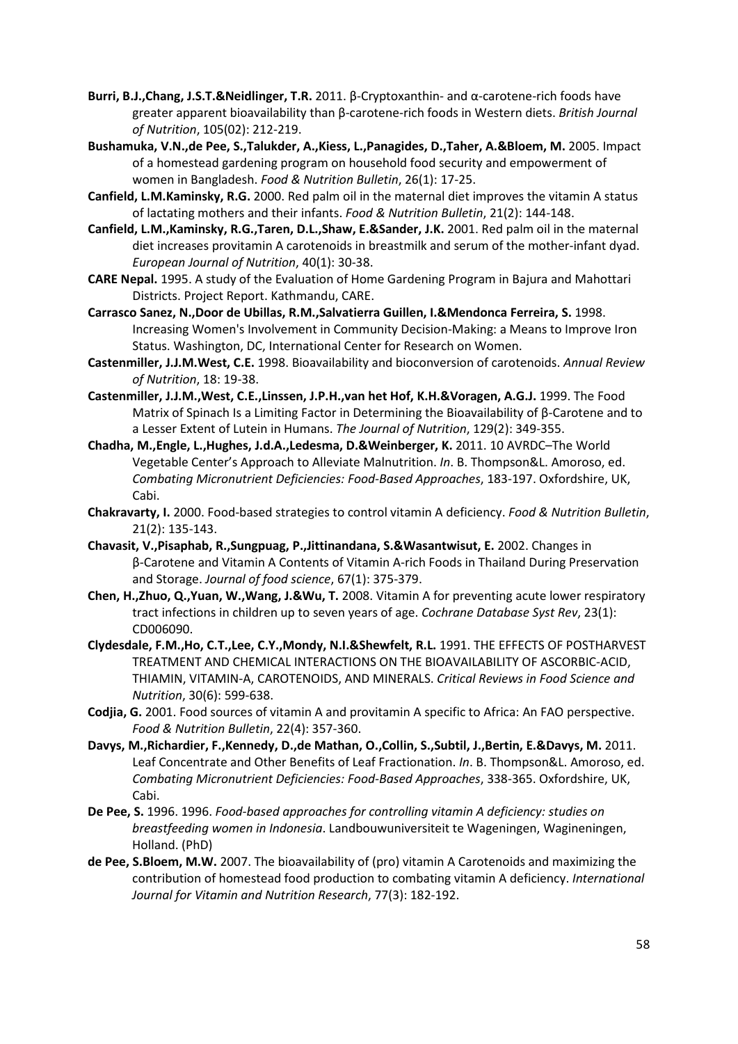**Burri, B.J.,Chang, J.S.T.&Neidlinger, T.R.** 2011. β-Cryptoxanthin- and α-carotene-rich foods have greater apparent bioavailability than β-carotene-rich foods in Western diets. *British Journal of Nutrition*, 105(02): 212-219.

**Bushamuka, V.N.,de Pee, S.,Talukder, A.,Kiess, L.,Panagides, D.,Taher, A.&Bloem, M.** 2005. Impact of a homestead gardening program on household food security and empowerment of women in Bangladesh. *Food & Nutrition Bulletin*, 26(1): 17-25.

**Canfield, L.M.Kaminsky, R.G.** 2000. Red palm oil in the maternal diet improves the vitamin A status of lactating mothers and their infants. *Food & Nutrition Bulletin*, 21(2): 144-148.

**Canfield, L.M.,Kaminsky, R.G.,Taren, D.L.,Shaw, E.&Sander, J.K.** 2001. Red palm oil in the maternal diet increases provitamin A carotenoids in breastmilk and serum of the mother-infant dyad. *European Journal of Nutrition*, 40(1): 30-38.

**CARE Nepal.** 1995. A study of the Evaluation of Home Gardening Program in Bajura and Mahottari Districts. Project Report. Kathmandu, CARE.

**Carrasco Sanez, N.,Door de Ubillas, R.M.,Salvatierra Guillen, I.&Mendonca Ferreira, S.** 1998. Increasing Women's Involvement in Community Decision-Making: a Means to Improve Iron Status. Washington, DC, International Center for Research on Women.

**Castenmiller, J.J.M.West, C.E.** 1998. Bioavailability and bioconversion of carotenoids. *Annual Review of Nutrition*, 18: 19-38.

**Castenmiller, J.J.M.,West, C.E.,Linssen, J.P.H.,van het Hof, K.H.&Voragen, A.G.J.** 1999. The Food Matrix of Spinach Is a Limiting Factor in Determining the Bioavailability of β-Carotene and to a Lesser Extent of Lutein in Humans. *The Journal of Nutrition*, 129(2): 349-355.

**Chadha, M.,Engle, L.,Hughes, J.d.A.,Ledesma, D.&Weinberger, K.** 2011. 10 AVRDC–The World Vegetable Center's Approach to Alleviate Malnutrition. *In*. B. Thompson&L. Amoroso, ed. *Combating Micronutrient Deficiencies: Food-Based Approaches*, 183-197. Oxfordshire, UK, Cabi.

**Chakravarty, I.** 2000. Food-based strategies to control vitamin A deficiency. *Food & Nutrition Bulletin*, 21(2): 135-143.

**Chavasit, V.,Pisaphab, R.,Sungpuag, P.,Jittinandana, S.&Wasantwisut, E.** 2002. Changes in β-Carotene and Vitamin A Contents of Vitamin A-rich Foods in Thailand During Preservation and Storage. *Journal of food science*, 67(1): 375-379.

**Chen, H.,Zhuo, Q.,Yuan, W.,Wang, J.&Wu, T.** 2008. Vitamin A for preventing acute lower respiratory tract infections in children up to seven years of age. *Cochrane Database Syst Rev*, 23(1): CD006090.

**Clydesdale, F.M.,Ho, C.T.,Lee, C.Y.,Mondy, N.I.&Shewfelt, R.L.** 1991. THE EFFECTS OF POSTHARVEST TREATMENT AND CHEMICAL INTERACTIONS ON THE BIOAVAILABILITY OF ASCORBIC-ACID, THIAMIN, VITAMIN-A, CAROTENOIDS, AND MINERALS. *Critical Reviews in Food Science and Nutrition*, 30(6): 599-638.

**Codjia, G.** 2001. Food sources of vitamin A and provitamin A specific to Africa: An FAO perspective. *Food & Nutrition Bulletin*, 22(4): 357-360.

**Davys, M.,Richardier, F.,Kennedy, D.,de Mathan, O.,Collin, S.,Subtil, J.,Bertin, E.&Davys, M.** 2011. Leaf Concentrate and Other Benefits of Leaf Fractionation. *In*. B. Thompson&L. Amoroso, ed. *Combating Micronutrient Deficiencies: Food-Based Approaches*, 338-365. Oxfordshire, UK, Cabi.

**De Pee, S.** 1996. 1996. *Food-based approaches for controlling vitamin A deficiency: studies on breastfeeding women in Indonesia*. Landbouwuniversiteit te Wageningen, Wagineningen, Holland. (PhD)

**de Pee, S.Bloem, M.W.** 2007. The bioavailability of (pro) vitamin A Carotenoids and maximizing the contribution of homestead food production to combating vitamin A deficiency. *International Journal for Vitamin and Nutrition Research*, 77(3): 182-192.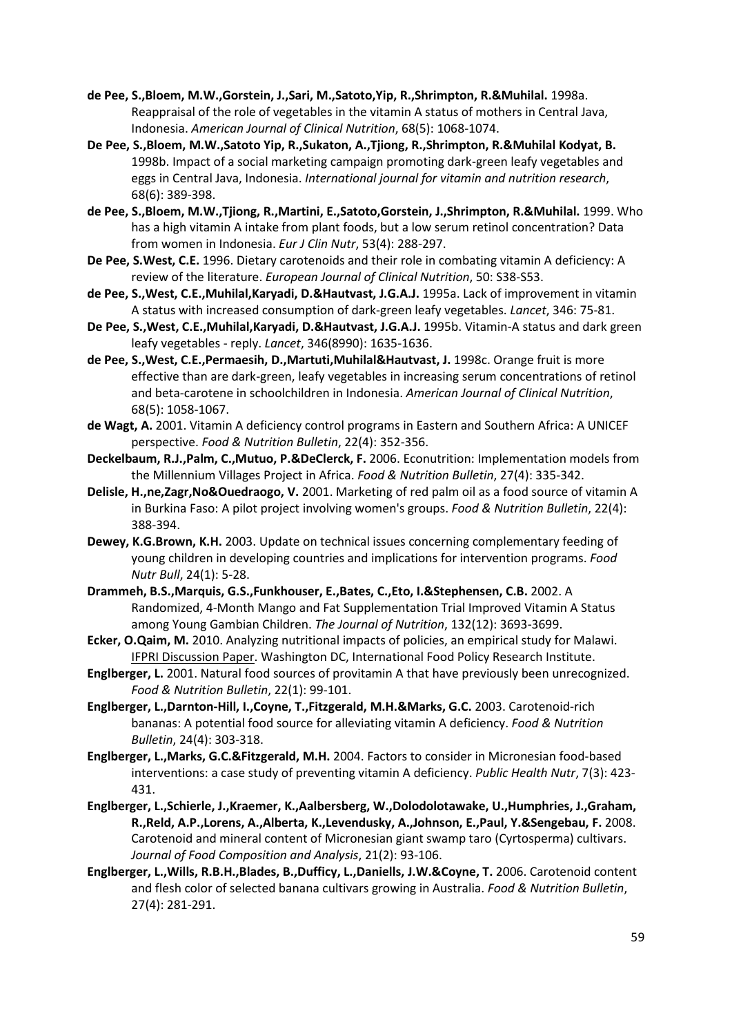**de Pee, S.,Bloem, M.W.,Gorstein, J.,Sari, M.,Satoto,Yip, R.,Shrimpton, R.&Muhilal.** 1998a. Reappraisal of the role of vegetables in the vitamin A status of mothers in Central Java, Indonesia. *American Journal of Clinical Nutrition*, 68(5): 1068-1074.

**De Pee, S.,Bloem, M.W.,Satoto Yip, R.,Sukaton, A.,Tjiong, R.,Shrimpton, R.&Muhilal Kodyat, B.** 1998b. Impact of a social marketing campaign promoting dark-green leafy vegetables and eggs in Central Java, Indonesia. *International journal for vitamin and nutrition research*, 68(6): 389-398.

**de Pee, S.,Bloem, M.W.,Tjiong, R.,Martini, E.,Satoto,Gorstein, J.,Shrimpton, R.&Muhilal.** 1999. Who has a high vitamin A intake from plant foods, but a low serum retinol concentration? Data from women in Indonesia. *Eur J Clin Nutr*, 53(4): 288-297.

**De Pee, S.West, C.E.** 1996. Dietary carotenoids and their role in combating vitamin A deficiency: A review of the literature. *European Journal of Clinical Nutrition*, 50: S38-S53.

**de Pee, S.,West, C.E.,Muhilal,Karyadi, D.&Hautvast, J.G.A.J.** 1995a. Lack of improvement in vitamin A status with increased consumption of dark-green leafy vegetables. *Lancet*, 346: 75-81.

**De Pee, S.,West, C.E.,Muhilal,Karyadi, D.&Hautvast, J.G.A.J.** 1995b. Vitamin-A status and dark green leafy vegetables - reply. *Lancet*, 346(8990): 1635-1636.

**de Pee, S.,West, C.E.,Permaesih, D.,Martuti,Muhilal&Hautvast, J.** 1998c. Orange fruit is more effective than are dark-green, leafy vegetables in increasing serum concentrations of retinol and beta-carotene in schoolchildren in Indonesia. *American Journal of Clinical Nutrition*, 68(5): 1058-1067.

**de Wagt, A.** 2001. Vitamin A deficiency control programs in Eastern and Southern Africa: A UNICEF perspective. *Food & Nutrition Bulletin*, 22(4): 352-356.

**Deckelbaum, R.J.,Palm, C.,Mutuo, P.&DeClerck, F.** 2006. Econutrition: Implementation models from the Millennium Villages Project in Africa. *Food & Nutrition Bulletin*, 27(4): 335-342.

**Delisle, H.,ne,Zagr,No&Ouedraogo, V.** 2001. Marketing of red palm oil as a food source of vitamin A in Burkina Faso: A pilot project involving women's groups. *Food & Nutrition Bulletin*, 22(4): 388-394.

**Dewey, K.G.Brown, K.H.** 2003. Update on technical issues concerning complementary feeding of young children in developing countries and implications for intervention programs. *Food Nutr Bull*, 24(1): 5-28.

**Drammeh, B.S.,Marquis, G.S.,Funkhouser, E.,Bates, C.,Eto, I.&Stephensen, C.B.** 2002. A Randomized, 4-Month Mango and Fat Supplementation Trial Improved Vitamin A Status among Young Gambian Children. *The Journal of Nutrition*, 132(12): 3693-3699.

**Ecker, O.Qaim, M.** 2010. Analyzing nutritional impacts of policies, an empirical study for Malawi. IFPRI Discussion Paper. Washington DC, International Food Policy Research Institute.

**Englberger, L.** 2001. Natural food sources of provitamin A that have previously been unrecognized. *Food & Nutrition Bulletin*, 22(1): 99-101.

**Englberger, L.,Darnton-Hill, I.,Coyne, T.,Fitzgerald, M.H.&Marks, G.C.** 2003. Carotenoid-rich bananas: A potential food source for alleviating vitamin A deficiency. *Food & Nutrition Bulletin*, 24(4): 303-318.

**Englberger, L.,Marks, G.C.&Fitzgerald, M.H.** 2004. Factors to consider in Micronesian food-based interventions: a case study of preventing vitamin A deficiency. *Public Health Nutr*, 7(3): 423-431.

**Englberger, L.,Schierle, J.,Kraemer, K.,Aalbersberg, W.,Dolodolotawake, U.,Humphries, J.,Graham, R.,Reld, A.P.,Lorens, A.,Alberta, K.,Levendusky, A.,Johnson, E.,Paul, Y.&Sengebau, F.** 2008. Carotenoid and mineral content of Micronesian giant swamp taro (Cyrtosperma) cultivars. *Journal of Food Composition and Analysis*, 21(2): 93-106.

**Englberger, L.,Wills, R.B.H.,Blades, B.,Dufficy, L.,Daniells, J.W.&Coyne, T.** 2006. Carotenoid content and flesh color of selected banana cultivars growing in Australia. *Food & Nutrition Bulletin*, 27(4): 281-291.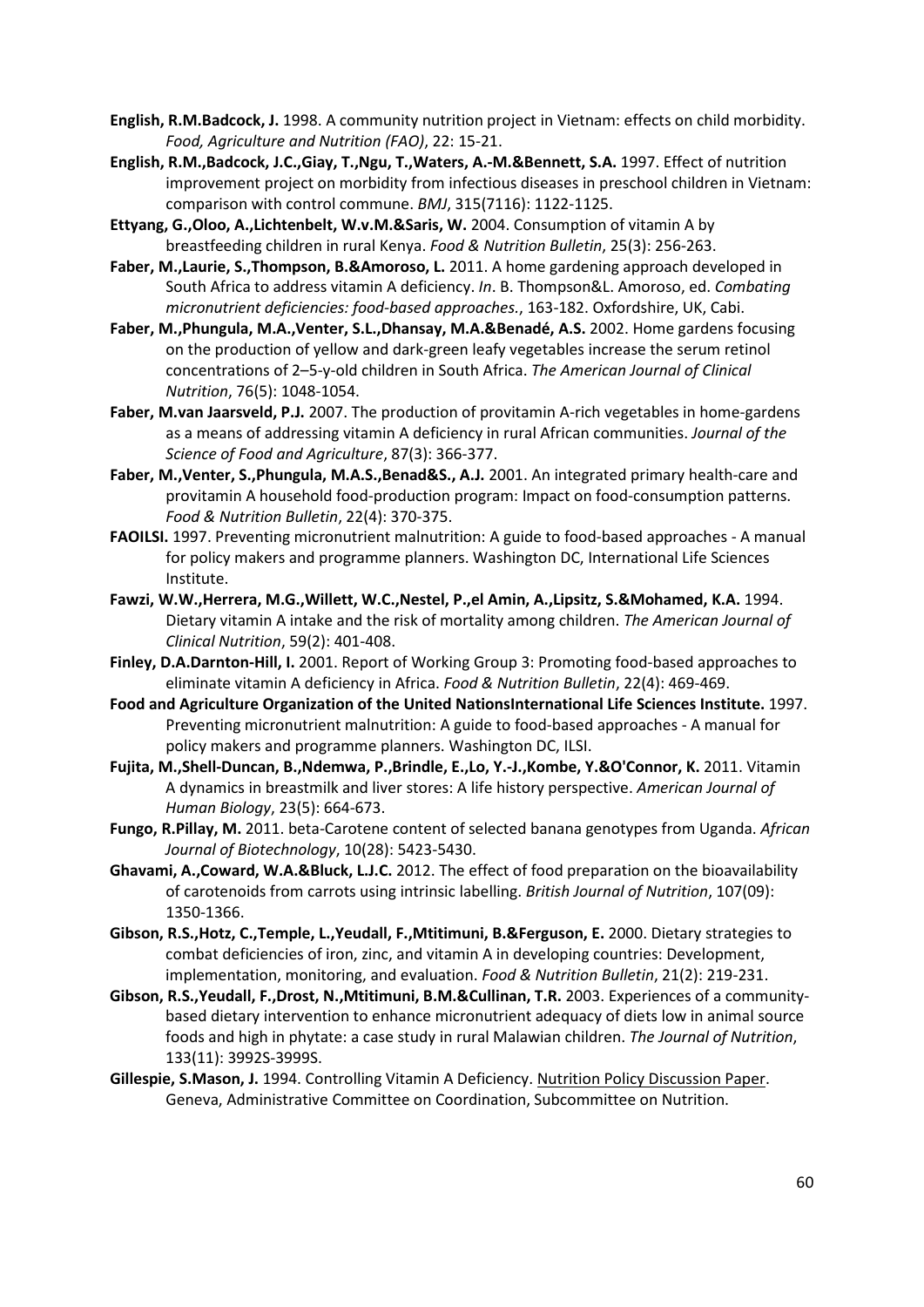**English, R.M.Badcock, J.** 1998. A community nutrition project in Vietnam: effects on child morbidity. *Food, Agriculture and Nutrition (FAO)*, 22: 15-21.

**English, R.M.,Badcock, J.C.,Giay, T.,Ngu, T.,Waters, A.-M.&Bennett, S.A.** 1997. Effect of nutrition improvement project on morbidity from infectious diseases in preschool children in Vietnam: comparison with control commune. *BMJ*, 315(7116): 1122-1125.

**Ettyang, G.,Oloo, A.,Lichtenbelt, W.v.M.&Saris, W.** 2004. Consumption of vitamin A by breastfeeding children in rural Kenya. *Food & Nutrition Bulletin*, 25(3): 256-263.

**Faber, M.,Laurie, S.,Thompson, B.&Amoroso, L.** 2011. A home gardening approach developed in South Africa to address vitamin A deficiency. *In*. B. Thompson&L. Amoroso, ed. *Combating micronutrient deficiencies: food-based approaches.*, 163-182. Oxfordshire, UK, Cabi.

**Faber, M.,Phungula, M.A.,Venter, S.L.,Dhansay, M.A.&Benadé, A.S.** 2002. Home gardens focusing on the production of yellow and dark-green leafy vegetables increase the serum retinol concentrations of 2–5-y-old children in South Africa. *The American Journal of Clinical Nutrition*, 76(5): 1048-1054.

**Faber, M.van Jaarsveld, P.J.** 2007. The production of provitamin A-rich vegetables in home-gardens as a means of addressing vitamin A deficiency in rural African communities. *Journal of the Science of Food and Agriculture*, 87(3): 366-377.

**Faber, M.,Venter, S.,Phungula, M.A.S.,Benad&S., A.J.** 2001. An integrated primary health-care and provitamin A household food-production program: Impact on food-consumption patterns. *Food & Nutrition Bulletin*, 22(4): 370-375.

**FAOILSI.** 1997. Preventing micronutrient malnutrition: A guide to food-based approaches - A manual for policy makers and programme planners. Washington DC, International Life Sciences Institute.

**Fawzi, W.W.,Herrera, M.G.,Willett, W.C.,Nestel, P.,el Amin, A.,Lipsitz, S.&Mohamed, K.A.** 1994. Dietary vitamin A intake and the risk of mortality among children. *The American Journal of Clinical Nutrition*, 59(2): 401-408.

**Finley, D.A.Darnton-Hill, I.** 2001. Report of Working Group 3: Promoting food-based approaches to eliminate vitamin A deficiency in Africa. *Food & Nutrition Bulletin*, 22(4): 469-469.

**Food and Agriculture Organization of the United NationsInternational Life Sciences Institute.** 1997. Preventing micronutrient malnutrition: A guide to food-based approaches - A manual for policy makers and programme planners. Washington DC, ILSI.

**Fujita, M.,Shell-Duncan, B.,Ndemwa, P.,Brindle, E.,Lo, Y.-J.,Kombe, Y.&O'Connor, K.** 2011. Vitamin A dynamics in breastmilk and liver stores: A life history perspective. *American Journal of Human Biology*, 23(5): 664-673.

**Fungo, R.Pillay, M.** 2011. beta-Carotene content of selected banana genotypes from Uganda. *African Journal of Biotechnology*, 10(28): 5423-5430.

**Ghavami, A.,Coward, W.A.&Bluck, L.J.C.** 2012. The effect of food preparation on the bioavailability of carotenoids from carrots using intrinsic labelling. *British Journal of Nutrition*, 107(09): 1350-1366.

**Gibson, R.S.,Hotz, C.,Temple, L.,Yeudall, F.,Mtitimuni, B.&Ferguson, E.** 2000. Dietary strategies to combat deficiencies of iron, zinc, and vitamin A in developing countries: Development, implementation, monitoring, and evaluation. *Food & Nutrition Bulletin*, 21(2): 219-231.

**Gibson, R.S.,Yeudall, F.,Drost, N.,Mtitimuni, B.M.&Cullinan, T.R.** 2003. Experiences of a community-based dietary intervention to enhance micronutrient adequacy of diets low in animal source foods and high in phytate: a case study in rural Malawian children. *The Journal of Nutrition*, 133(11): 3992S-3999S.

**Gillespie, S.Mason, J.** 1994. Controlling Vitamin A Deficiency. Nutrition Policy Discussion Paper. Geneva, Administrative Committee on Coordination, Subcommittee on Nutrition.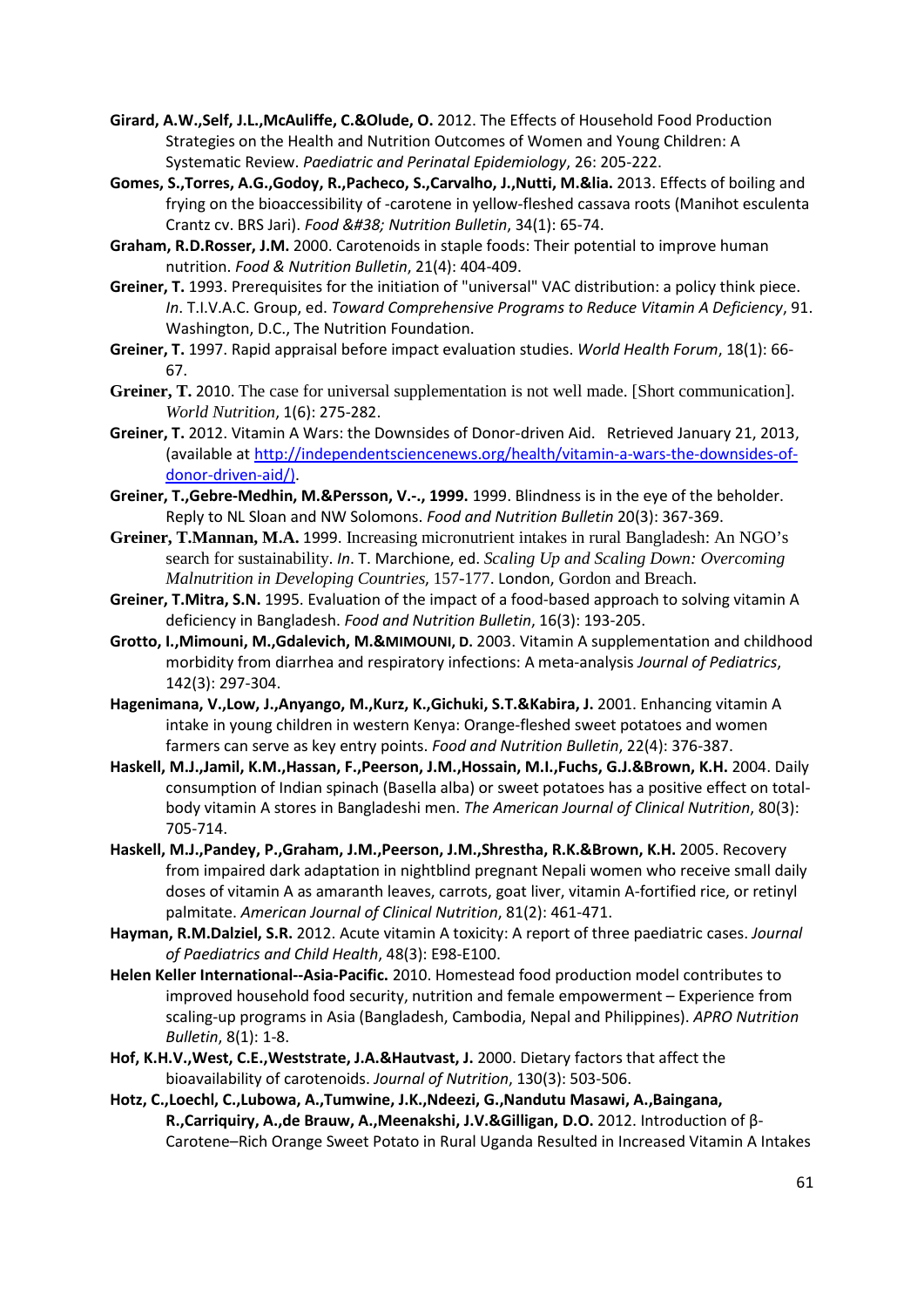**Girard, A.W.,Self, J.L.,McAuliffe, C.&Olude, O.** 2012. The Effects of Household Food Production Strategies on the Health and Nutrition Outcomes of Women and Young Children: A Systematic Review. *Paediatric and Perinatal Epidemiology*, 26: 205-222.

**Gomes, S.,Torres, A.G.,Godoy, R.,Pacheco, S.,Carvalho, J.,Nutti, M.&lia.** 2013. Effects of boiling and frying on the bioaccessibility of -carotene in yellow-fleshed cassava roots (Manihot esculenta Crantz cv. BRS Jari). *Food &#38; Nutrition Bulletin*, 34(1): 65-74.

**Graham, R.D.Rosser, J.M.** 2000. Carotenoids in staple foods: Their potential to improve human nutrition. *Food & Nutrition Bulletin*, 21(4): 404-409.

**Greiner, T.** 1993. Prerequisites for the initiation of "universal" VAC distribution: a policy think piece. *In*. T.I.V.A.C. Group, ed. *Toward Comprehensive Programs to Reduce Vitamin A Deficiency*, 91. Washington, D.C., The Nutrition Foundation.

**Greiner, T.** 1997. Rapid appraisal before impact evaluation studies. *World Health Forum*, 18(1): 66-67.

**Greiner, T.** 2010. The case for universal supplementation is not well made. [Short communication]. *World Nutrition*, 1(6): 275-282.

**Greiner, T.** 2012. Vitamin A Wars: the Downsides of Donor-driven Aid. Retrieved January 21, 2013, (available at [http://independentsciencenews.org/health/vitamin-a-wars-the-downsides-of-donor-driven-aid/)](http://independentsciencenews.org/health/vitamin-a-wars-the-downsides-of-donor-driven-aid/).

**Greiner, T.,Gebre-Medhin, M.&Persson, V.-., 1999.** 1999. Blindness is in the eye of the beholder. Reply to NL Sloan and NW Solomons. *Food and Nutrition Bulletin* 20(3): 367-369.

**Greiner, T.Mannan, M.A.** 1999. Increasing micronutrient intakes in rural Bangladesh: An NGO's search for sustainability. *In*. T. Marchione, ed. *Scaling Up and Scaling Down: Overcoming Malnutrition in Developing Countries*, 157-177. London, Gordon and Breach.

**Greiner, T.Mitra, S.N.** 1995. Evaluation of the impact of a food-based approach to solving vitamin A deficiency in Bangladesh. *Food and Nutrition Bulletin*, 16(3): 193-205.

**Grotto, I.,Mimouni, M.,Gdalevich, M.&MIMOUNI, D.** 2003. Vitamin A supplementation and childhood morbidity from diarrhea and respiratory infections: A meta-analysis *Journal of Pediatrics*, 142(3): 297-304.

**Hagenimana, V.,Low, J.,Anyango, M.,Kurz, K.,Gichuki, S.T.&Kabira, J.** 2001. Enhancing vitamin A intake in young children in western Kenya: Orange-fleshed sweet potatoes and women farmers can serve as key entry points. *Food and Nutrition Bulletin*, 22(4): 376-387.

**Haskell, M.J.,Jamil, K.M.,Hassan, F.,Peerson, J.M.,Hossain, M.I.,Fuchs, G.J.&Brown, K.H.** 2004. Daily consumption of Indian spinach (Basella alba) or sweet potatoes has a positive effect on total-body vitamin A stores in Bangladeshi men. *The American Journal of Clinical Nutrition*, 80(3): 705-714.

**Haskell, M.J.,Pandey, P.,Graham, J.M.,Peerson, J.M.,Shrestha, R.K.&Brown, K.H.** 2005. Recovery from impaired dark adaptation in nightblind pregnant Nepali women who receive small daily doses of vitamin A as amaranth leaves, carrots, goat liver, vitamin A-fortified rice, or retinyl palmitate. *American Journal of Clinical Nutrition*, 81(2): 461-471.

**Hayman, R.M.Dalziel, S.R.** 2012. Acute vitamin A toxicity: A report of three paediatric cases. *Journal of Paediatrics and Child Health*, 48(3): E98-E100.

**Helen Keller International--Asia-Pacific.** 2010. Homestead food production model contributes to improved household food security, nutrition and female empowerment – Experience from scaling-up programs in Asia (Bangladesh, Cambodia, Nepal and Philippines). *APRO Nutrition Bulletin*, 8(1): 1-8.

**Hof, K.H.V.,West, C.E.,Weststrate, J.A.&Hautvast, J.** 2000. Dietary factors that affect the bioavailability of carotenoids. *Journal of Nutrition*, 130(3): 503-506.

**Hotz, C.,Loechl, C.,Lubowa, A.,Tumwine, J.K.,Ndeezi, G.,Nandutu Masawi, A.,Baingana, R.,Carriquiry, A.,de Brauw, A.,Meenakshi, J.V.&Gilligan, D.O.** 2012. Introduction of β-Carotene–Rich Orange Sweet Potato in Rural Uganda Resulted in Increased Vitamin A Intakes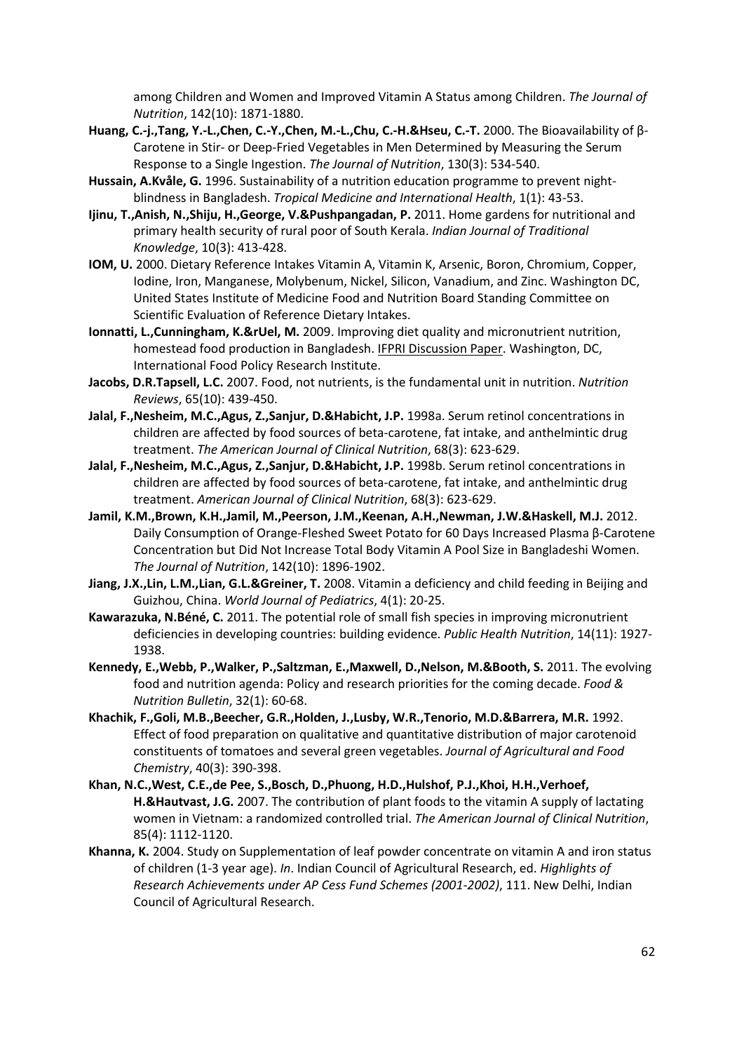among Children and Women and Improved Vitamin A Status among Children. *The Journal of Nutrition*, 142(10): 1871-1880.

**Huang, C.-j.,Tang, Y.-L.,Chen, C.-Y.,Chen, M.-L.,Chu, C.-H.&Hseu, C.-T.** 2000. The Bioavailability of β-Carotene in Stir- or Deep-Fried Vegetables in Men Determined by Measuring the Serum Response to a Single Ingestion. *The Journal of Nutrition*, 130(3): 534-540.

**Hussain, A.Kvåle, G.** 1996. Sustainability of a nutrition education programme to prevent night-blindness in Bangladesh. *Tropical Medicine and International Health*, 1(1): 43-53.

**Ijinu, T.,Anish, N.,Shiju, H.,George, V.&Pushpangadan, P.** 2011. Home gardens for nutritional and primary health security of rural poor of South Kerala. *Indian Journal of Traditional Knowledge*, 10(3): 413-428.

**IOM, U.** 2000. Dietary Reference Intakes Vitamin A, Vitamin K, Arsenic, Boron, Chromium, Copper, Iodine, Iron, Manganese, Molybenum, Nickel, Silicon, Vanadium, and Zinc. Washington DC, United States Institute of Medicine Food and Nutrition Board Standing Committee on Scientific Evaluation of Reference Dietary Intakes.

**Ionnatti, L.,Cunningham, K.&rUel, M.** 2009. Improving diet quality and micronutrient nutrition, homestead food production in Bangladesh. IFPRI Discussion Paper. Washington, DC, International Food Policy Research Institute.

**Jacobs, D.R.Tapsell, L.C.** 2007. Food, not nutrients, is the fundamental unit in nutrition. *Nutrition Reviews*, 65(10): 439-450.

**Jalal, F.,Nesheim, M.C.,Agus, Z.,Sanjur, D.&Habicht, J.P.** 1998a. Serum retinol concentrations in children are affected by food sources of beta-carotene, fat intake, and anthelmintic drug treatment. *The American Journal of Clinical Nutrition*, 68(3): 623-629.

**Jalal, F.,Nesheim, M.C.,Agus, Z.,Sanjur, D.&Habicht, J.P.** 1998b. Serum retinol concentrations in children are affected by food sources of beta-carotene, fat intake, and anthelmintic drug treatment. *American Journal of Clinical Nutrition*, 68(3): 623-629.

**Jamil, K.M.,Brown, K.H.,Jamil, M.,Peerson, J.M.,Keenan, A.H.,Newman, J.W.&Haskell, M.J.** 2012. Daily Consumption of Orange-Fleshed Sweet Potato for 60 Days Increased Plasma β-Carotene Concentration but Did Not Increase Total Body Vitamin A Pool Size in Bangladeshi Women. *The Journal of Nutrition*, 142(10): 1896-1902.

**Jiang, J.X.,Lin, L.M.,Lian, G.L.&Greiner, T.** 2008. Vitamin a deficiency and child feeding in Beijing and Guizhou, China. *World Journal of Pediatrics*, 4(1): 20-25.

**Kawarazuka, N.Béné, C.** 2011. The potential role of small fish species in improving micronutrient deficiencies in developing countries: building evidence. *Public Health Nutrition*, 14(11): 1927-1938.

**Kennedy, E.,Webb, P.,Walker, P.,Saltzman, E.,Maxwell, D.,Nelson, M.&Booth, S.** 2011. The evolving food and nutrition agenda: Policy and research priorities for the coming decade. *Food & Nutrition Bulletin*, 32(1): 60-68.

**Khachik, F.,Goli, M.B.,Beecher, G.R.,Holden, J.,Lusby, W.R.,Tenorio, M.D.&Barrera, M.R.** 1992. Effect of food preparation on qualitative and quantitative distribution of major carotenoid constituents of tomatoes and several green vegetables. *Journal of Agricultural and Food Chemistry*, 40(3): 390-398.

**Khan, N.C.,West, C.E.,de Pee, S.,Bosch, D.,Phuong, H.D.,Hulshof, P.J.,Khoi, H.H.,Verhoef, H.&Hautvast, J.G.** 2007. The contribution of plant foods to the vitamin A supply of lactating women in Vietnam: a randomized controlled trial. *The American Journal of Clinical Nutrition*, 85(4): 1112-1120.

**Khanna, K.** 2004. Study on Supplementation of leaf powder concentrate on vitamin A and iron status of children (1-3 year age). *In*. Indian Council of Agricultural Research, ed. *Highlights of Research Achievements under AP Cess Fund Schemes (2001-2002)*, 111. New Delhi, Indian Council of Agricultural Research.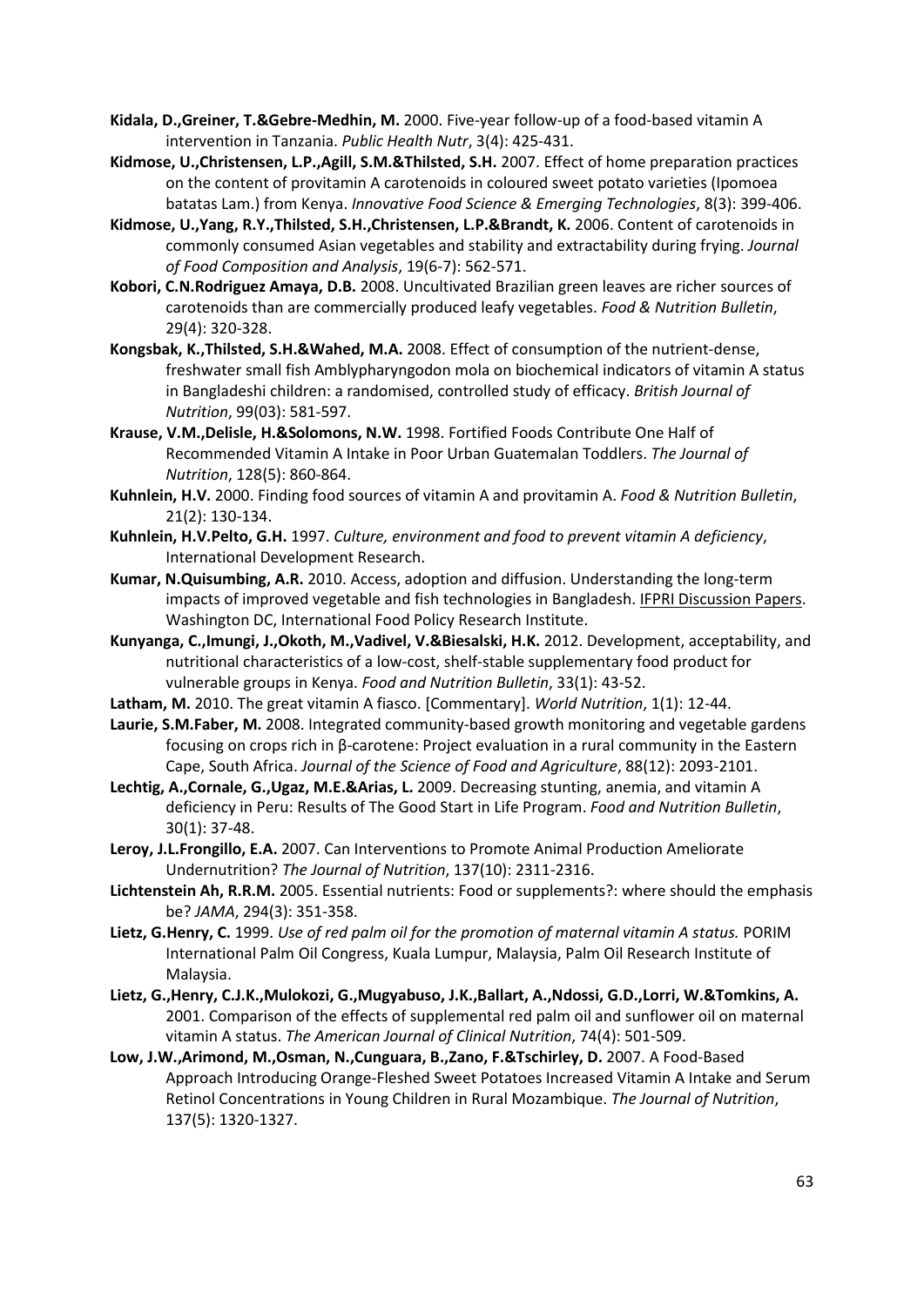**Kidala, D.,Greiner, T.&Gebre-Medhin, M.** 2000. Five-year follow-up of a food-based vitamin A intervention in Tanzania. *Public Health Nutr*, 3(4): 425-431.

**Kidmose, U.,Christensen, L.P.,Agill, S.M.&Thilsted, S.H.** 2007. Effect of home preparation practices on the content of provitamin A carotenoids in coloured sweet potato varieties (Ipomoea batatas Lam.) from Kenya. *Innovative Food Science & Emerging Technologies*, 8(3): 399-406.

**Kidmose, U.,Yang, R.Y.,Thilsted, S.H.,Christensen, L.P.&Brandt, K.** 2006. Content of carotenoids in commonly consumed Asian vegetables and stability and extractability during frying. *Journal of Food Composition and Analysis*, 19(6-7): 562-571.

**Kobori, C.N.Rodriguez Amaya, D.B.** 2008. Uncultivated Brazilian green leaves are richer sources of carotenoids than are commercially produced leafy vegetables. *Food & Nutrition Bulletin*, 29(4): 320-328.

**Kongsbak, K.,Thilsted, S.H.&Wahed, M.A.** 2008. Effect of consumption of the nutrient-dense, freshwater small fish Amblypharyngodon mola on biochemical indicators of vitamin A status in Bangladeshi children: a randomised, controlled study of efficacy. *British Journal of Nutrition*, 99(03): 581-597.

**Krause, V.M.,Delisle, H.&Solomons, N.W.** 1998. Fortified Foods Contribute One Half of Recommended Vitamin A Intake in Poor Urban Guatemalan Toddlers. *The Journal of Nutrition*, 128(5): 860-864.

**Kuhnlein, H.V.** 2000. Finding food sources of vitamin A and provitamin A. *Food & Nutrition Bulletin*, 21(2): 130-134.

**Kuhnlein, H.V.Pelto, G.H.** 1997. *Culture, environment and food to prevent vitamin A deficiency*, International Development Research.

**Kumar, N.Quisumbing, A.R.** 2010. Access, adoption and diffusion. Understanding the long-term impacts of improved vegetable and fish technologies in Bangladesh. IFPRI Discussion Papers. Washington DC, International Food Policy Research Institute.

**Kunyanga, C.,Imungi, J.,Okoth, M.,Vadivel, V.&Biesalski, H.K.** 2012. Development, acceptability, and nutritional characteristics of a low-cost, shelf-stable supplementary food product for vulnerable groups in Kenya. *Food and Nutrition Bulletin*, 33(1): 43-52.

**Latham, M.** 2010. The great vitamin A fiasco. [Commentary]. *World Nutrition*, 1(1): 12-44.

**Laurie, S.M.Faber, M.** 2008. Integrated community-based growth monitoring and vegetable gardens focusing on crops rich in β-carotene: Project evaluation in a rural community in the Eastern Cape, South Africa. *Journal of the Science of Food and Agriculture*, 88(12): 2093-2101.

**Lechtig, A.,Cornale, G.,Ugaz, M.E.&Arias, L.** 2009. Decreasing stunting, anemia, and vitamin A deficiency in Peru: Results of The Good Start in Life Program. *Food and Nutrition Bulletin*, 30(1): 37-48.

**Leroy, J.L.Frongillo, E.A.** 2007. Can Interventions to Promote Animal Production Ameliorate Undernutrition? *The Journal of Nutrition*, 137(10): 2311-2316.

**Lichtenstein Ah, R.R.M.** 2005. Essential nutrients: Food or supplements?: where should the emphasis be? *JAMA*, 294(3): 351-358.

**Lietz, G.Henry, C.** 1999. *Use of red palm oil for the promotion of maternal vitamin A status.* PORIM International Palm Oil Congress, Kuala Lumpur, Malaysia, Palm Oil Research Institute of Malaysia.

**Lietz, G.,Henry, C.J.K.,Mulokozi, G.,Mugyabuso, J.K.,Ballart, A.,Ndossi, G.D.,Lorri, W.&Tomkins, A.** 2001. Comparison of the effects of supplemental red palm oil and sunflower oil on maternal vitamin A status. *The American Journal of Clinical Nutrition*, 74(4): 501-509.

**Low, J.W.,Arimond, M.,Osman, N.,Cunguara, B.,Zano, F.&Tschirley, D.** 2007. A Food-Based Approach Introducing Orange-Fleshed Sweet Potatoes Increased Vitamin A Intake and Serum Retinol Concentrations in Young Children in Rural Mozambique. *The Journal of Nutrition*, 137(5): 1320-1327.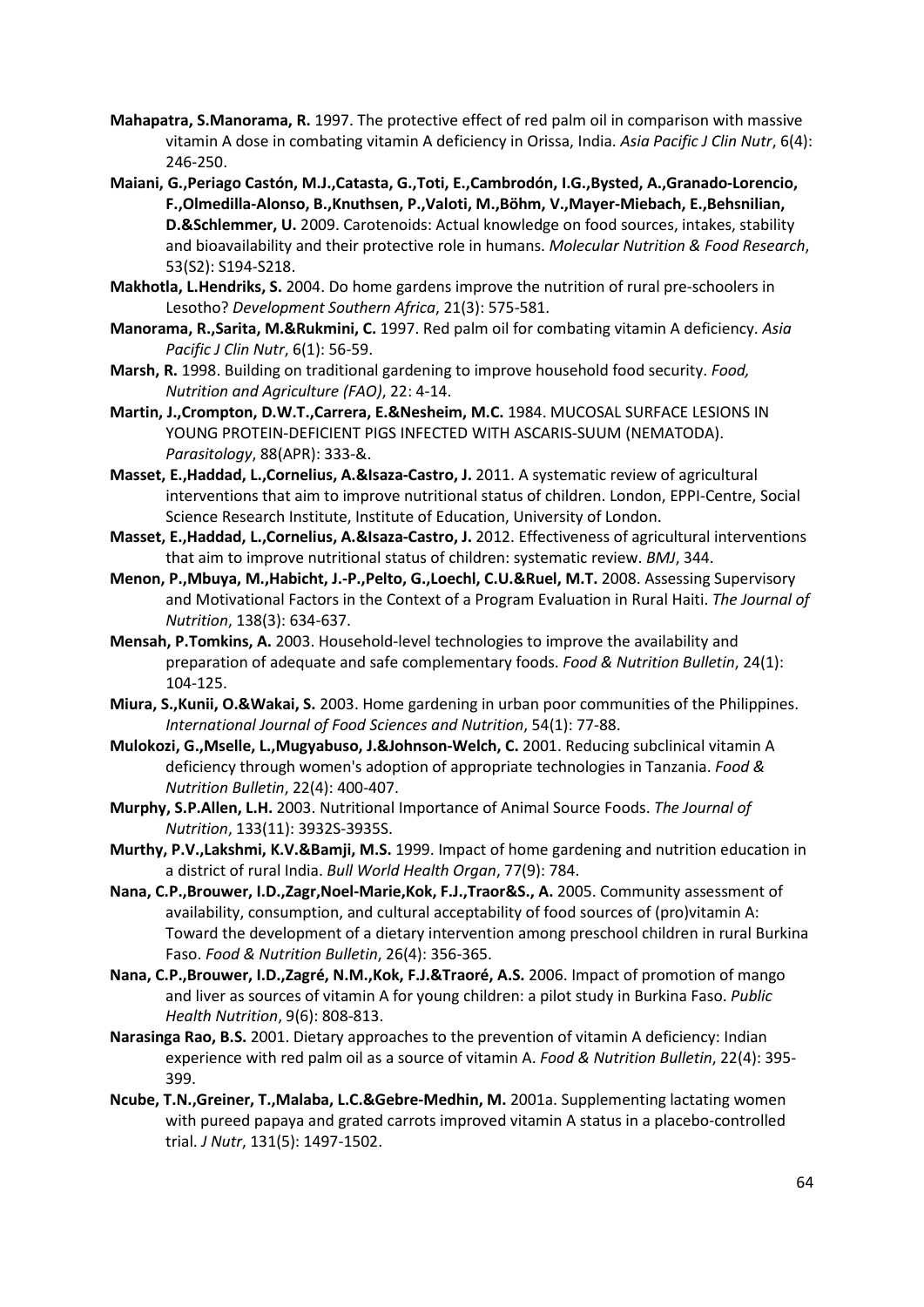**Mahapatra, S.Manorama, R.** 1997. The protective effect of red palm oil in comparison with massive vitamin A dose in combating vitamin A deficiency in Orissa, India. *Asia Pacific J Clin Nutr*, 6(4): 246-250.

**Maiani, G.,Periago Castón, M.J.,Catasta, G.,Toti, E.,Cambrodón, I.G.,Bysted, A.,Granado-Lorencio, F.,Olmedilla-Alonso, B.,Knuthsen, P.,Valoti, M.,Böhm, V.,Mayer-Miebach, E.,Behsnilian, D.&Schlemmer, U.** 2009. Carotenoids: Actual knowledge on food sources, intakes, stability and bioavailability and their protective role in humans. *Molecular Nutrition & Food Research*, 53(S2): S194-S218.

**Makhotla, L.Hendriks, S.** 2004. Do home gardens improve the nutrition of rural pre-schoolers in Lesotho? *Development Southern Africa*, 21(3): 575-581.

**Manorama, R.,Sarita, M.&Rukmini, C.** 1997. Red palm oil for combating vitamin A deficiency. *Asia Pacific J Clin Nutr*, 6(1): 56-59.

**Marsh, R.** 1998. Building on traditional gardening to improve household food security. *Food, Nutrition and Agriculture (FAO)*, 22: 4-14.

**Martin, J.,Crompton, D.W.T.,Carrera, E.&Nesheim, M.C.** 1984. MUCOSAL SURFACE LESIONS IN YOUNG PROTEIN-DEFICIENT PIGS INFECTED WITH ASCARIS-SUUM (NEMATODA). *Parasitology*, 88(APR): 333-&.

**Masset, E.,Haddad, L.,Cornelius, A.&Isaza-Castro, J.** 2011. A systematic review of agricultural interventions that aim to improve nutritional status of children. London, EPPI-Centre, Social Science Research Institute, Institute of Education, University of London.

**Masset, E.,Haddad, L.,Cornelius, A.&Isaza-Castro, J.** 2012. Effectiveness of agricultural interventions that aim to improve nutritional status of children: systematic review. *BMJ*, 344.

**Menon, P.,Mbuya, M.,Habicht, J.-P.,Pelto, G.,Loechl, C.U.&Ruel, M.T.** 2008. Assessing Supervisory and Motivational Factors in the Context of a Program Evaluation in Rural Haiti. *The Journal of Nutrition*, 138(3): 634-637.

**Mensah, P.Tomkins, A.** 2003. Household-level technologies to improve the availability and preparation of adequate and safe complementary foods. *Food & Nutrition Bulletin*, 24(1): 104-125.

**Miura, S.,Kunii, O.&Wakai, S.** 2003. Home gardening in urban poor communities of the Philippines. *International Journal of Food Sciences and Nutrition*, 54(1): 77-88.

**Mulokozi, G.,Mselle, L.,Mugyabuso, J.&Johnson-Welch, C.** 2001. Reducing subclinical vitamin A deficiency through women's adoption of appropriate technologies in Tanzania. *Food & Nutrition Bulletin*, 22(4): 400-407.

**Murphy, S.P.Allen, L.H.** 2003. Nutritional Importance of Animal Source Foods. *The Journal of Nutrition*, 133(11): 3932S-3935S.

**Murthy, P.V.,Lakshmi, K.V.&Bamji, M.S.** 1999. Impact of home gardening and nutrition education in a district of rural India. *Bull World Health Organ*, 77(9): 784.

**Nana, C.P.,Brouwer, I.D.,Zagr,Noel-Marie,Kok, F.J.,Traor&S., A.** 2005. Community assessment of availability, consumption, and cultural acceptability of food sources of (pro)vitamin A: Toward the development of a dietary intervention among preschool children in rural Burkina Faso. *Food & Nutrition Bulletin*, 26(4): 356-365.

**Nana, C.P.,Brouwer, I.D.,Zagré, N.M.,Kok, F.J.&Traoré, A.S.** 2006. Impact of promotion of mango and liver as sources of vitamin A for young children: a pilot study in Burkina Faso. *Public Health Nutrition*, 9(6): 808-813.

**Narasinga Rao, B.S.** 2001. Dietary approaches to the prevention of vitamin A deficiency: Indian experience with red palm oil as a source of vitamin A. *Food & Nutrition Bulletin*, 22(4): 395-399.

**Ncube, T.N.,Greiner, T.,Malaba, L.C.&Gebre-Medhin, M.** 2001a. Supplementing lactating women with pureed papaya and grated carrots improved vitamin A status in a placebo-controlled trial. *J Nutr*, 131(5): 1497-1502.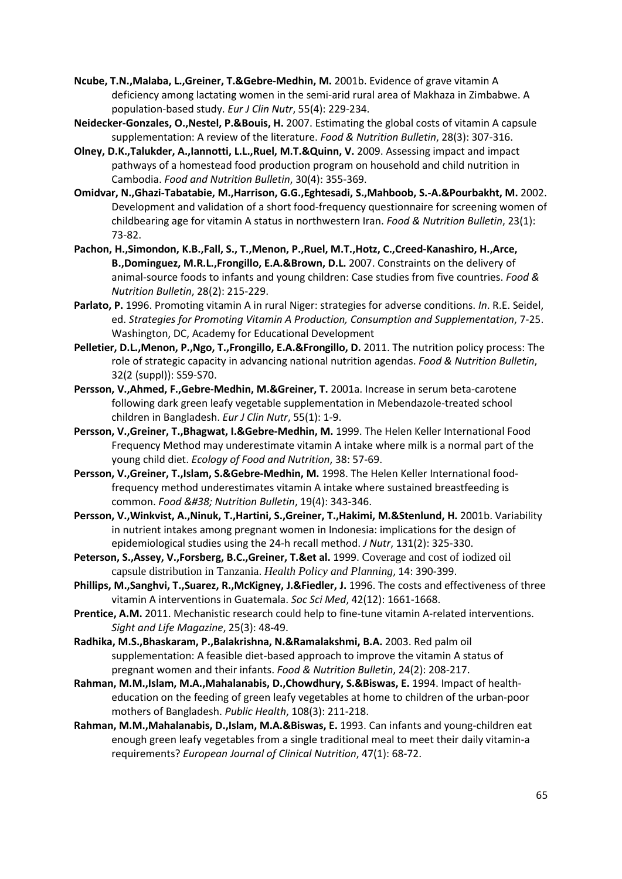**Ncube, T.N.,Malaba, L.,Greiner, T.&Gebre-Medhin, M.** 2001b. Evidence of grave vitamin A deficiency among lactating women in the semi-arid rural area of Makhaza in Zimbabwe. A population-based study. *Eur J Clin Nutr*, 55(4): 229-234.

**Neidecker-Gonzales, O.,Nestel, P.&Bouis, H.** 2007. Estimating the global costs of vitamin A capsule supplementation: A review of the literature. *Food & Nutrition Bulletin*, 28(3): 307-316.

**Olney, D.K.,Talukder, A.,Iannotti, L.L.,Ruel, M.T.&Quinn, V.** 2009. Assessing impact and impact pathways of a homestead food production program on household and child nutrition in Cambodia. *Food and Nutrition Bulletin*, 30(4): 355-369.

**Omidvar, N.,Ghazi-Tabatabie, M.,Harrison, G.G.,Eghtesadi, S.,Mahboob, S.-A.&Pourbakht, M.** 2002. Development and validation of a short food-frequency questionnaire for screening women of childbearing age for vitamin A status in northwestern Iran. *Food & Nutrition Bulletin*, 23(1): 73-82.

**Pachon, H.,Simondon, K.B.,Fall, S., T.,Menon, P.,Ruel, M.T.,Hotz, C.,Creed-Kanashiro, H.,Arce, B.,Dominguez, M.R.L.,Frongillo, E.A.&Brown, D.L.** 2007. Constraints on the delivery of animal-source foods to infants and young children: Case studies from five countries. *Food & Nutrition Bulletin*, 28(2): 215-229.

**Parlato, P.** 1996. Promoting vitamin A in rural Niger: strategies for adverse conditions. *In*. R.E. Seidel, ed. *Strategies for Promoting Vitamin A Production, Consumption and Supplementation*, 7-25. Washington, DC, Academy for Educational Development

**Pelletier, D.L.,Menon, P.,Ngo, T.,Frongillo, E.A.&Frongillo, D.** 2011. The nutrition policy process: The role of strategic capacity in advancing national nutrition agendas. *Food & Nutrition Bulletin*, 32(2 (suppl)): S59-S70.

**Persson, V.,Ahmed, F.,Gebre-Medhin, M.&Greiner, T.** 2001a. Increase in serum beta-carotene following dark green leafy vegetable supplementation in Mebendazole-treated school children in Bangladesh. *Eur J Clin Nutr*, 55(1): 1-9.

**Persson, V.,Greiner, T.,Bhagwat, I.&Gebre-Medhin, M.** 1999. The Helen Keller International Food Frequency Method may underestimate vitamin A intake where milk is a normal part of the young child diet. *Ecology of Food and Nutrition*, 38: 57-69.

**Persson, V.,Greiner, T.,Islam, S.&Gebre-Medhin, M.** 1998. The Helen Keller International food-frequency method underestimates vitamin A intake where sustained breastfeeding is common. *Food &#38; Nutrition Bulletin*, 19(4): 343-346.

**Persson, V.,Winkvist, A.,Ninuk, T.,Hartini, S.,Greiner, T.,Hakimi, M.&Stenlund, H.** 2001b. Variability in nutrient intakes among pregnant women in Indonesia: implications for the design of epidemiological studies using the 24-h recall method. *J Nutr*, 131(2): 325-330.

**Peterson, S.,Assey, V.,Forsberg, B.C.,Greiner, T.&et al.** 1999. Coverage and cost of iodized oil capsule distribution in Tanzania. *Health Policy and Planning*, 14: 390-399.

**Phillips, M.,Sanghvi, T.,Suarez, R.,McKigney, J.&Fiedler, J.** 1996. The costs and effectiveness of three vitamin A interventions in Guatemala. *Soc Sci Med*, 42(12): 1661-1668.

**Prentice, A.M.** 2011. Mechanistic research could help to fine-tune vitamin A-related interventions. *Sight and Life Magazine*, 25(3): 48-49.

**Radhika, M.S.,Bhaskaram, P.,Balakrishna, N.&Ramalakshmi, B.A.** 2003. Red palm oil supplementation: A feasible diet-based approach to improve the vitamin A status of pregnant women and their infants. *Food & Nutrition Bulletin*, 24(2): 208-217.

**Rahman, M.M.,Islam, M.A.,Mahalanabis, D.,Chowdhury, S.&Biswas, E.** 1994. Impact of health-education on the feeding of green leafy vegetables at home to children of the urban-poor mothers of Bangladesh. *Public Health*, 108(3): 211-218.

**Rahman, M.M.,Mahalanabis, D.,Islam, M.A.&Biswas, E.** 1993. Can infants and young-children eat enough green leafy vegetables from a single traditional meal to meet their daily vitamin-a requirements? *European Journal of Clinical Nutrition*, 47(1): 68-72.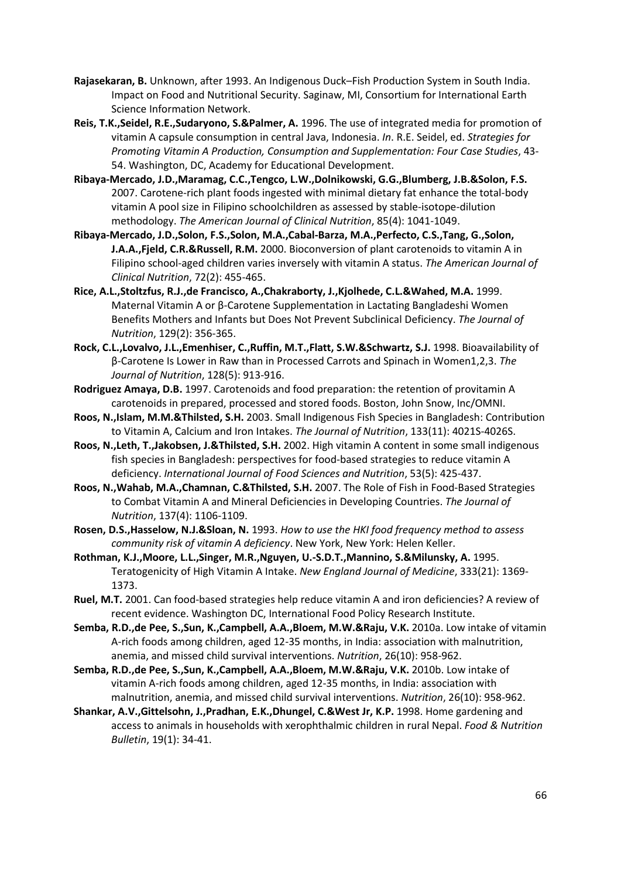**Rajasekaran, B.** Unknown, after 1993. An Indigenous Duck–Fish Production System in South India. Impact on Food and Nutritional Security. Saginaw, MI, Consortium for International Earth Science Information Network.

**Reis, T.K.,Seidel, R.E.,Sudaryono, S.&Palmer, A.** 1996. The use of integrated media for promotion of vitamin A capsule consumption in central Java, Indonesia. *In*. R.E. Seidel, ed. *Strategies for Promoting Vitamin A Production, Consumption and Supplementation: Four Case Studies*, 43-54. Washington, DC, Academy for Educational Development.

**Ribaya-Mercado, J.D.,Maramag, C.C.,Tengco, L.W.,Dolnikowski, G.G.,Blumberg, J.B.&Solon, F.S.** 2007. Carotene-rich plant foods ingested with minimal dietary fat enhance the total-body vitamin A pool size in Filipino schoolchildren as assessed by stable-isotope-dilution methodology. *The American Journal of Clinical Nutrition*, 85(4): 1041-1049.

**Ribaya-Mercado, J.D.,Solon, F.S.,Solon, M.A.,Cabal-Barza, M.A.,Perfecto, C.S.,Tang, G.,Solon, J.A.A.,Fjeld, C.R.&Russell, R.M.** 2000. Bioconversion of plant carotenoids to vitamin A in Filipino school-aged children varies inversely with vitamin A status. *The American Journal of Clinical Nutrition*, 72(2): 455-465.

**Rice, A.L.,Stoltzfus, R.J.,de Francisco, A.,Chakraborty, J.,Kjolhede, C.L.&Wahed, M.A.** 1999. Maternal Vitamin A or β-Carotene Supplementation in Lactating Bangladeshi Women Benefits Mothers and Infants but Does Not Prevent Subclinical Deficiency. *The Journal of Nutrition*, 129(2): 356-365.

**Rock, C.L.,Lovalvo, J.L.,Emenhiser, C.,Ruffin, M.T.,Flatt, S.W.&Schwartz, S.J.** 1998. Bioavailability of β-Carotene Is Lower in Raw than in Processed Carrots and Spinach in Women1,2,3. *The Journal of Nutrition*, 128(5): 913-916.

**Rodriguez Amaya, D.B.** 1997. Carotenoids and food preparation: the retention of provitamin A carotenoids in prepared, processed and stored foods. Boston, John Snow, Inc/OMNI.

**Roos, N.,Islam, M.M.&Thilsted, S.H.** 2003. Small Indigenous Fish Species in Bangladesh: Contribution to Vitamin A, Calcium and Iron Intakes. *The Journal of Nutrition*, 133(11): 4021S-4026S.

**Roos, N.,Leth, T.,Jakobsen, J.&Thilsted, S.H.** 2002. High vitamin A content in some small indigenous fish species in Bangladesh: perspectives for food-based strategies to reduce vitamin A deficiency. *International Journal of Food Sciences and Nutrition*, 53(5): 425-437.

**Roos, N.,Wahab, M.A.,Chamnan, C.&Thilsted, S.H.** 2007. The Role of Fish in Food-Based Strategies to Combat Vitamin A and Mineral Deficiencies in Developing Countries. *The Journal of Nutrition*, 137(4): 1106-1109.

**Rosen, D.S.,Hasselow, N.J.&Sloan, N.** 1993. *How to use the HKI food frequency method to assess community risk of vitamin A deficiency*. New York, New York: Helen Keller.

**Rothman, K.J.,Moore, L.L.,Singer, M.R.,Nguyen, U.-S.D.T.,Mannino, S.&Milunsky, A.** 1995. Teratogenicity of High Vitamin A Intake. *New England Journal of Medicine*, 333(21): 1369-1373.

**Ruel, M.T.** 2001. Can food-based strategies help reduce vitamin A and iron deficiencies? A review of recent evidence. Washington DC, International Food Policy Research Institute.

**Semba, R.D.,de Pee, S.,Sun, K.,Campbell, A.A.,Bloem, M.W.&Raju, V.K.** 2010a. Low intake of vitamin A-rich foods among children, aged 12-35 months, in India: association with malnutrition, anemia, and missed child survival interventions. *Nutrition*, 26(10): 958-962.

**Semba, R.D.,de Pee, S.,Sun, K.,Campbell, A.A.,Bloem, M.W.&Raju, V.K.** 2010b. Low intake of vitamin A-rich foods among children, aged 12-35 months, in India: association with malnutrition, anemia, and missed child survival interventions. *Nutrition*, 26(10): 958-962.

**Shankar, A.V.,Gittelsohn, J.,Pradhan, E.K.,Dhungel, C.&West Jr, K.P.** 1998. Home gardening and access to animals in households with xerophthalmic children in rural Nepal. *Food & Nutrition Bulletin*, 19(1): 34-41.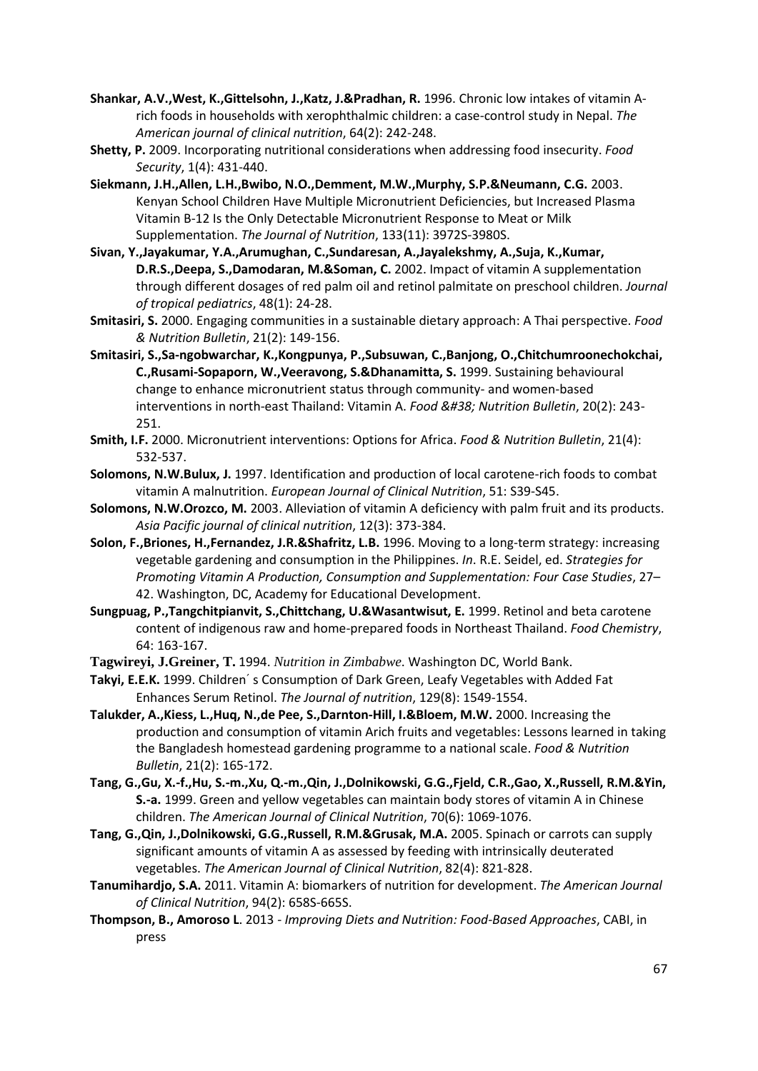**Shankar, A.V.,West, K.,Gittelsohn, J.,Katz, J.&Pradhan, R.** 1996. Chronic low intakes of vitamin A-rich foods in households with xerophthalmic children: a case-control study in Nepal. *The American journal of clinical nutrition*, 64(2): 242-248.

**Shetty, P.** 2009. Incorporating nutritional considerations when addressing food insecurity. *Food Security*, 1(4): 431-440.

**Siekmann, J.H.,Allen, L.H.,Bwibo, N.O.,Demment, M.W.,Murphy, S.P.&Neumann, C.G.** 2003. Kenyan School Children Have Multiple Micronutrient Deficiencies, but Increased Plasma Vitamin B-12 Is the Only Detectable Micronutrient Response to Meat or Milk Supplementation. *The Journal of Nutrition*, 133(11): 3972S-3980S.

**Sivan, Y.,Jayakumar, Y.A.,Arumughan, C.,Sundaresan, A.,Jayalekshmy, A.,Suja, K.,Kumar, D.R.S.,Deepa, S.,Damodaran, M.&Soman, C.** 2002. Impact of vitamin A supplementation through different dosages of red palm oil and retinol palmitate on preschool children. *Journal of tropical pediatrics*, 48(1): 24-28.

**Smitasiri, S.** 2000. Engaging communities in a sustainable dietary approach: A Thai perspective. *Food & Nutrition Bulletin*, 21(2): 149-156.

**Smitasiri, S.,Sa-ngobwarchar, K.,Kongpunya, P.,Subsuwan, C.,Banjong, O.,Chitchumroonechokchai, C.,Rusami-Sopaporn, W.,Veeravong, S.&Dhanamitta, S.** 1999. Sustaining behavioural change to enhance micronutrient status through community- and women-based interventions in north-east Thailand: Vitamin A. *Food &#38; Nutrition Bulletin*, 20(2): 243-251.

**Smith, I.F.** 2000. Micronutrient interventions: Options for Africa. *Food & Nutrition Bulletin*, 21(4): 532-537.

**Solomons, N.W.Bulux, J.** 1997. Identification and production of local carotene-rich foods to combat vitamin A malnutrition. *European Journal of Clinical Nutrition*, 51: S39-S45.

**Solomons, N.W.Orozco, M.** 2003. Alleviation of vitamin A deficiency with palm fruit and its products. *Asia Pacific journal of clinical nutrition*, 12(3): 373-384.

**Solon, F.,Briones, H.,Fernandez, J.R.&Shafritz, L.B.** 1996. Moving to a long-term strategy: increasing vegetable gardening and consumption in the Philippines. *In*. R.E. Seidel, ed. *Strategies for Promoting Vitamin A Production, Consumption and Supplementation: Four Case Studies*, 27–42. Washington, DC, Academy for Educational Development.

**Sungpuag, P.,Tangchitpianvit, S.,Chittchang, U.&Wasantwisut, E.** 1999. Retinol and beta carotene content of indigenous raw and home-prepared foods in Northeast Thailand. *Food Chemistry*, 64: 163-167.

**Tagwireyi, J.Greiner, T.** 1994. *Nutrition in Zimbabwe*. Washington DC, World Bank.

**Takyi, E.E.K.** 1999. Children´ s Consumption of Dark Green, Leafy Vegetables with Added Fat Enhances Serum Retinol. *The Journal of nutrition*, 129(8): 1549-1554.

**Talukder, A.,Kiess, L.,Huq, N.,de Pee, S.,Darnton-Hill, I.&Bloem, M.W.** 2000. Increasing the production and consumption of vitamin Arich fruits and vegetables: Lessons learned in taking the Bangladesh homestead gardening programme to a national scale. *Food & Nutrition Bulletin*, 21(2): 165-172.

**Tang, G.,Gu, X.-f.,Hu, S.-m.,Xu, Q.-m.,Qin, J.,Dolnikowski, G.G.,Fjeld, C.R.,Gao, X.,Russell, R.M.&Yin, S.-a.** 1999. Green and yellow vegetables can maintain body stores of vitamin A in Chinese children. *The American Journal of Clinical Nutrition*, 70(6): 1069-1076.

**Tang, G.,Qin, J.,Dolnikowski, G.G.,Russell, R.M.&Grusak, M.A.** 2005. Spinach or carrots can supply significant amounts of vitamin A as assessed by feeding with intrinsically deuterated vegetables. *The American Journal of Clinical Nutrition*, 82(4): 821-828.

**Tanumihardjo, S.A.** 2011. Vitamin A: biomarkers of nutrition for development. *The American Journal of Clinical Nutrition*, 94(2): 658S-665S.

**Thompson, B., Amoroso L**. 2013 - *Improving Diets and Nutrition: Food-Based Approaches*, CABI, in press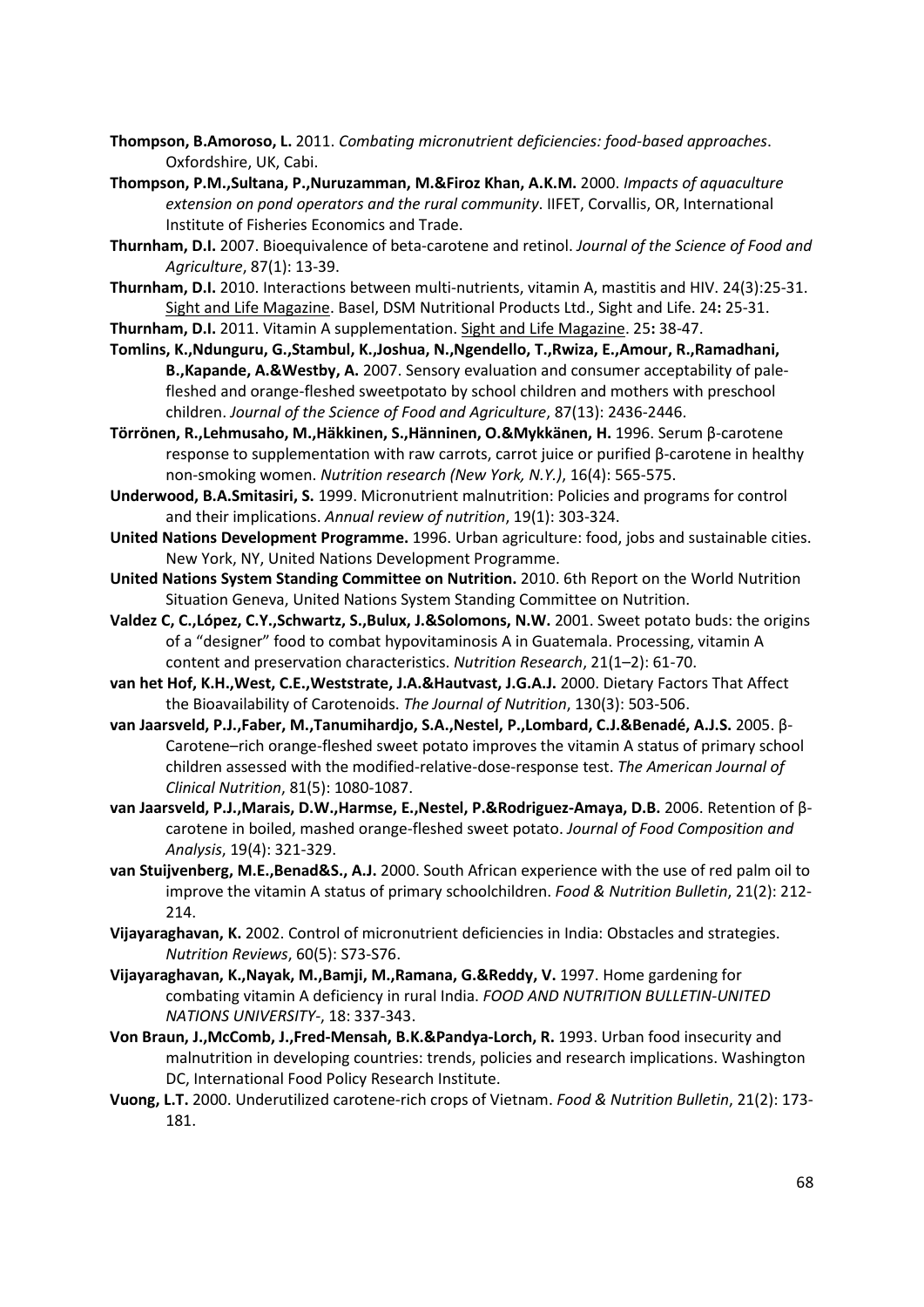**Thompson, B.Amoroso, L.** 2011. *Combating micronutrient deficiencies: food-based approaches*. Oxfordshire, UK, Cabi.

**Thompson, P.M.,Sultana, P.,Nuruzamman, M.&Firoz Khan, A.K.M.** 2000. *Impacts of aquaculture extension on pond operators and the rural community*. IIFET, Corvallis, OR, International Institute of Fisheries Economics and Trade.

**Thurnham, D.I.** 2007. Bioequivalence of beta-carotene and retinol. *Journal of the Science of Food and Agriculture*, 87(1): 13-39.

**Thurnham, D.I.** 2010. Interactions between multi-nutrients, vitamin A, mastitis and HIV. 24(3):25-31. Sight and Life Magazine. Basel, DSM Nutritional Products Ltd., Sight and Life. 24**:** 25-31.

**Thurnham, D.I.** 2011. Vitamin A supplementation. Sight and Life Magazine. 25**:** 38-47.

**Tomlins, K.,Ndunguru, G.,Stambul, K.,Joshua, N.,Ngendello, T.,Rwiza, E.,Amour, R.,Ramadhani, B.,Kapande, A.&Westby, A.** 2007. Sensory evaluation and consumer acceptability of pale-fleshed and orange-fleshed sweetpotato by school children and mothers with preschool children. *Journal of the Science of Food and Agriculture*, 87(13): 2436-2446.

**Törrönen, R.,Lehmusaho, M.,Häkkinen, S.,Hänninen, O.&Mykkänen, H.** 1996. Serum β-carotene response to supplementation with raw carrots, carrot juice or purified β-carotene in healthy non-smoking women. *Nutrition research (New York, N.Y.)*, 16(4): 565-575.

**Underwood, B.A.Smitasiri, S.** 1999. Micronutrient malnutrition: Policies and programs for control and their implications. *Annual review of nutrition*, 19(1): 303-324.

**United Nations Development Programme.** 1996. Urban agriculture: food, jobs and sustainable cities. New York, NY, United Nations Development Programme.

**United Nations System Standing Committee on Nutrition.** 2010. 6th Report on the World Nutrition Situation Geneva, United Nations System Standing Committee on Nutrition.

**Valdez C, C.,López, C.Y.,Schwartz, S.,Bulux, J.&Solomons, N.W.** 2001. Sweet potato buds: the origins of a "designer" food to combat hypovitaminosis A in Guatemala. Processing, vitamin A content and preservation characteristics. *Nutrition Research*, 21(1–2): 61-70.

**van het Hof, K.H.,West, C.E.,Weststrate, J.A.&Hautvast, J.G.A.J.** 2000. Dietary Factors That Affect the Bioavailability of Carotenoids. *The Journal of Nutrition*, 130(3): 503-506.

**van Jaarsveld, P.J.,Faber, M.,Tanumihardjo, S.A.,Nestel, P.,Lombard, C.J.&Benadé, A.J.S.** 2005. β-Carotene–rich orange-fleshed sweet potato improves the vitamin A status of primary school children assessed with the modified-relative-dose-response test. *The American Journal of Clinical Nutrition*, 81(5): 1080-1087.

**van Jaarsveld, P.J.,Marais, D.W.,Harmse, E.,Nestel, P.&Rodriguez-Amaya, D.B.** 2006. Retention of β-carotene in boiled, mashed orange-fleshed sweet potato. *Journal of Food Composition and Analysis*, 19(4): 321-329.

**van Stuijvenberg, M.E.,Benad&S., A.J.** 2000. South African experience with the use of red palm oil to improve the vitamin A status of primary schoolchildren. *Food & Nutrition Bulletin*, 21(2): 212-214.

**Vijayaraghavan, K.** 2002. Control of micronutrient deficiencies in India: Obstacles and strategies. *Nutrition Reviews*, 60(5): S73-S76.

**Vijayaraghavan, K.,Nayak, M.,Bamji, M.,Ramana, G.&Reddy, V.** 1997. Home gardening for combating vitamin A deficiency in rural India. *FOOD AND NUTRITION BULLETIN-UNITED NATIONS UNIVERSITY-*, 18: 337-343.

**Von Braun, J.,McComb, J.,Fred-Mensah, B.K.&Pandya-Lorch, R.** 1993. Urban food insecurity and malnutrition in developing countries: trends, policies and research implications. Washington DC, International Food Policy Research Institute.

**Vuong, L.T.** 2000. Underutilized carotene-rich crops of Vietnam. *Food & Nutrition Bulletin*, 21(2): 173-181.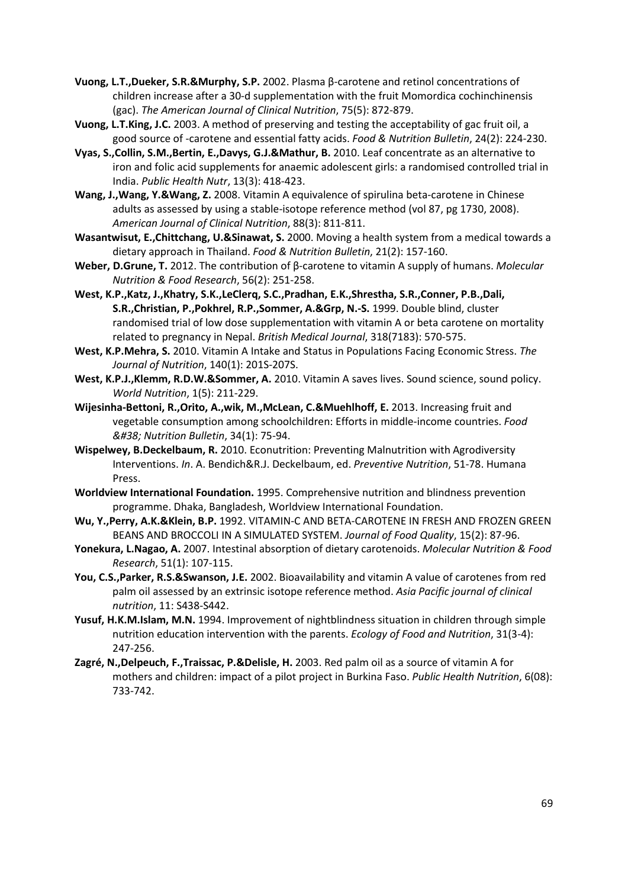**Vuong, L.T.,Dueker, S.R.&Murphy, S.P.** 2002. Plasma β-carotene and retinol concentrations of children increase after a 30-d supplementation with the fruit Momordica cochinchinensis (gac). *The American Journal of Clinical Nutrition*, 75(5): 872-879.

**Vuong, L.T.King, J.C.** 2003. A method of preserving and testing the acceptability of gac fruit oil, a good source of -carotene and essential fatty acids. *Food & Nutrition Bulletin*, 24(2): 224-230.

**Vyas, S.,Collin, S.M.,Bertin, E.,Davys, G.J.&Mathur, B.** 2010. Leaf concentrate as an alternative to iron and folic acid supplements for anaemic adolescent girls: a randomised controlled trial in India. *Public Health Nutr*, 13(3): 418-423.

**Wang, J.,Wang, Y.&Wang, Z.** 2008. Vitamin A equivalence of spirulina beta-carotene in Chinese adults as assessed by using a stable-isotope reference method (vol 87, pg 1730, 2008). *American Journal of Clinical Nutrition*, 88(3): 811-811.

**Wasantwisut, E.,Chittchang, U.&Sinawat, S.** 2000. Moving a health system from a medical towards a dietary approach in Thailand. *Food & Nutrition Bulletin*, 21(2): 157-160.

**Weber, D.Grune, T.** 2012. The contribution of β-carotene to vitamin A supply of humans. *Molecular Nutrition & Food Research*, 56(2): 251-258.

**West, K.P.,Katz, J.,Khatry, S.K.,LeClerq, S.C.,Pradhan, E.K.,Shrestha, S.R.,Conner, P.B.,Dali, S.R.,Christian, P.,Pokhrel, R.P.,Sommer, A.&Grp, N.-S.** 1999. Double blind, cluster randomised trial of low dose supplementation with vitamin A or beta carotene on mortality related to pregnancy in Nepal. *British Medical Journal*, 318(7183): 570-575.

**West, K.P.Mehra, S.** 2010. Vitamin A Intake and Status in Populations Facing Economic Stress. *The Journal of Nutrition*, 140(1): 201S-207S.

**West, K.P.J.,Klemm, R.D.W.&Sommer, A.** 2010. Vitamin A saves lives. Sound science, sound policy. *World Nutrition*, 1(5): 211-229.

**Wijesinha-Bettoni, R.,Orito, A.,wik, M.,McLean, C.&Muehlhoff, E.** 2013. Increasing fruit and vegetable consumption among schoolchildren: Efforts in middle-income countries. *Food &#38; Nutrition Bulletin*, 34(1): 75-94.

**Wispelwey, B.Deckelbaum, R.** 2010. Econutrition: Preventing Malnutrition with Agrodiversity Interventions. *In*. A. Bendich&R.J. Deckelbaum, ed. *Preventive Nutrition*, 51-78. Humana Press.

**Worldview International Foundation.** 1995. Comprehensive nutrition and blindness prevention programme. Dhaka, Bangladesh, Worldview International Foundation.

**Wu, Y.,Perry, A.K.&Klein, B.P.** 1992. VITAMIN-C AND BETA-CAROTENE IN FRESH AND FROZEN GREEN BEANS AND BROCCOLI IN A SIMULATED SYSTEM. *Journal of Food Quality*, 15(2): 87-96.

**Yonekura, L.Nagao, A.** 2007. Intestinal absorption of dietary carotenoids. *Molecular Nutrition & Food Research*, 51(1): 107-115.

**You, C.S.,Parker, R.S.&Swanson, J.E.** 2002. Bioavailability and vitamin A value of carotenes from red palm oil assessed by an extrinsic isotope reference method. *Asia Pacific journal of clinical nutrition*, 11: S438-S442.

**Yusuf, H.K.M.Islam, M.N.** 1994. Improvement of nightblindness situation in children through simple nutrition education intervention with the parents. *Ecology of Food and Nutrition*, 31(3-4): 247-256.

**Zagré, N.,Delpeuch, F.,Traissac, P.&Delisle, H.** 2003. Red palm oil as a source of vitamin A for mothers and children: impact of a pilot project in Burkina Faso. *Public Health Nutrition*, 6(08): 733-742.